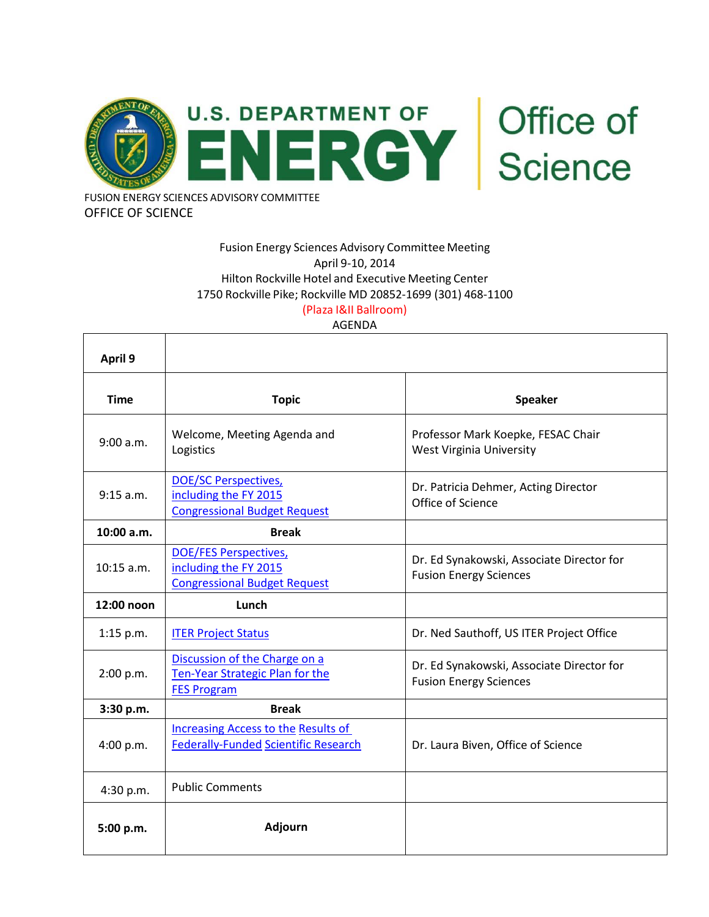U.S. DEPARTMENT OF ENERGY | Office of Science

FUSION ENERGY SCIENCES ADVISORY COMMITTEE
OFFICE OF SCIENCE

Fusion Energy Sciences Advisory Committee Meeting
April 9-10, 2014
Hilton Rockville Hotel and Executive Meeting Center
1750 Rockville Pike; Rockville MD 20852-1699 (301) 468-1100
(Plaza I&II Ballroom)
AGENDA

| **April 9** | | |
|---|---|---|
| **Time** | **Topic** | **Speaker** |
| 9:00 a.m. | Welcome, Meeting Agenda and Logistics | Professor Mark Koepke, FESAC Chair<br>West Virginia University |
| 9:15 a.m. | DOE/SC Perspectives, including the FY 2015 Congressional Budget Request | Dr. Patricia Dehmer, Acting Director<br>Office of Science |
| **10:00 a.m.** | **Break** | |
| 10:15 a.m. | DOE/FES Perspectives, including the FY 2015 Congressional Budget Request | Dr. Ed Synakowski, Associate Director for Fusion Energy Sciences |
| **12:00 noon** | **Lunch** | |
| 1:15 p.m. | ITER Project Status | Dr. Ned Sauthoff, US ITER Project Office |
| 2:00 p.m. | Discussion of the Charge on a Ten-Year Strategic Plan for the FES Program | Dr. Ed Synakowski, Associate Director for Fusion Energy Sciences |
| **3:30 p.m.** | **Break** | |
| 4:00 p.m. | Increasing Access to the Results of Federally-Funded Scientific Research | Dr. Laura Biven, Office of Science |
| 4:30 p.m. | Public Comments | |
| **5:00 p.m.** | **Adjourn** | |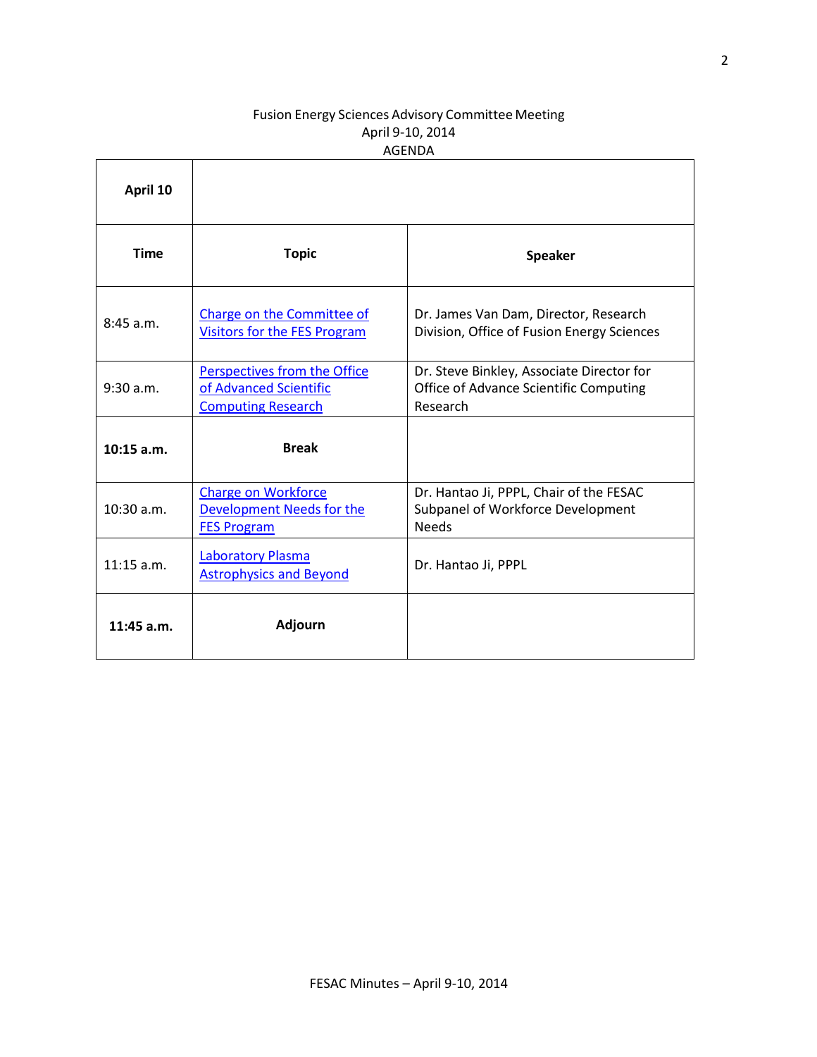Fusion Energy Sciences Advisory Committee Meeting
April 9-10, 2014
AGENDA

| **April 10** | | |
|---|---|---|
| **Time** | **Topic** | **Speaker** |
| 8:45 a.m. | Charge on the Committee of Visitors for the FES Program | Dr. James Van Dam, Director, Research Division, Office of Fusion Energy Sciences |
| 9:30 a.m. | Perspectives from the Office of Advanced Scientific Computing Research | Dr. Steve Binkley, Associate Director for Office of Advance Scientific Computing Research |
| **10:15 a.m.** | **Break** | |
| 10:30 a.m. | Charge on Workforce Development Needs for the FES Program | Dr. Hantao Ji, PPPL, Chair of the FESAC Subpanel of Workforce Development Needs |
| 11:15 a.m. | Laboratory Plasma Astrophysics and Beyond | Dr. Hantao Ji, PPPL |
| **11:45 a.m.** | **Adjourn** | |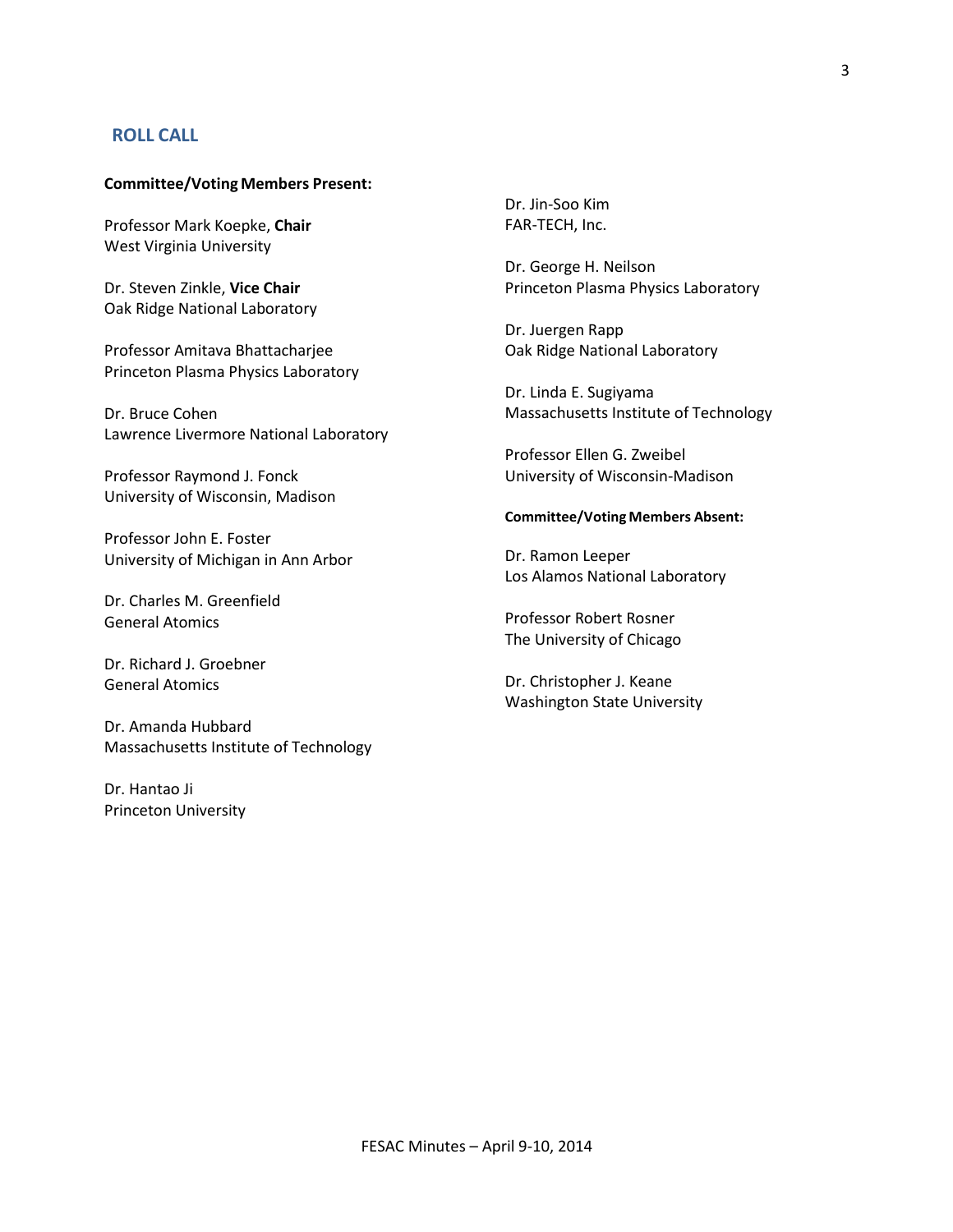## ROLL CALL

**Committee/Voting Members Present:**

Professor Mark Koepke, **Chair**
West Virginia University

Dr. Steven Zinkle, **Vice Chair**
Oak Ridge National Laboratory

Professor Amitava Bhattacharjee
Princeton Plasma Physics Laboratory

Dr. Bruce Cohen
Lawrence Livermore National Laboratory

Professor Raymond J. Fonck
University of Wisconsin, Madison

Professor John E. Foster
University of Michigan in Ann Arbor

Dr. Charles M. Greenfield
General Atomics

Dr. Richard J. Groebner
General Atomics

Dr. Amanda Hubbard
Massachusetts Institute of Technology

Dr. Hantao Ji
Princeton University

Dr. Jin-Soo Kim
FAR-TECH, Inc.

Dr. George H. Neilson
Princeton Plasma Physics Laboratory

Dr. Juergen Rapp
Oak Ridge National Laboratory

Dr. Linda E. Sugiyama
Massachusetts Institute of Technology

Professor Ellen G. Zweibel
University of Wisconsin-Madison

**Committee/Voting Members Absent:**

Dr. Ramon Leeper
Los Alamos National Laboratory

Professor Robert Rosner
The University of Chicago

Dr. Christopher J. Keane
Washington State University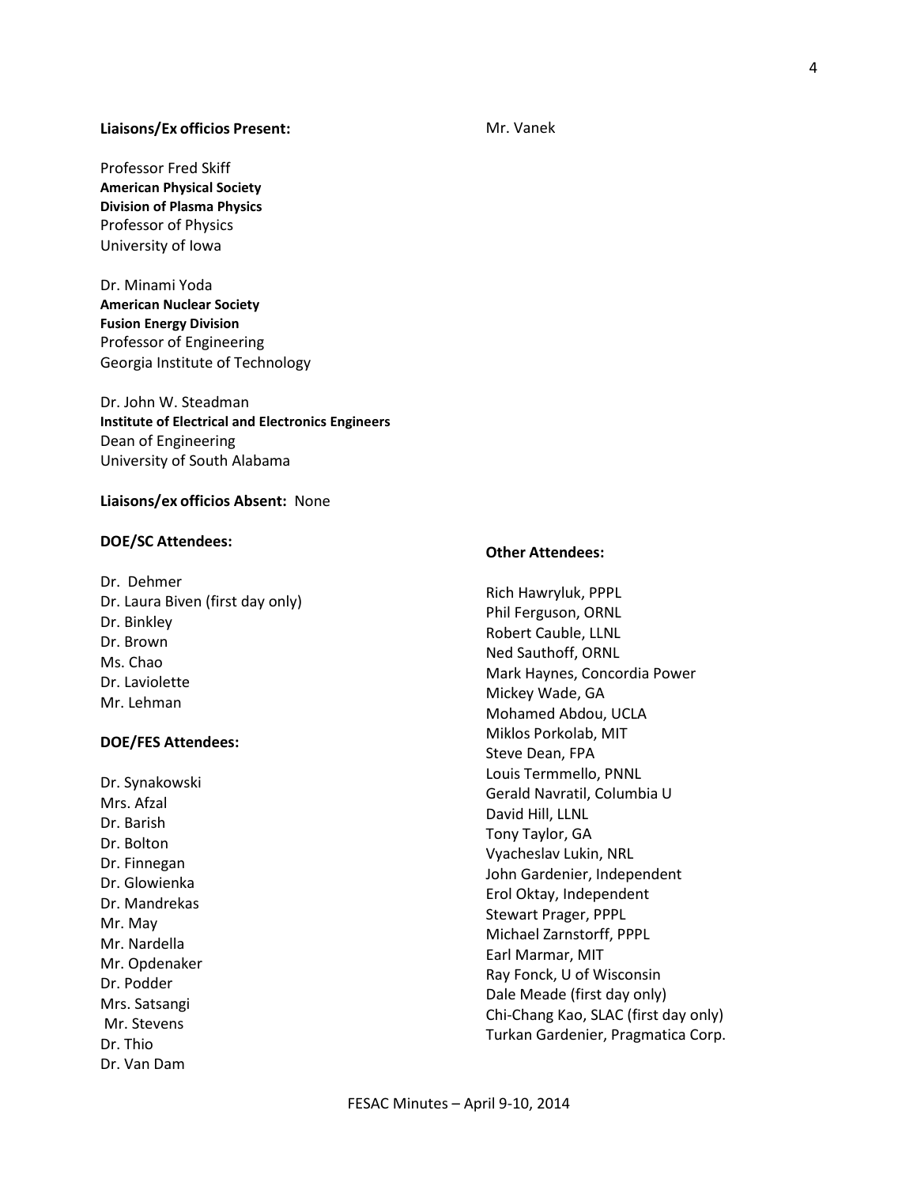**Liaisons/Ex officios Present:**

Professor Fred Skiff
**American Physical Society**
**Division of Plasma Physics**
Professor of Physics
University of Iowa

Dr. Minami Yoda
**American Nuclear Society**
**Fusion Energy Division**
Professor of Engineering
Georgia Institute of Technology

Dr. John W. Steadman
**Institute of Electrical and Electronics Engineers**
Dean of Engineering
University of South Alabama

**Liaisons/ex officios Absent:** None

**DOE/SC Attendees:**

Dr. Dehmer
Dr. Laura Biven (first day only)
Dr. Binkley
Dr. Brown
Ms. Chao
Dr. Laviolette
Mr. Lehman

**DOE/FES Attendees:**

Dr. Synakowski
Mrs. Afzal
Dr. Barish
Dr. Bolton
Dr. Finnegan
Dr. Glowienka
Dr. Mandrekas
Mr. May
Mr. Nardella
Mr. Opdenaker
Dr. Podder
Mrs. Satsangi
Mr. Stevens
Dr. Thio
Dr. Van Dam
Mr. Vanek

**Other Attendees:**

Rich Hawryluk, PPPL
Phil Ferguson, ORNL
Robert Cauble, LLNL
Ned Sauthoff, ORNL
Mark Haynes, Concordia Power
Mickey Wade, GA
Mohamed Abdou, UCLA
Miklos Porkolab, MIT
Steve Dean, FPA
Louis Termmello, PNNL
Gerald Navratil, Columbia U
David Hill, LLNL
Tony Taylor, GA
Vyacheslav Lukin, NRL
John Gardenier, Independent
Erol Oktay, Independent
Stewart Prager, PPPL
Michael Zarnstorff, PPPL
Earl Marmar, MIT
Ray Fonck, U of Wisconsin
Dale Meade (first day only)
Chi-Chang Kao, SLAC (first day only)
Turkan Gardenier, Pragmatica Corp.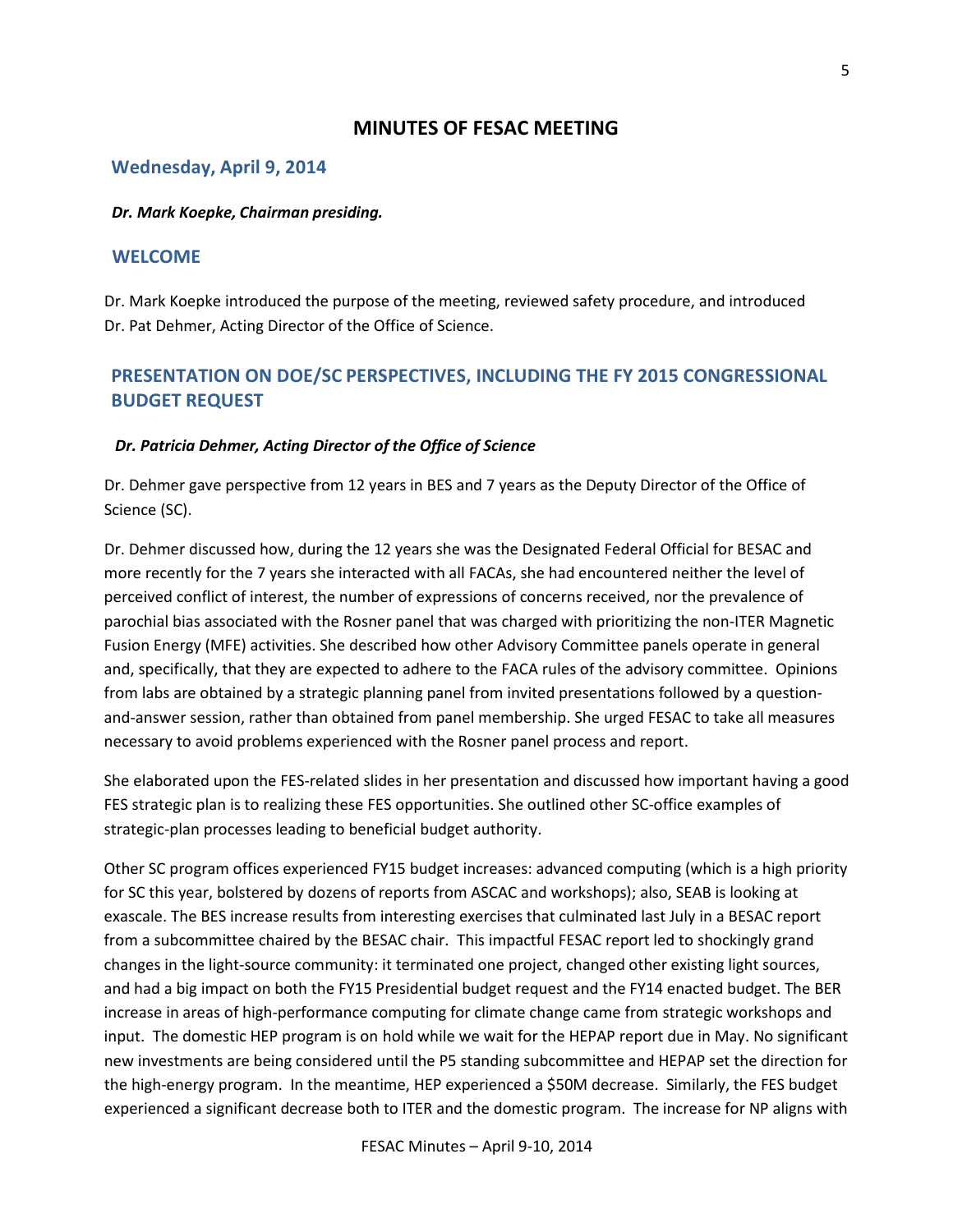# MINUTES OF FESAC MEETING

## Wednesday, April 9, 2014

***Dr. Mark Koepke, Chairman presiding.***

## WELCOME

Dr. Mark Koepke introduced the purpose of the meeting, reviewed safety procedure, and introduced Dr. Pat Dehmer, Acting Director of the Office of Science.

## PRESENTATION ON DOE/SC PERSPECTIVES, INCLUDING THE FY 2015 CONGRESSIONAL BUDGET REQUEST

***Dr. Patricia Dehmer, Acting Director of the Office of Science***

Dr. Dehmer gave perspective from 12 years in BES and 7 years as the Deputy Director of the Office of Science (SC).

Dr. Dehmer discussed how, during the 12 years she was the Designated Federal Official for BESAC and more recently for the 7 years she interacted with all FACAs, she had encountered neither the level of perceived conflict of interest, the number of expressions of concerns received, nor the prevalence of parochial bias associated with the Rosner panel that was charged with prioritizing the non-ITER Magnetic Fusion Energy (MFE) activities. She described how other Advisory Committee panels operate in general and, specifically, that they are expected to adhere to the FACA rules of the advisory committee. Opinions from labs are obtained by a strategic planning panel from invited presentations followed by a question-and-answer session, rather than obtained from panel membership. She urged FESAC to take all measures necessary to avoid problems experienced with the Rosner panel process and report.

She elaborated upon the FES-related slides in her presentation and discussed how important having a good FES strategic plan is to realizing these FES opportunities. She outlined other SC-office examples of strategic-plan processes leading to beneficial budget authority.

Other SC program offices experienced FY15 budget increases: advanced computing (which is a high priority for SC this year, bolstered by dozens of reports from ASCAC and workshops); also, SEAB is looking at exascale. The BES increase results from interesting exercises that culminated last July in a BESAC report from a subcommittee chaired by the BESAC chair. This impactful FESAC report led to shockingly grand changes in the light-source community: it terminated one project, changed other existing light sources, and had a big impact on both the FY15 Presidential budget request and the FY14 enacted budget. The BER increase in areas of high-performance computing for climate change came from strategic workshops and input. The domestic HEP program is on hold while we wait for the HEPAP report due in May. No significant new investments are being considered until the P5 standing subcommittee and HEPAP set the direction for the high-energy program. In the meantime, HEP experienced a $50M decrease. Similarly, the FES budget experienced a significant decrease both to ITER and the domestic program. The increase for NP aligns with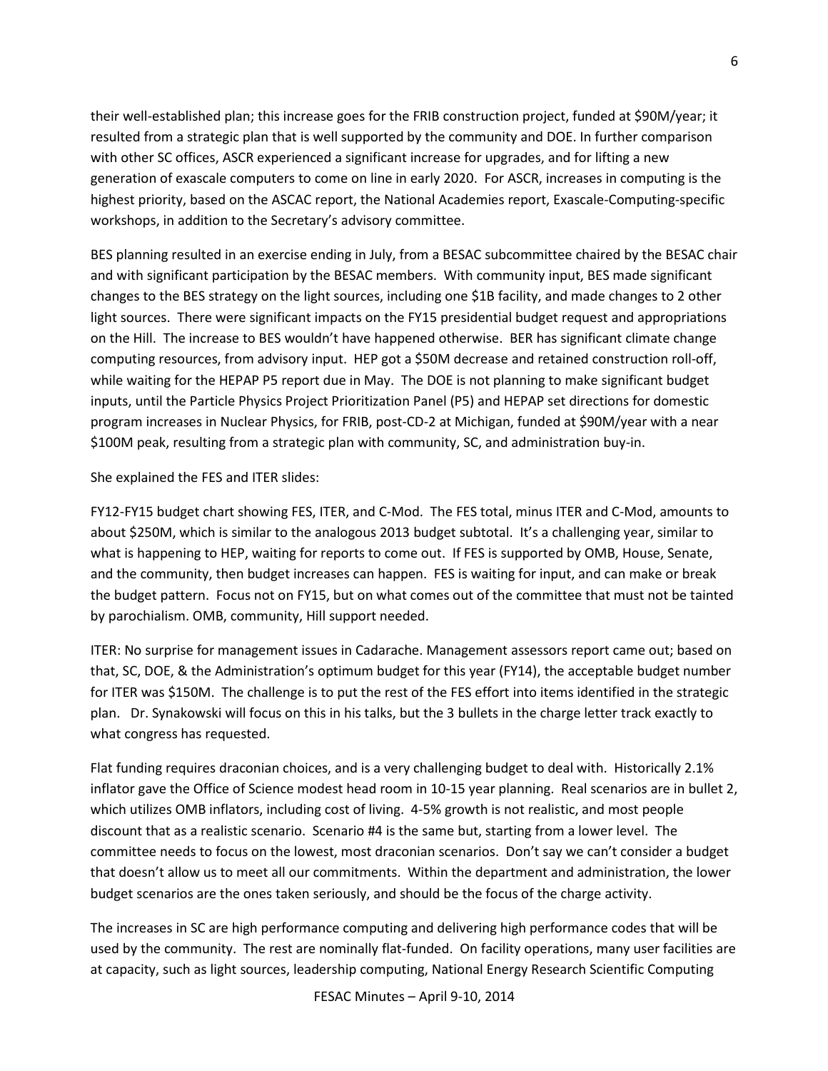their well-established plan; this increase goes for the FRIB construction project, funded at $90M/year; it resulted from a strategic plan that is well supported by the community and DOE. In further comparison with other SC offices, ASCR experienced a significant increase for upgrades, and for lifting a new generation of exascale computers to come on line in early 2020. For ASCR, increases in computing is the highest priority, based on the ASCAC report, the National Academies report, Exascale-Computing-specific workshops, in addition to the Secretary's advisory committee.

BES planning resulted in an exercise ending in July, from a BESAC subcommittee chaired by the BESAC chair and with significant participation by the BESAC members. With community input, BES made significant changes to the BES strategy on the light sources, including one $1B facility, and made changes to 2 other light sources. There were significant impacts on the FY15 presidential budget request and appropriations on the Hill. The increase to BES wouldn't have happened otherwise. BER has significant climate change computing resources, from advisory input. HEP got a $50M decrease and retained construction roll-off, while waiting for the HEPAP P5 report due in May. The DOE is not planning to make significant budget inputs, until the Particle Physics Project Prioritization Panel (P5) and HEPAP set directions for domestic program increases in Nuclear Physics, for FRIB, post-CD-2 at Michigan, funded at $90M/year with a near $100M peak, resulting from a strategic plan with community, SC, and administration buy-in.

She explained the FES and ITER slides:

FY12-FY15 budget chart showing FES, ITER, and C-Mod. The FES total, minus ITER and C-Mod, amounts to about $250M, which is similar to the analogous 2013 budget subtotal. It's a challenging year, similar to what is happening to HEP, waiting for reports to come out. If FES is supported by OMB, House, Senate, and the community, then budget increases can happen. FES is waiting for input, and can make or break the budget pattern. Focus not on FY15, but on what comes out of the committee that must not be tainted by parochialism. OMB, community, Hill support needed.

ITER: No surprise for management issues in Cadarache. Management assessors report came out; based on that, SC, DOE, & the Administration's optimum budget for this year (FY14), the acceptable budget number for ITER was $150M. The challenge is to put the rest of the FES effort into items identified in the strategic plan. Dr. Synakowski will focus on this in his talks, but the 3 bullets in the charge letter track exactly to what congress has requested.

Flat funding requires draconian choices, and is a very challenging budget to deal with. Historically 2.1% inflator gave the Office of Science modest head room in 10-15 year planning. Real scenarios are in bullet 2, which utilizes OMB inflators, including cost of living. 4-5% growth is not realistic, and most people discount that as a realistic scenario. Scenario #4 is the same but, starting from a lower level. The committee needs to focus on the lowest, most draconian scenarios. Don't say we can't consider a budget that doesn't allow us to meet all our commitments. Within the department and administration, the lower budget scenarios are the ones taken seriously, and should be the focus of the charge activity.

The increases in SC are high performance computing and delivering high performance codes that will be used by the community. The rest are nominally flat-funded. On facility operations, many user facilities are at capacity, such as light sources, leadership computing, National Energy Research Scientific Computing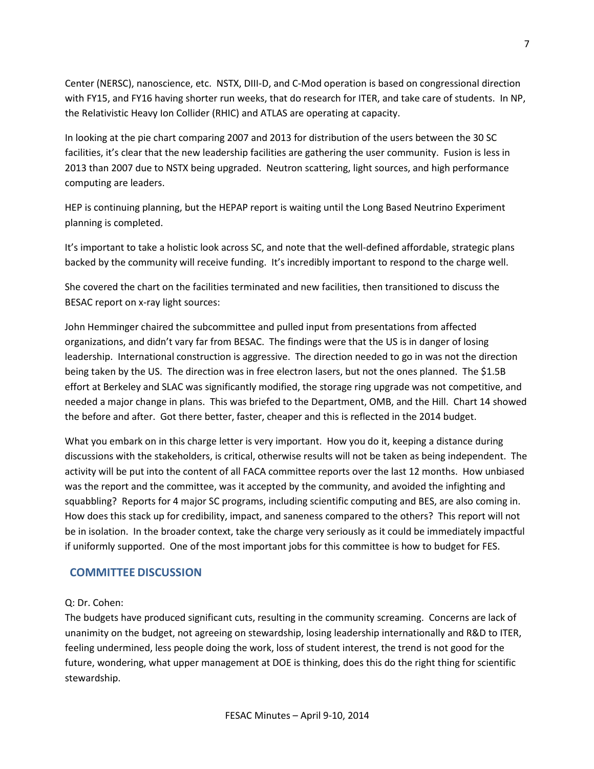Center (NERSC), nanoscience, etc. NSTX, DIII-D, and C-Mod operation is based on congressional direction with FY15, and FY16 having shorter run weeks, that do research for ITER, and take care of students. In NP, the Relativistic Heavy Ion Collider (RHIC) and ATLAS are operating at capacity.

In looking at the pie chart comparing 2007 and 2013 for distribution of the users between the 30 SC facilities, it's clear that the new leadership facilities are gathering the user community. Fusion is less in 2013 than 2007 due to NSTX being upgraded. Neutron scattering, light sources, and high performance computing are leaders.

HEP is continuing planning, but the HEPAP report is waiting until the Long Based Neutrino Experiment planning is completed.

It's important to take a holistic look across SC, and note that the well-defined affordable, strategic plans backed by the community will receive funding. It's incredibly important to respond to the charge well.

She covered the chart on the facilities terminated and new facilities, then transitioned to discuss the BESAC report on x-ray light sources:

John Hemminger chaired the subcommittee and pulled input from presentations from affected organizations, and didn't vary far from BESAC. The findings were that the US is in danger of losing leadership. International construction is aggressive. The direction needed to go in was not the direction being taken by the US. The direction was in free electron lasers, but not the ones planned. The $1.5B effort at Berkeley and SLAC was significantly modified, the storage ring upgrade was not competitive, and needed a major change in plans. This was briefed to the Department, OMB, and the Hill. Chart 14 showed the before and after. Got there better, faster, cheaper and this is reflected in the 2014 budget.

What you embark on in this charge letter is very important. How you do it, keeping a distance during discussions with the stakeholders, is critical, otherwise results will not be taken as being independent. The activity will be put into the content of all FACA committee reports over the last 12 months. How unbiased was the report and the committee, was it accepted by the community, and avoided the infighting and squabbling? Reports for 4 major SC programs, including scientific computing and BES, are also coming in. How does this stack up for credibility, impact, and saneness compared to the others? This report will not be in isolation. In the broader context, take the charge very seriously as it could be immediately impactful if uniformly supported. One of the most important jobs for this committee is how to budget for FES.

## COMMITTEE DISCUSSION

Q: Dr. Cohen:

The budgets have produced significant cuts, resulting in the community screaming. Concerns are lack of unanimity on the budget, not agreeing on stewardship, losing leadership internationally and R&D to ITER, feeling undermined, less people doing the work, loss of student interest, the trend is not good for the future, wondering, what upper management at DOE is thinking, does this do the right thing for scientific stewardship.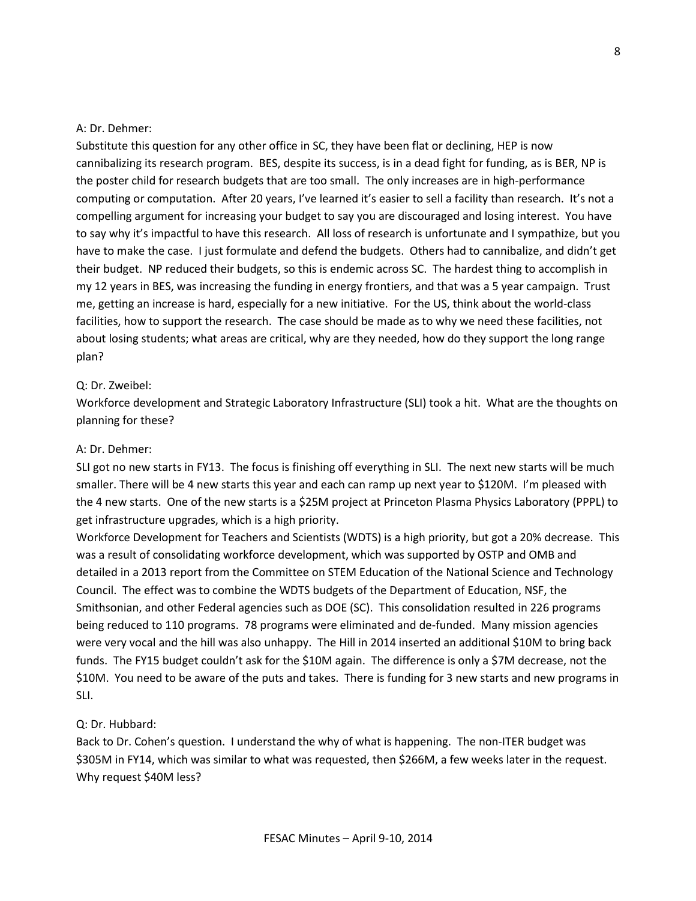A: Dr. Dehmer:

Substitute this question for any other office in SC, they have been flat or declining, HEP is now cannibalizing its research program. BES, despite its success, is in a dead fight for funding, as is BER, NP is the poster child for research budgets that are too small. The only increases are in high-performance computing or computation. After 20 years, I've learned it's easier to sell a facility than research. It's not a compelling argument for increasing your budget to say you are discouraged and losing interest. You have to say why it's impactful to have this research. All loss of research is unfortunate and I sympathize, but you have to make the case. I just formulate and defend the budgets. Others had to cannibalize, and didn't get their budget. NP reduced their budgets, so this is endemic across SC. The hardest thing to accomplish in my 12 years in BES, was increasing the funding in energy frontiers, and that was a 5 year campaign. Trust me, getting an increase is hard, especially for a new initiative. For the US, think about the world-class facilities, how to support the research. The case should be made as to why we need these facilities, not about losing students; what areas are critical, why are they needed, how do they support the long range plan?

Q: Dr. Zweibel:

Workforce development and Strategic Laboratory Infrastructure (SLI) took a hit. What are the thoughts on planning for these?

A: Dr. Dehmer:

SLI got no new starts in FY13. The focus is finishing off everything in SLI. The next new starts will be much smaller. There will be 4 new starts this year and each can ramp up next year to $120M. I'm pleased with the 4 new starts. One of the new starts is a $25M project at Princeton Plasma Physics Laboratory (PPPL) to get infrastructure upgrades, which is a high priority.

Workforce Development for Teachers and Scientists (WDTS) is a high priority, but got a 20% decrease. This was a result of consolidating workforce development, which was supported by OSTP and OMB and detailed in a 2013 report from the Committee on STEM Education of the National Science and Technology Council. The effect was to combine the WDTS budgets of the Department of Education, NSF, the Smithsonian, and other Federal agencies such as DOE (SC). This consolidation resulted in 226 programs being reduced to 110 programs. 78 programs were eliminated and de-funded. Many mission agencies were very vocal and the hill was also unhappy. The Hill in 2014 inserted an additional $10M to bring back funds. The FY15 budget couldn't ask for the $10M again. The difference is only a $7M decrease, not the $10M. You need to be aware of the puts and takes. There is funding for 3 new starts and new programs in SLI.

Q: Dr. Hubbard:

Back to Dr. Cohen's question. I understand the why of what is happening. The non-ITER budget was $305M in FY14, which was similar to what was requested, then $266M, a few weeks later in the request. Why request $40M less?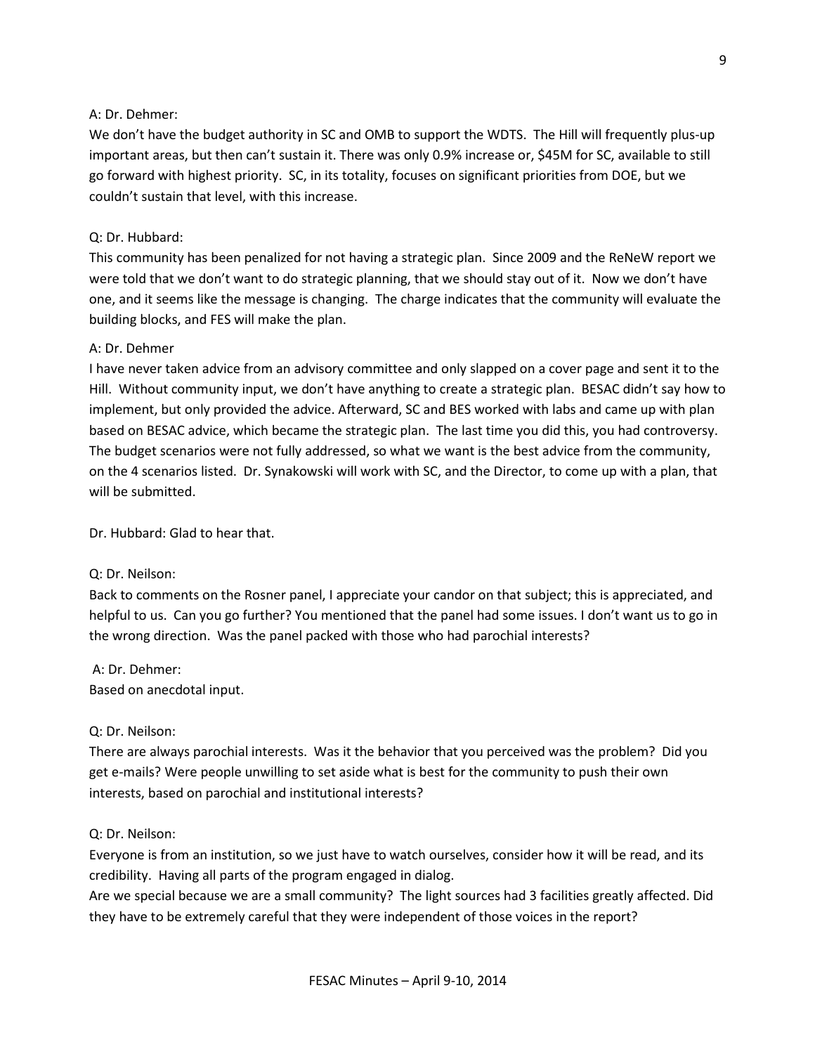A: Dr. Dehmer:

We don't have the budget authority in SC and OMB to support the WDTS. The Hill will frequently plus-up important areas, but then can't sustain it. There was only 0.9% increase or, $45M for SC, available to still go forward with highest priority. SC, in its totality, focuses on significant priorities from DOE, but we couldn't sustain that level, with this increase.

Q: Dr. Hubbard:

This community has been penalized for not having a strategic plan. Since 2009 and the ReNeW report we were told that we don't want to do strategic planning, that we should stay out of it. Now we don't have one, and it seems like the message is changing. The charge indicates that the community will evaluate the building blocks, and FES will make the plan.

A: Dr. Dehmer

I have never taken advice from an advisory committee and only slapped on a cover page and sent it to the Hill. Without community input, we don't have anything to create a strategic plan. BESAC didn't say how to implement, but only provided the advice. Afterward, SC and BES worked with labs and came up with plan based on BESAC advice, which became the strategic plan. The last time you did this, you had controversy. The budget scenarios were not fully addressed, so what we want is the best advice from the community, on the 4 scenarios listed. Dr. Synakowski will work with SC, and the Director, to come up with a plan, that will be submitted.

Dr. Hubbard: Glad to hear that.

Q: Dr. Neilson:

Back to comments on the Rosner panel, I appreciate your candor on that subject; this is appreciated, and helpful to us. Can you go further? You mentioned that the panel had some issues. I don't want us to go in the wrong direction. Was the panel packed with those who had parochial interests?

A: Dr. Dehmer:

Based on anecdotal input.

Q: Dr. Neilson:

There are always parochial interests. Was it the behavior that you perceived was the problem? Did you get e-mails? Were people unwilling to set aside what is best for the community to push their own interests, based on parochial and institutional interests?

Q: Dr. Neilson:

Everyone is from an institution, so we just have to watch ourselves, consider how it will be read, and its credibility. Having all parts of the program engaged in dialog.

Are we special because we are a small community? The light sources had 3 facilities greatly affected. Did they have to be extremely careful that they were independent of those voices in the report?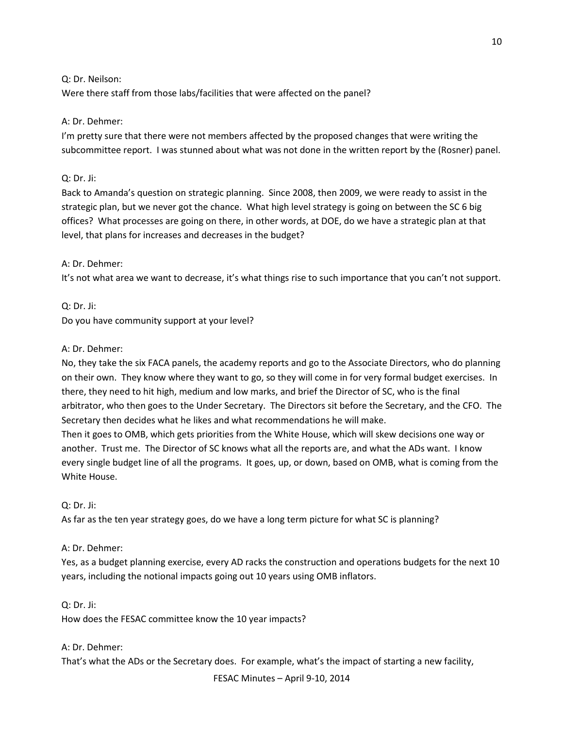Q: Dr. Neilson:
Were there staff from those labs/facilities that were affected on the panel?

A: Dr. Dehmer:
I'm pretty sure that there were not members affected by the proposed changes that were writing the subcommittee report. I was stunned about what was not done in the written report by the (Rosner) panel.

Q: Dr. Ji:
Back to Amanda's question on strategic planning. Since 2008, then 2009, we were ready to assist in the strategic plan, but we never got the chance. What high level strategy is going on between the SC 6 big offices? What processes are going on there, in other words, at DOE, do we have a strategic plan at that level, that plans for increases and decreases in the budget?

A: Dr. Dehmer:
It's not what area we want to decrease, it's what things rise to such importance that you can't not support.

Q: Dr. Ji:
Do you have community support at your level?

A: Dr. Dehmer:
No, they take the six FACA panels, the academy reports and go to the Associate Directors, who do planning on their own. They know where they want to go, so they will come in for very formal budget exercises. In there, they need to hit high, medium and low marks, and brief the Director of SC, who is the final arbitrator, who then goes to the Under Secretary. The Directors sit before the Secretary, and the CFO. The Secretary then decides what he likes and what recommendations he will make.
Then it goes to OMB, which gets priorities from the White House, which will skew decisions one way or another. Trust me. The Director of SC knows what all the reports are, and what the ADs want. I know every single budget line of all the programs. It goes, up, or down, based on OMB, what is coming from the White House.

Q: Dr. Ji:
As far as the ten year strategy goes, do we have a long term picture for what SC is planning?

A: Dr. Dehmer:
Yes, as a budget planning exercise, every AD racks the construction and operations budgets for the next 10 years, including the notional impacts going out 10 years using OMB inflators.

Q: Dr. Ji:
How does the FESAC committee know the 10 year impacts?

A: Dr. Dehmer:
That's what the ADs or the Secretary does. For example, what's the impact of starting a new facility,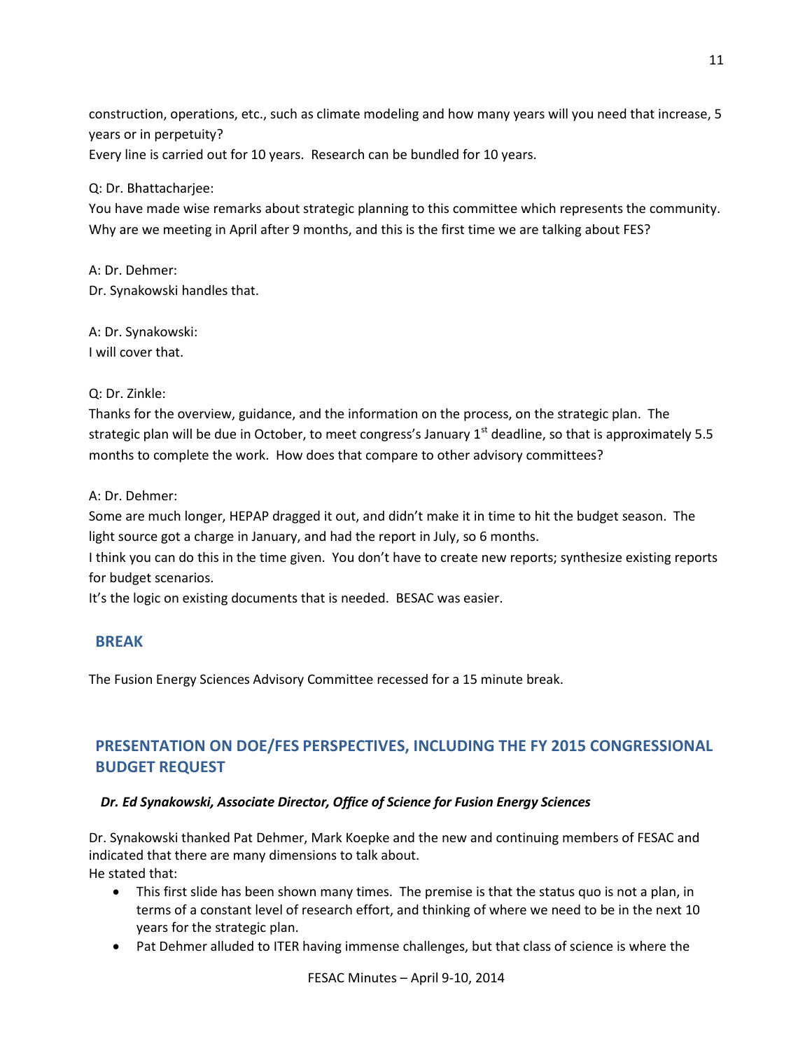construction, operations, etc., such as climate modeling and how many years will you need that increase, 5 years or in perpetuity?
Every line is carried out for 10 years. Research can be bundled for 10 years.

Q: Dr. Bhattacharjee:
You have made wise remarks about strategic planning to this committee which represents the community. Why are we meeting in April after 9 months, and this is the first time we are talking about FES?

A: Dr. Dehmer:
Dr. Synakowski handles that.

A: Dr. Synakowski:
I will cover that.

Q: Dr. Zinkle:
Thanks for the overview, guidance, and the information on the process, on the strategic plan. The strategic plan will be due in October, to meet congress's January 1st deadline, so that is approximately 5.5 months to complete the work. How does that compare to other advisory committees?

A: Dr. Dehmer:
Some are much longer, HEPAP dragged it out, and didn't make it in time to hit the budget season. The light source got a charge in January, and had the report in July, so 6 months.
I think you can do this in the time given. You don't have to create new reports; synthesize existing reports for budget scenarios.
It's the logic on existing documents that is needed. BESAC was easier.

## BREAK

The Fusion Energy Sciences Advisory Committee recessed for a 15 minute break.

## PRESENTATION ON DOE/FES PERSPECTIVES, INCLUDING THE FY 2015 CONGRESSIONAL BUDGET REQUEST

### *Dr. Ed Synakowski, Associate Director, Office of Science for Fusion Energy Sciences*

Dr. Synakowski thanked Pat Dehmer, Mark Koepke and the new and continuing members of FESAC and indicated that there are many dimensions to talk about.
He stated that:

- This first slide has been shown many times. The premise is that the status quo is not a plan, in terms of a constant level of research effort, and thinking of where we need to be in the next 10 years for the strategic plan.
- Pat Dehmer alluded to ITER having immense challenges, but that class of science is where the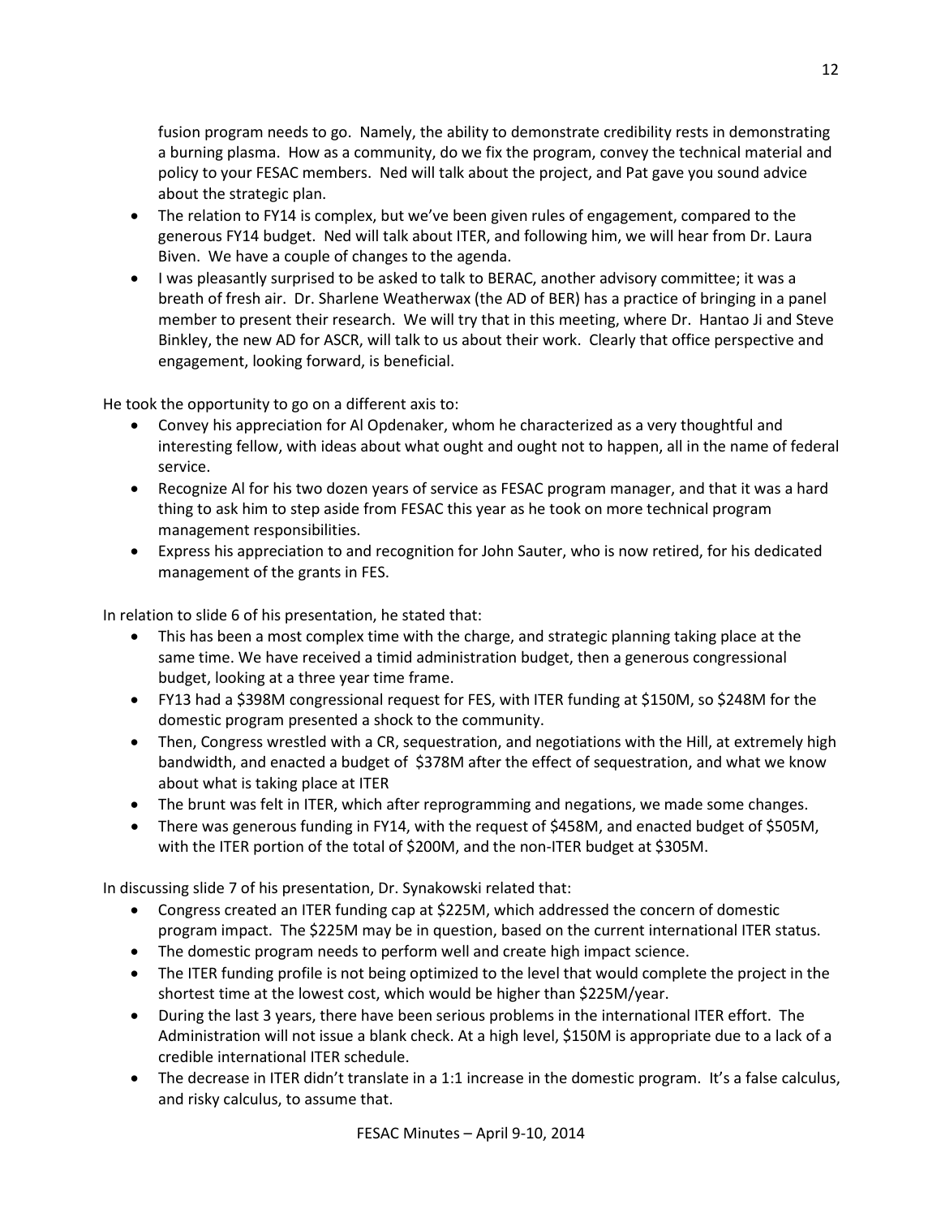fusion program needs to go. Namely, the ability to demonstrate credibility rests in demonstrating a burning plasma. How as a community, do we fix the program, convey the technical material and policy to your FESAC members. Ned will talk about the project, and Pat gave you sound advice about the strategic plan.

- The relation to FY14 is complex, but we've been given rules of engagement, compared to the generous FY14 budget. Ned will talk about ITER, and following him, we will hear from Dr. Laura Biven. We have a couple of changes to the agenda.
- I was pleasantly surprised to be asked to talk to BERAC, another advisory committee; it was a breath of fresh air. Dr. Sharlene Weatherwax (the AD of BER) has a practice of bringing in a panel member to present their research. We will try that in this meeting, where Dr. Hantao Ji and Steve Binkley, the new AD for ASCR, will talk to us about their work. Clearly that office perspective and engagement, looking forward, is beneficial.

He took the opportunity to go on a different axis to:

- Convey his appreciation for Al Opdenaker, whom he characterized as a very thoughtful and interesting fellow, with ideas about what ought and ought not to happen, all in the name of federal service.
- Recognize Al for his two dozen years of service as FESAC program manager, and that it was a hard thing to ask him to step aside from FESAC this year as he took on more technical program management responsibilities.
- Express his appreciation to and recognition for John Sauter, who is now retired, for his dedicated management of the grants in FES.

In relation to slide 6 of his presentation, he stated that:

- This has been a most complex time with the charge, and strategic planning taking place at the same time. We have received a timid administration budget, then a generous congressional budget, looking at a three year time frame.
- FY13 had a $398M congressional request for FES, with ITER funding at $150M, so $248M for the domestic program presented a shock to the community.
- Then, Congress wrestled with a CR, sequestration, and negotiations with the Hill, at extremely high bandwidth, and enacted a budget of $378M after the effect of sequestration, and what we know about what is taking place at ITER
- The brunt was felt in ITER, which after reprogramming and negations, we made some changes.
- There was generous funding in FY14, with the request of $458M, and enacted budget of $505M, with the ITER portion of the total of $200M, and the non-ITER budget at $305M.

In discussing slide 7 of his presentation, Dr. Synakowski related that:

- Congress created an ITER funding cap at $225M, which addressed the concern of domestic program impact. The $225M may be in question, based on the current international ITER status.
- The domestic program needs to perform well and create high impact science.
- The ITER funding profile is not being optimized to the level that would complete the project in the shortest time at the lowest cost, which would be higher than $225M/year.
- During the last 3 years, there have been serious problems in the international ITER effort. The Administration will not issue a blank check. At a high level, $150M is appropriate due to a lack of a credible international ITER schedule.
- The decrease in ITER didn't translate in a 1:1 increase in the domestic program. It's a false calculus, and risky calculus, to assume that.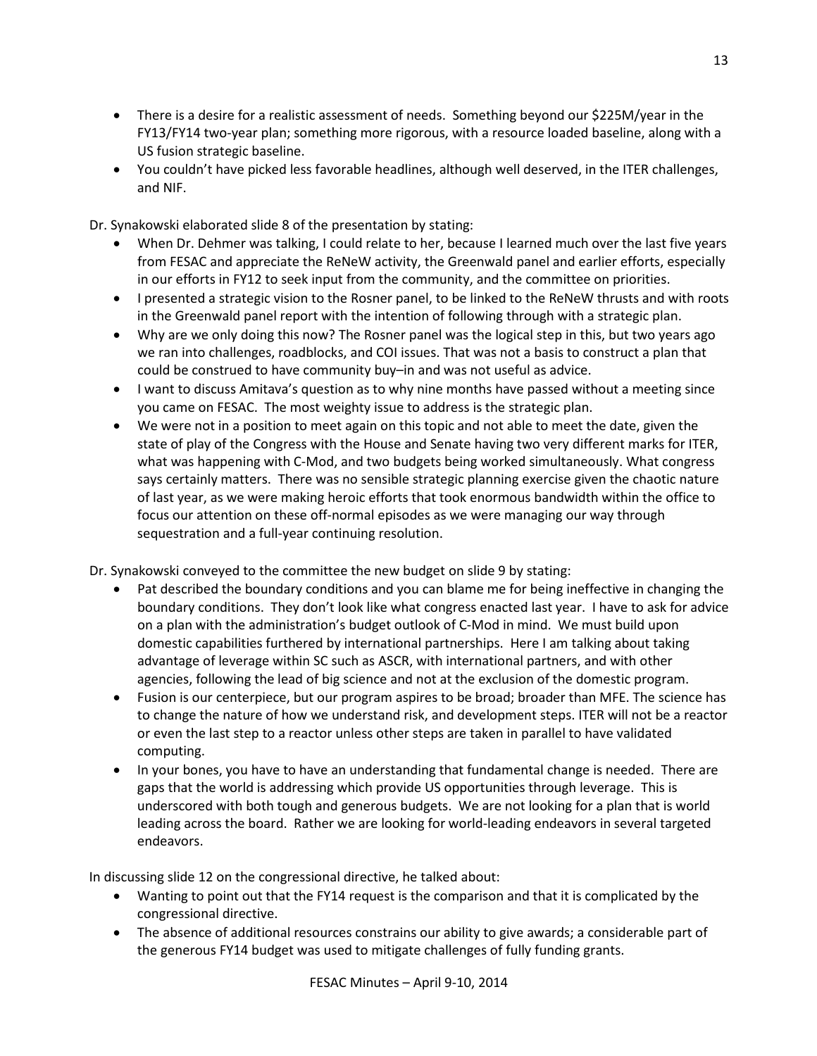- There is a desire for a realistic assessment of needs. Something beyond our $225M/year in the FY13/FY14 two-year plan; something more rigorous, with a resource loaded baseline, along with a US fusion strategic baseline.
- You couldn't have picked less favorable headlines, although well deserved, in the ITER challenges, and NIF.

Dr. Synakowski elaborated slide 8 of the presentation by stating:

- When Dr. Dehmer was talking, I could relate to her, because I learned much over the last five years from FESAC and appreciate the ReNeW activity, the Greenwald panel and earlier efforts, especially in our efforts in FY12 to seek input from the community, and the committee on priorities.
- I presented a strategic vision to the Rosner panel, to be linked to the ReNeW thrusts and with roots in the Greenwald panel report with the intention of following through with a strategic plan.
- Why are we only doing this now? The Rosner panel was the logical step in this, but two years ago we ran into challenges, roadblocks, and COI issues. That was not a basis to construct a plan that could be construed to have community buy–in and was not useful as advice.
- I want to discuss Amitava's question as to why nine months have passed without a meeting since you came on FESAC. The most weighty issue to address is the strategic plan.
- We were not in a position to meet again on this topic and not able to meet the date, given the state of play of the Congress with the House and Senate having two very different marks for ITER, what was happening with C-Mod, and two budgets being worked simultaneously. What congress says certainly matters. There was no sensible strategic planning exercise given the chaotic nature of last year, as we were making heroic efforts that took enormous bandwidth within the office to focus our attention on these off-normal episodes as we were managing our way through sequestration and a full-year continuing resolution.

Dr. Synakowski conveyed to the committee the new budget on slide 9 by stating:

- Pat described the boundary conditions and you can blame me for being ineffective in changing the boundary conditions. They don't look like what congress enacted last year. I have to ask for advice on a plan with the administration's budget outlook of C-Mod in mind. We must build upon domestic capabilities furthered by international partnerships. Here I am talking about taking advantage of leverage within SC such as ASCR, with international partners, and with other agencies, following the lead of big science and not at the exclusion of the domestic program.
- Fusion is our centerpiece, but our program aspires to be broad; broader than MFE. The science has to change the nature of how we understand risk, and development steps. ITER will not be a reactor or even the last step to a reactor unless other steps are taken in parallel to have validated computing.
- In your bones, you have to have an understanding that fundamental change is needed. There are gaps that the world is addressing which provide US opportunities through leverage. This is underscored with both tough and generous budgets. We are not looking for a plan that is world leading across the board. Rather we are looking for world-leading endeavors in several targeted endeavors.

In discussing slide 12 on the congressional directive, he talked about:

- Wanting to point out that the FY14 request is the comparison and that it is complicated by the congressional directive.
- The absence of additional resources constrains our ability to give awards; a considerable part of the generous FY14 budget was used to mitigate challenges of fully funding grants.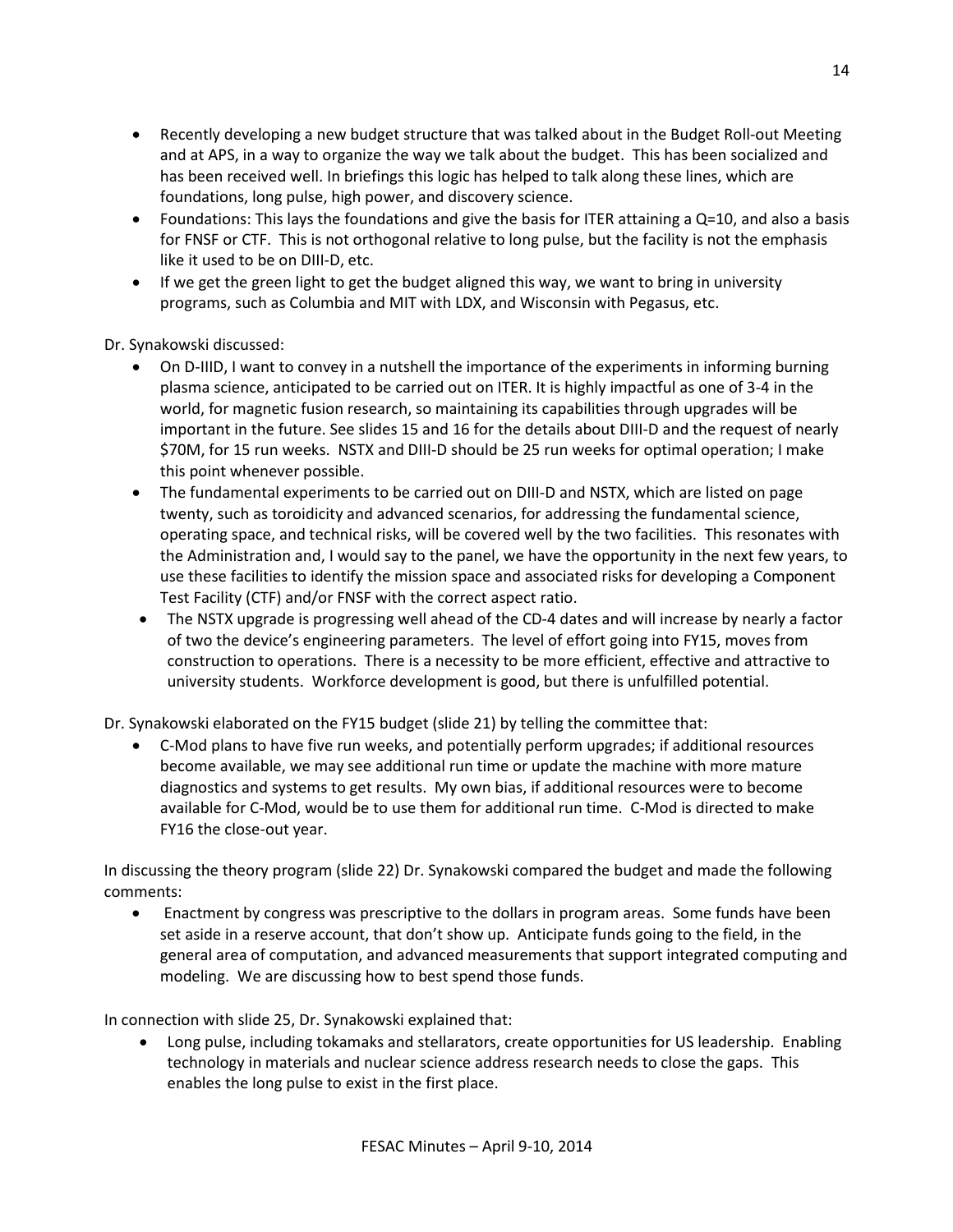- Recently developing a new budget structure that was talked about in the Budget Roll-out Meeting and at APS, in a way to organize the way we talk about the budget. This has been socialized and has been received well. In briefings this logic has helped to talk along these lines, which are foundations, long pulse, high power, and discovery science.
- Foundations: This lays the foundations and give the basis for ITER attaining a Q=10, and also a basis for FNSF or CTF. This is not orthogonal relative to long pulse, but the facility is not the emphasis like it used to be on DIII-D, etc.
- If we get the green light to get the budget aligned this way, we want to bring in university programs, such as Columbia and MIT with LDX, and Wisconsin with Pegasus, etc.

Dr. Synakowski discussed:

- On D-IIID, I want to convey in a nutshell the importance of the experiments in informing burning plasma science, anticipated to be carried out on ITER. It is highly impactful as one of 3-4 in the world, for magnetic fusion research, so maintaining its capabilities through upgrades will be important in the future. See slides 15 and 16 for the details about DIII-D and the request of nearly $70M, for 15 run weeks. NSTX and DIII-D should be 25 run weeks for optimal operation; I make this point whenever possible.
- The fundamental experiments to be carried out on DIII-D and NSTX, which are listed on page twenty, such as toroidicity and advanced scenarios, for addressing the fundamental science, operating space, and technical risks, will be covered well by the two facilities. This resonates with the Administration and, I would say to the panel, we have the opportunity in the next few years, to use these facilities to identify the mission space and associated risks for developing a Component Test Facility (CTF) and/or FNSF with the correct aspect ratio.
- The NSTX upgrade is progressing well ahead of the CD-4 dates and will increase by nearly a factor of two the device's engineering parameters. The level of effort going into FY15, moves from construction to operations. There is a necessity to be more efficient, effective and attractive to university students. Workforce development is good, but there is unfulfilled potential.

Dr. Synakowski elaborated on the FY15 budget (slide 21) by telling the committee that:

- C-Mod plans to have five run weeks, and potentially perform upgrades; if additional resources become available, we may see additional run time or update the machine with more mature diagnostics and systems to get results. My own bias, if additional resources were to become available for C-Mod, would be to use them for additional run time. C-Mod is directed to make FY16 the close-out year.

In discussing the theory program (slide 22) Dr. Synakowski compared the budget and made the following comments:

- Enactment by congress was prescriptive to the dollars in program areas. Some funds have been set aside in a reserve account, that don't show up. Anticipate funds going to the field, in the general area of computation, and advanced measurements that support integrated computing and modeling. We are discussing how to best spend those funds.

In connection with slide 25, Dr. Synakowski explained that:

- Long pulse, including tokamaks and stellarators, create opportunities for US leadership. Enabling technology in materials and nuclear science address research needs to close the gaps. This enables the long pulse to exist in the first place.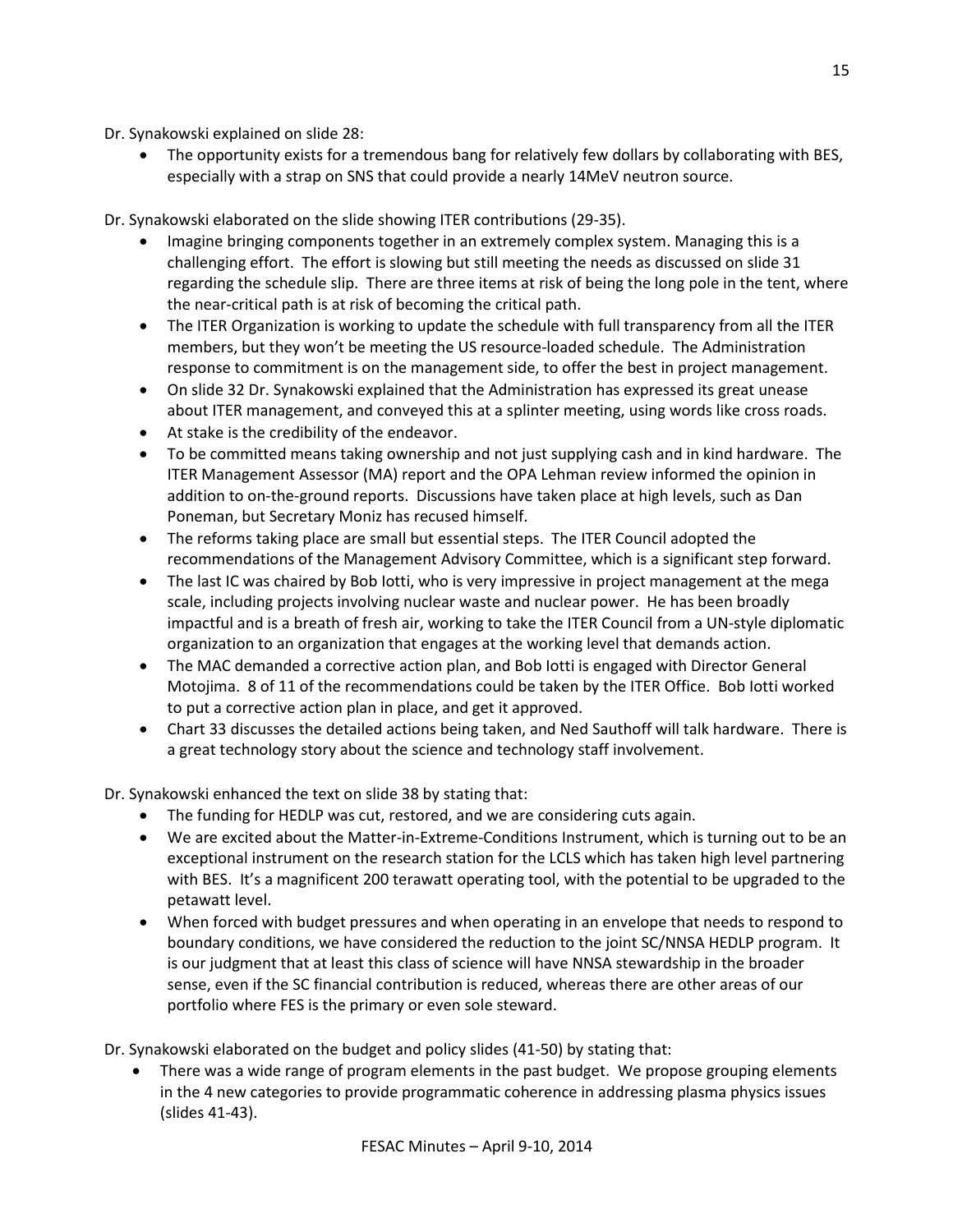Dr. Synakowski explained on slide 28:

- The opportunity exists for a tremendous bang for relatively few dollars by collaborating with BES, especially with a strap on SNS that could provide a nearly 14MeV neutron source.

Dr. Synakowski elaborated on the slide showing ITER contributions (29-35).

- Imagine bringing components together in an extremely complex system. Managing this is a challenging effort. The effort is slowing but still meeting the needs as discussed on slide 31 regarding the schedule slip. There are three items at risk of being the long pole in the tent, where the near-critical path is at risk of becoming the critical path.
- The ITER Organization is working to update the schedule with full transparency from all the ITER members, but they won't be meeting the US resource-loaded schedule. The Administration response to commitment is on the management side, to offer the best in project management.
- On slide 32 Dr. Synakowski explained that the Administration has expressed its great unease about ITER management, and conveyed this at a splinter meeting, using words like cross roads.
- At stake is the credibility of the endeavor.
- To be committed means taking ownership and not just supplying cash and in kind hardware. The ITER Management Assessor (MA) report and the OPA Lehman review informed the opinion in addition to on-the-ground reports. Discussions have taken place at high levels, such as Dan Poneman, but Secretary Moniz has recused himself.
- The reforms taking place are small but essential steps. The ITER Council adopted the recommendations of the Management Advisory Committee, which is a significant step forward.
- The last IC was chaired by Bob Iotti, who is very impressive in project management at the mega scale, including projects involving nuclear waste and nuclear power. He has been broadly impactful and is a breath of fresh air, working to take the ITER Council from a UN-style diplomatic organization to an organization that engages at the working level that demands action.
- The MAC demanded a corrective action plan, and Bob Iotti is engaged with Director General Motojima. 8 of 11 of the recommendations could be taken by the ITER Office. Bob Iotti worked to put a corrective action plan in place, and get it approved.
- Chart 33 discusses the detailed actions being taken, and Ned Sauthoff will talk hardware. There is a great technology story about the science and technology staff involvement.

Dr. Synakowski enhanced the text on slide 38 by stating that:

- The funding for HEDLP was cut, restored, and we are considering cuts again.
- We are excited about the Matter-in-Extreme-Conditions Instrument, which is turning out to be an exceptional instrument on the research station for the LCLS which has taken high level partnering with BES. It's a magnificent 200 terawatt operating tool, with the potential to be upgraded to the petawatt level.
- When forced with budget pressures and when operating in an envelope that needs to respond to boundary conditions, we have considered the reduction to the joint SC/NNSA HEDLP program. It is our judgment that at least this class of science will have NNSA stewardship in the broader sense, even if the SC financial contribution is reduced, whereas there are other areas of our portfolio where FES is the primary or even sole steward.

Dr. Synakowski elaborated on the budget and policy slides (41-50) by stating that:

- There was a wide range of program elements in the past budget. We propose grouping elements in the 4 new categories to provide programmatic coherence in addressing plasma physics issues (slides 41-43).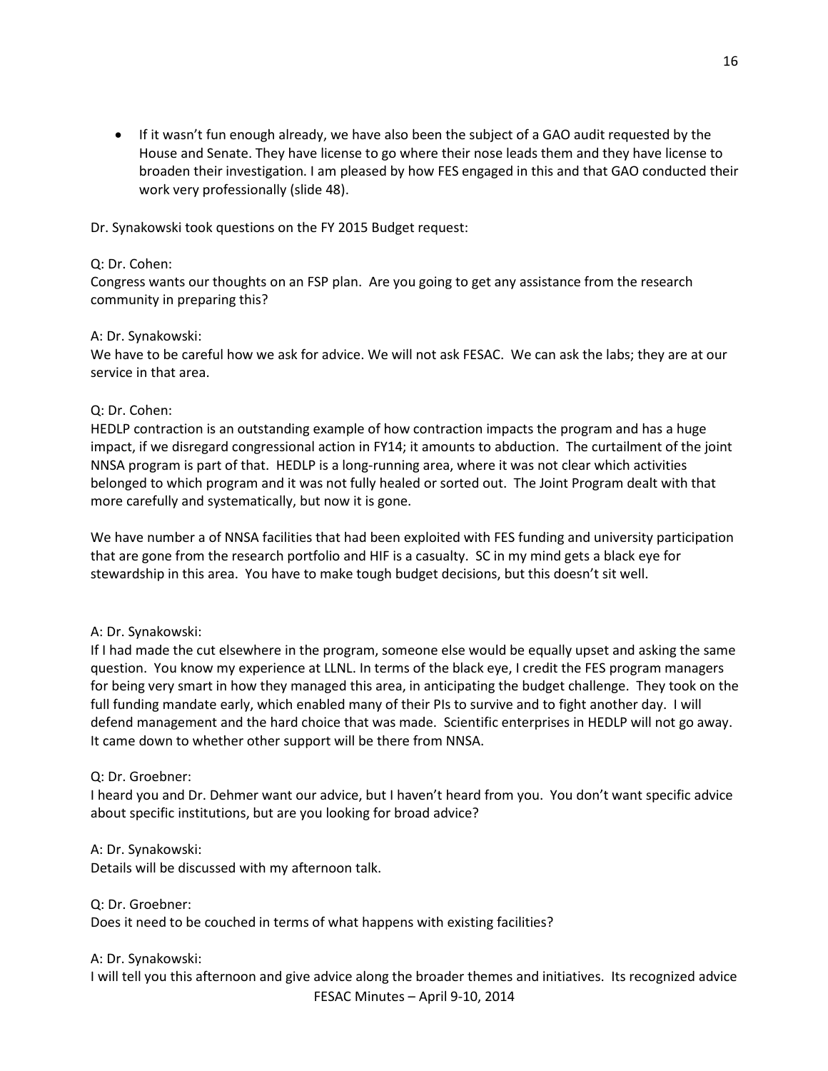- If it wasn't fun enough already, we have also been the subject of a GAO audit requested by the House and Senate. They have license to go where their nose leads them and they have license to broaden their investigation. I am pleased by how FES engaged in this and that GAO conducted their work very professionally (slide 48).

Dr. Synakowski took questions on the FY 2015 Budget request:

Q: Dr. Cohen:
Congress wants our thoughts on an FSP plan. Are you going to get any assistance from the research community in preparing this?

A: Dr. Synakowski:
We have to be careful how we ask for advice. We will not ask FESAC. We can ask the labs; they are at our service in that area.

Q: Dr. Cohen:
HEDLP contraction is an outstanding example of how contraction impacts the program and has a huge impact, if we disregard congressional action in FY14; it amounts to abduction. The curtailment of the joint NNSA program is part of that. HEDLP is a long-running area, where it was not clear which activities belonged to which program and it was not fully healed or sorted out. The Joint Program dealt with that more carefully and systematically, but now it is gone.

We have number a of NNSA facilities that had been exploited with FES funding and university participation that are gone from the research portfolio and HIF is a casualty. SC in my mind gets a black eye for stewardship in this area. You have to make tough budget decisions, but this doesn't sit well.

A: Dr. Synakowski:
If I had made the cut elsewhere in the program, someone else would be equally upset and asking the same question. You know my experience at LLNL. In terms of the black eye, I credit the FES program managers for being very smart in how they managed this area, in anticipating the budget challenge. They took on the full funding mandate early, which enabled many of their PIs to survive and to fight another day. I will defend management and the hard choice that was made. Scientific enterprises in HEDLP will not go away. It came down to whether other support will be there from NNSA.

Q: Dr. Groebner:
I heard you and Dr. Dehmer want our advice, but I haven't heard from you. You don't want specific advice about specific institutions, but are you looking for broad advice?

A: Dr. Synakowski:
Details will be discussed with my afternoon talk.

Q: Dr. Groebner:
Does it need to be couched in terms of what happens with existing facilities?

A: Dr. Synakowski:
I will tell you this afternoon and give advice along the broader themes and initiatives. Its recognized advice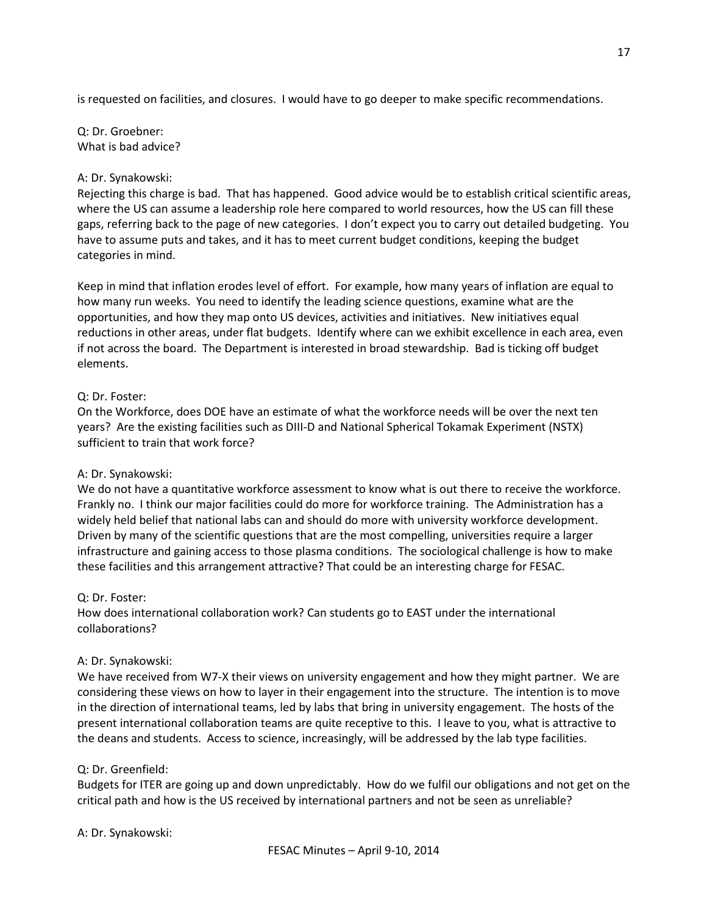is requested on facilities, and closures. I would have to go deeper to make specific recommendations.

Q: Dr. Groebner:
What is bad advice?

A: Dr. Synakowski:
Rejecting this charge is bad. That has happened. Good advice would be to establish critical scientific areas, where the US can assume a leadership role here compared to world resources, how the US can fill these gaps, referring back to the page of new categories. I don't expect you to carry out detailed budgeting. You have to assume puts and takes, and it has to meet current budget conditions, keeping the budget categories in mind.

Keep in mind that inflation erodes level of effort. For example, how many years of inflation are equal to how many run weeks. You need to identify the leading science questions, examine what are the opportunities, and how they map onto US devices, activities and initiatives. New initiatives equal reductions in other areas, under flat budgets. Identify where can we exhibit excellence in each area, even if not across the board. The Department is interested in broad stewardship. Bad is ticking off budget elements.

Q: Dr. Foster:
On the Workforce, does DOE have an estimate of what the workforce needs will be over the next ten years? Are the existing facilities such as DIII-D and National Spherical Tokamak Experiment (NSTX) sufficient to train that work force?

A: Dr. Synakowski:
We do not have a quantitative workforce assessment to know what is out there to receive the workforce. Frankly no. I think our major facilities could do more for workforce training. The Administration has a widely held belief that national labs can and should do more with university workforce development. Driven by many of the scientific questions that are the most compelling, universities require a larger infrastructure and gaining access to those plasma conditions. The sociological challenge is how to make these facilities and this arrangement attractive? That could be an interesting charge for FESAC.

Q: Dr. Foster:
How does international collaboration work? Can students go to EAST under the international collaborations?

A: Dr. Synakowski:
We have received from W7-X their views on university engagement and how they might partner. We are considering these views on how to layer in their engagement into the structure. The intention is to move in the direction of international teams, led by labs that bring in university engagement. The hosts of the present international collaboration teams are quite receptive to this. I leave to you, what is attractive to the deans and students. Access to science, increasingly, will be addressed by the lab type facilities.

Q: Dr. Greenfield:
Budgets for ITER are going up and down unpredictably. How do we fulfil our obligations and not get on the critical path and how is the US received by international partners and not be seen as unreliable?

A: Dr. Synakowski: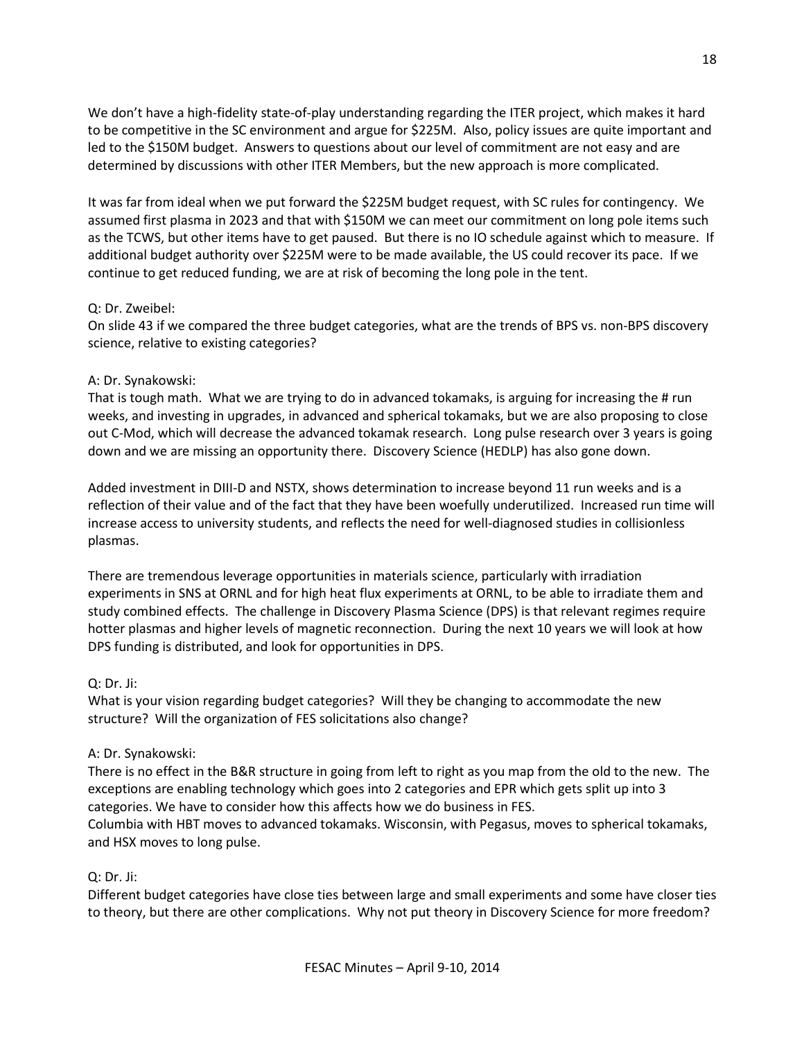We don't have a high-fidelity state-of-play understanding regarding the ITER project, which makes it hard to be competitive in the SC environment and argue for $225M. Also, policy issues are quite important and led to the $150M budget. Answers to questions about our level of commitment are not easy and are determined by discussions with other ITER Members, but the new approach is more complicated.

It was far from ideal when we put forward the $225M budget request, with SC rules for contingency. We assumed first plasma in 2023 and that with $150M we can meet our commitment on long pole items such as the TCWS, but other items have to get paused. But there is no IO schedule against which to measure. If additional budget authority over $225M were to be made available, the US could recover its pace. If we continue to get reduced funding, we are at risk of becoming the long pole in the tent.

Q: Dr. Zweibel:
On slide 43 if we compared the three budget categories, what are the trends of BPS vs. non-BPS discovery science, relative to existing categories?

A: Dr. Synakowski:
That is tough math. What we are trying to do in advanced tokamaks, is arguing for increasing the # run weeks, and investing in upgrades, in advanced and spherical tokamaks, but we are also proposing to close out C-Mod, which will decrease the advanced tokamak research. Long pulse research over 3 years is going down and we are missing an opportunity there. Discovery Science (HEDLP) has also gone down.

Added investment in DIII-D and NSTX, shows determination to increase beyond 11 run weeks and is a reflection of their value and of the fact that they have been woefully underutilized. Increased run time will increase access to university students, and reflects the need for well-diagnosed studies in collisionless plasmas.

There are tremendous leverage opportunities in materials science, particularly with irradiation experiments in SNS at ORNL and for high heat flux experiments at ORNL, to be able to irradiate them and study combined effects. The challenge in Discovery Plasma Science (DPS) is that relevant regimes require hotter plasmas and higher levels of magnetic reconnection. During the next 10 years we will look at how DPS funding is distributed, and look for opportunities in DPS.

Q: Dr. Ji:
What is your vision regarding budget categories? Will they be changing to accommodate the new structure? Will the organization of FES solicitations also change?

A: Dr. Synakowski:
There is no effect in the B&R structure in going from left to right as you map from the old to the new. The exceptions are enabling technology which goes into 2 categories and EPR which gets split up into 3 categories. We have to consider how this affects how we do business in FES.
Columbia with HBT moves to advanced tokamaks. Wisconsin, with Pegasus, moves to spherical tokamaks, and HSX moves to long pulse.

Q: Dr. Ji:
Different budget categories have close ties between large and small experiments and some have closer ties to theory, but there are other complications. Why not put theory in Discovery Science for more freedom?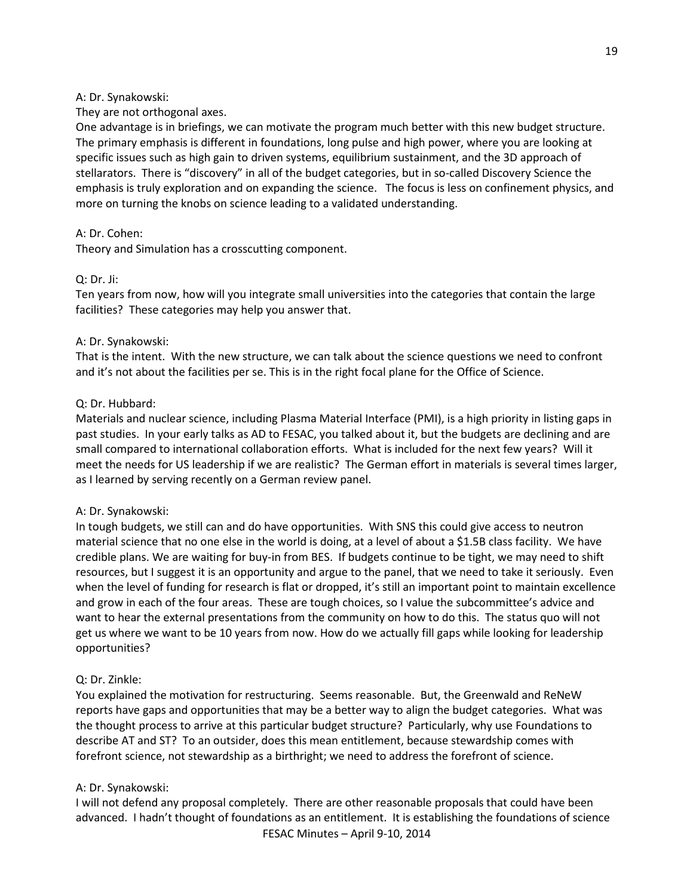A: Dr. Synakowski:

They are not orthogonal axes.

One advantage is in briefings, we can motivate the program much better with this new budget structure. The primary emphasis is different in foundations, long pulse and high power, where you are looking at specific issues such as high gain to driven systems, equilibrium sustainment, and the 3D approach of stellarators. There is "discovery" in all of the budget categories, but in so-called Discovery Science the emphasis is truly exploration and on expanding the science. The focus is less on confinement physics, and more on turning the knobs on science leading to a validated understanding.

A: Dr. Cohen:

Theory and Simulation has a crosscutting component.

Q: Dr. Ji:

Ten years from now, how will you integrate small universities into the categories that contain the large facilities? These categories may help you answer that.

A: Dr. Synakowski:

That is the intent. With the new structure, we can talk about the science questions we need to confront and it's not about the facilities per se. This is in the right focal plane for the Office of Science.

Q: Dr. Hubbard:

Materials and nuclear science, including Plasma Material Interface (PMI), is a high priority in listing gaps in past studies. In your early talks as AD to FESAC, you talked about it, but the budgets are declining and are small compared to international collaboration efforts. What is included for the next few years? Will it meet the needs for US leadership if we are realistic? The German effort in materials is several times larger, as I learned by serving recently on a German review panel.

A: Dr. Synakowski:

In tough budgets, we still can and do have opportunities. With SNS this could give access to neutron material science that no one else in the world is doing, at a level of about a $1.5B class facility. We have credible plans. We are waiting for buy-in from BES. If budgets continue to be tight, we may need to shift resources, but I suggest it is an opportunity and argue to the panel, that we need to take it seriously. Even when the level of funding for research is flat or dropped, it's still an important point to maintain excellence and grow in each of the four areas. These are tough choices, so I value the subcommittee's advice and want to hear the external presentations from the community on how to do this. The status quo will not get us where we want to be 10 years from now. How do we actually fill gaps while looking for leadership opportunities?

Q: Dr. Zinkle:

You explained the motivation for restructuring. Seems reasonable. But, the Greenwald and ReNeW reports have gaps and opportunities that may be a better way to align the budget categories. What was the thought process to arrive at this particular budget structure? Particularly, why use Foundations to describe AT and ST? To an outsider, does this mean entitlement, because stewardship comes with forefront science, not stewardship as a birthright; we need to address the forefront of science.

A: Dr. Synakowski:

I will not defend any proposal completely. There are other reasonable proposals that could have been advanced. I hadn't thought of foundations as an entitlement. It is establishing the foundations of science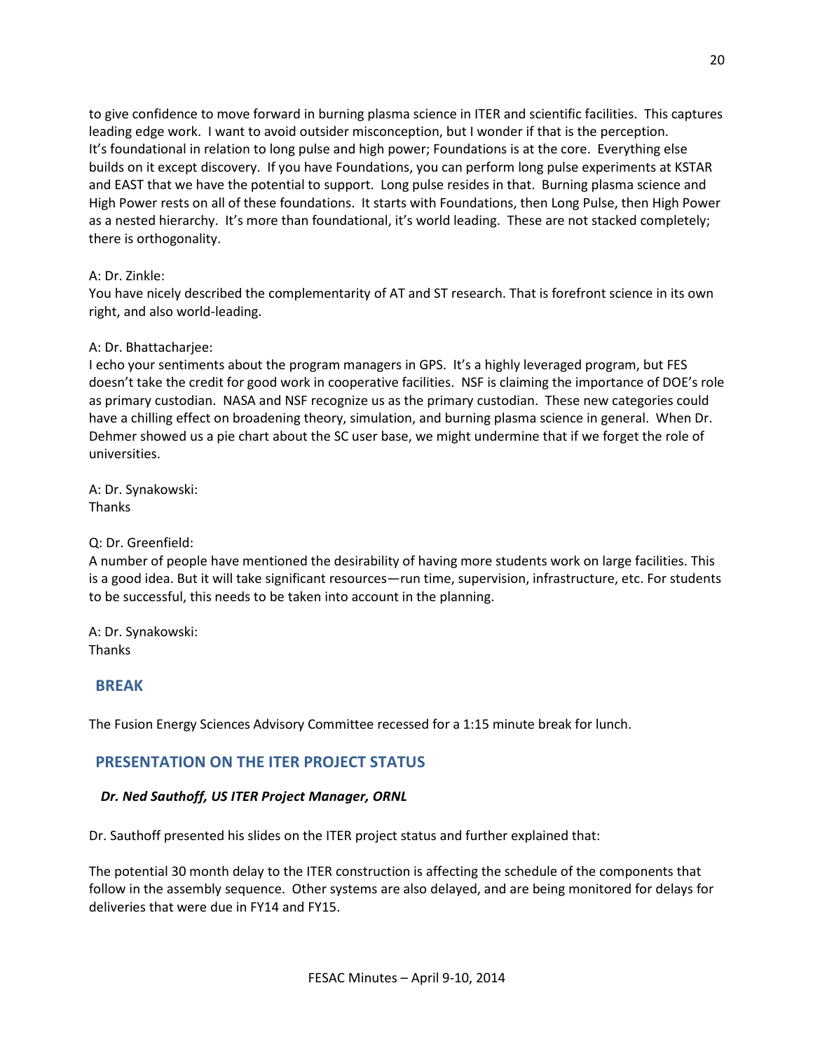to give confidence to move forward in burning plasma science in ITER and scientific facilities. This captures leading edge work. I want to avoid outsider misconception, but I wonder if that is the perception. It's foundational in relation to long pulse and high power; Foundations is at the core. Everything else builds on it except discovery. If you have Foundations, you can perform long pulse experiments at KSTAR and EAST that we have the potential to support. Long pulse resides in that. Burning plasma science and High Power rests on all of these foundations. It starts with Foundations, then Long Pulse, then High Power as a nested hierarchy. It's more than foundational, it's world leading. These are not stacked completely; there is orthogonality.

A: Dr. Zinkle:
You have nicely described the complementarity of AT and ST research. That is forefront science in its own right, and also world-leading.

A: Dr. Bhattacharjee:
I echo your sentiments about the program managers in GPS. It's a highly leveraged program, but FES doesn't take the credit for good work in cooperative facilities. NSF is claiming the importance of DOE's role as primary custodian. NASA and NSF recognize us as the primary custodian. These new categories could have a chilling effect on broadening theory, simulation, and burning plasma science in general. When Dr. Dehmer showed us a pie chart about the SC user base, we might undermine that if we forget the role of universities.

A: Dr. Synakowski:
Thanks

Q: Dr. Greenfield:
A number of people have mentioned the desirability of having more students work on large facilities. This is a good idea. But it will take significant resources—run time, supervision, infrastructure, etc. For students to be successful, this needs to be taken into account in the planning.

A: Dr. Synakowski:
Thanks

## BREAK

The Fusion Energy Sciences Advisory Committee recessed for a 1:15 minute break for lunch.

## PRESENTATION ON THE ITER PROJECT STATUS

### *Dr. Ned Sauthoff, US ITER Project Manager, ORNL*

Dr. Sauthoff presented his slides on the ITER project status and further explained that:

The potential 30 month delay to the ITER construction is affecting the schedule of the components that follow in the assembly sequence. Other systems are also delayed, and are being monitored for delays for deliveries that were due in FY14 and FY15.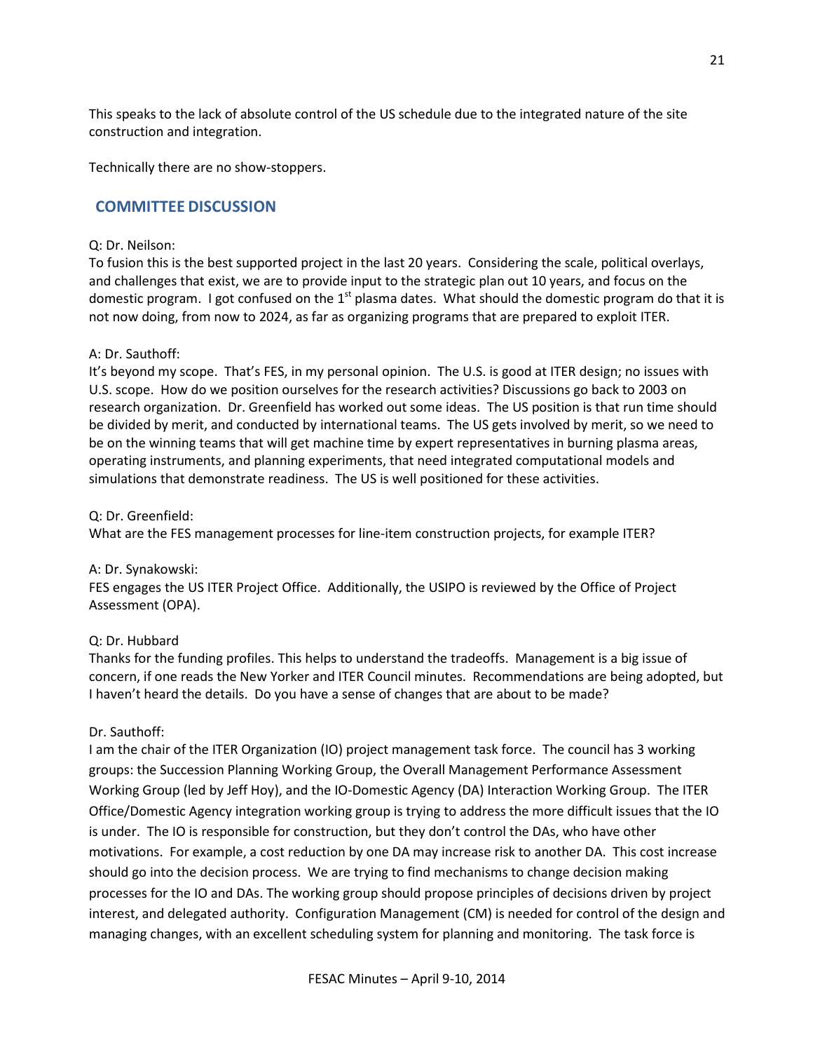This speaks to the lack of absolute control of the US schedule due to the integrated nature of the site construction and integration.

Technically there are no show-stoppers.

## COMMITTEE DISCUSSION

Q: Dr. Neilson:
To fusion this is the best supported project in the last 20 years. Considering the scale, political overlays, and challenges that exist, we are to provide input to the strategic plan out 10 years, and focus on the domestic program. I got confused on the 1st plasma dates. What should the domestic program do that it is not now doing, from now to 2024, as far as organizing programs that are prepared to exploit ITER.

A: Dr. Sauthoff:
It's beyond my scope. That's FES, in my personal opinion. The U.S. is good at ITER design; no issues with U.S. scope. How do we position ourselves for the research activities? Discussions go back to 2003 on research organization. Dr. Greenfield has worked out some ideas. The US position is that run time should be divided by merit, and conducted by international teams. The US gets involved by merit, so we need to be on the winning teams that will get machine time by expert representatives in burning plasma areas, operating instruments, and planning experiments, that need integrated computational models and simulations that demonstrate readiness. The US is well positioned for these activities.

Q: Dr. Greenfield:
What are the FES management processes for line-item construction projects, for example ITER?

A: Dr. Synakowski:
FES engages the US ITER Project Office. Additionally, the USIPO is reviewed by the Office of Project Assessment (OPA).

Q: Dr. Hubbard
Thanks for the funding profiles. This helps to understand the tradeoffs. Management is a big issue of concern, if one reads the New Yorker and ITER Council minutes. Recommendations are being adopted, but I haven't heard the details. Do you have a sense of changes that are about to be made?

Dr. Sauthoff:
I am the chair of the ITER Organization (IO) project management task force. The council has 3 working groups: the Succession Planning Working Group, the Overall Management Performance Assessment Working Group (led by Jeff Hoy), and the IO-Domestic Agency (DA) Interaction Working Group. The ITER Office/Domestic Agency integration working group is trying to address the more difficult issues that the IO is under. The IO is responsible for construction, but they don't control the DAs, who have other motivations. For example, a cost reduction by one DA may increase risk to another DA. This cost increase should go into the decision process. We are trying to find mechanisms to change decision making processes for the IO and DAs. The working group should propose principles of decisions driven by project interest, and delegated authority. Configuration Management (CM) is needed for control of the design and managing changes, with an excellent scheduling system for planning and monitoring. The task force is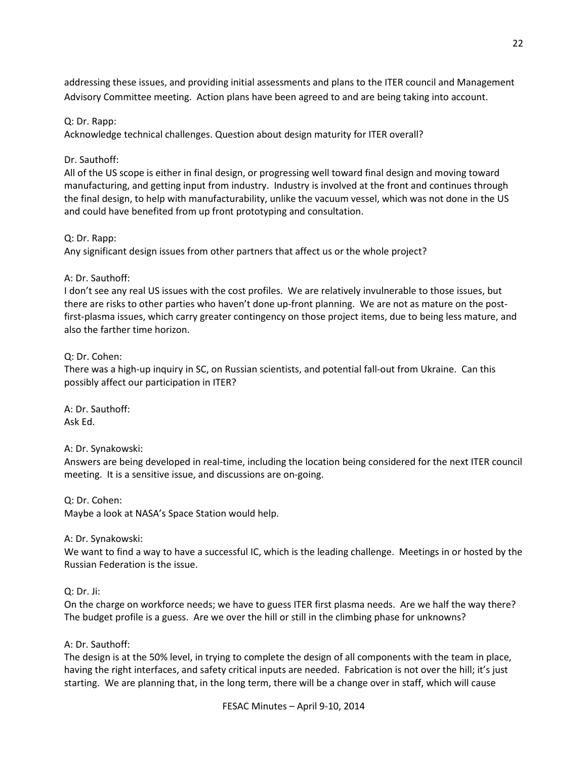addressing these issues, and providing initial assessments and plans to the ITER council and Management Advisory Committee meeting. Action plans have been agreed to and are being taking into account.

Q: Dr. Rapp:
Acknowledge technical challenges. Question about design maturity for ITER overall?

Dr. Sauthoff:
All of the US scope is either in final design, or progressing well toward final design and moving toward manufacturing, and getting input from industry. Industry is involved at the front and continues through the final design, to help with manufacturability, unlike the vacuum vessel, which was not done in the US and could have benefited from up front prototyping and consultation.

Q: Dr. Rapp:
Any significant design issues from other partners that affect us or the whole project?

A: Dr. Sauthoff:
I don't see any real US issues with the cost profiles. We are relatively invulnerable to those issues, but there are risks to other parties who haven't done up-front planning. We are not as mature on the post-first-plasma issues, which carry greater contingency on those project items, due to being less mature, and also the farther time horizon.

Q: Dr. Cohen:
There was a high-up inquiry in SC, on Russian scientists, and potential fall-out from Ukraine. Can this possibly affect our participation in ITER?

A: Dr. Sauthoff:
Ask Ed.

A: Dr. Synakowski:
Answers are being developed in real-time, including the location being considered for the next ITER council meeting. It is a sensitive issue, and discussions are on-going.

Q: Dr. Cohen:
Maybe a look at NASA's Space Station would help.

A: Dr. Synakowski:
We want to find a way to have a successful IC, which is the leading challenge. Meetings in or hosted by the Russian Federation is the issue.

Q: Dr. Ji:
On the charge on workforce needs; we have to guess ITER first plasma needs. Are we half the way there? The budget profile is a guess. Are we over the hill or still in the climbing phase for unknowns?

A: Dr. Sauthoff:
The design is at the 50% level, in trying to complete the design of all components with the team in place, having the right interfaces, and safety critical inputs are needed. Fabrication is not over the hill; it's just starting. We are planning that, in the long term, there will be a change over in staff, which will cause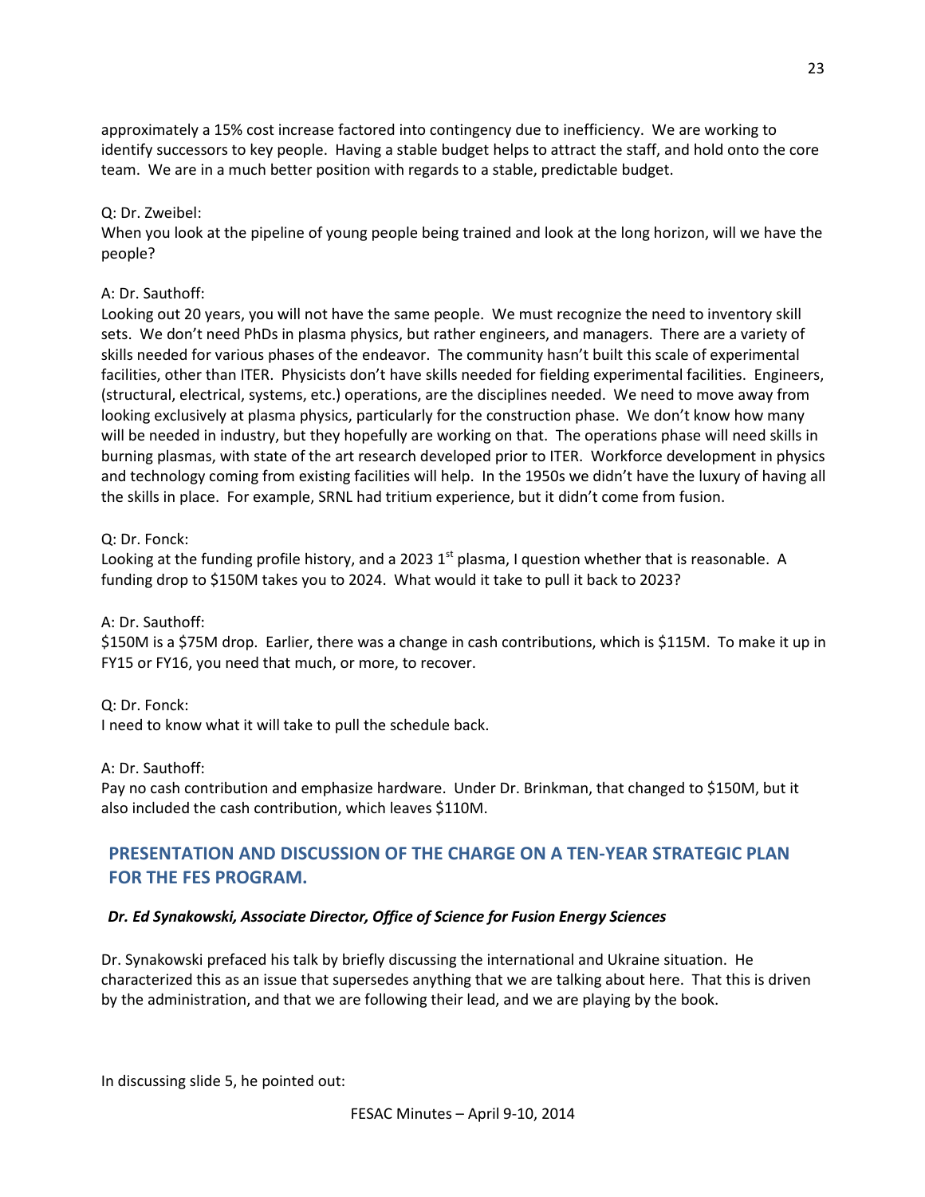approximately a 15% cost increase factored into contingency due to inefficiency. We are working to identify successors to key people. Having a stable budget helps to attract the staff, and hold onto the core team. We are in a much better position with regards to a stable, predictable budget.

Q: Dr. Zweibel:
When you look at the pipeline of young people being trained and look at the long horizon, will we have the people?

A: Dr. Sauthoff:
Looking out 20 years, you will not have the same people. We must recognize the need to inventory skill sets. We don't need PhDs in plasma physics, but rather engineers, and managers. There are a variety of skills needed for various phases of the endeavor. The community hasn't built this scale of experimental facilities, other than ITER. Physicists don't have skills needed for fielding experimental facilities. Engineers, (structural, electrical, systems, etc.) operations, are the disciplines needed. We need to move away from looking exclusively at plasma physics, particularly for the construction phase. We don't know how many will be needed in industry, but they hopefully are working on that. The operations phase will need skills in burning plasmas, with state of the art research developed prior to ITER. Workforce development in physics and technology coming from existing facilities will help. In the 1950s we didn't have the luxury of having all the skills in place. For example, SRNL had tritium experience, but it didn't come from fusion.

Q: Dr. Fonck:
Looking at the funding profile history, and a 2023 1st plasma, I question whether that is reasonable. A funding drop to $150M takes you to 2024. What would it take to pull it back to 2023?

A: Dr. Sauthoff:
$150M is a $75M drop. Earlier, there was a change in cash contributions, which is $115M. To make it up in FY15 or FY16, you need that much, or more, to recover.

Q: Dr. Fonck:
I need to know what it will take to pull the schedule back.

A: Dr. Sauthoff:
Pay no cash contribution and emphasize hardware. Under Dr. Brinkman, that changed to $150M, but it also included the cash contribution, which leaves $110M.

## PRESENTATION AND DISCUSSION OF THE CHARGE ON A TEN-YEAR STRATEGIC PLAN FOR THE FES PROGRAM.

***Dr. Ed Synakowski, Associate Director, Office of Science for Fusion Energy Sciences***

Dr. Synakowski prefaced his talk by briefly discussing the international and Ukraine situation. He characterized this as an issue that supersedes anything that we are talking about here. That this is driven by the administration, and that we are following their lead, and we are playing by the book.

In discussing slide 5, he pointed out: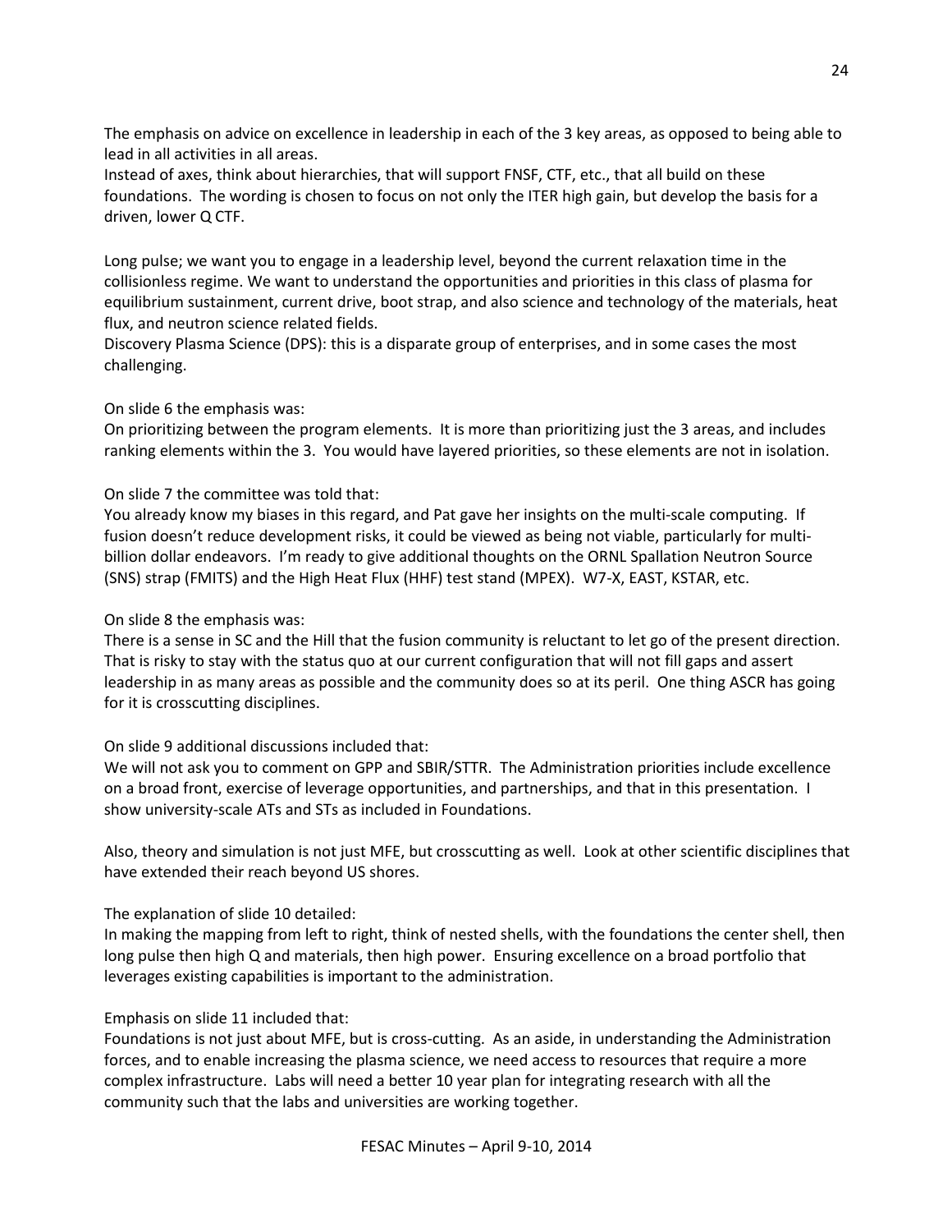The emphasis on advice on excellence in leadership in each of the 3 key areas, as opposed to being able to lead in all activities in all areas.
Instead of axes, think about hierarchies, that will support FNSF, CTF, etc., that all build on these foundations. The wording is chosen to focus on not only the ITER high gain, but develop the basis for a driven, lower Q CTF.

Long pulse; we want you to engage in a leadership level, beyond the current relaxation time in the collisionless regime. We want to understand the opportunities and priorities in this class of plasma for equilibrium sustainment, current drive, boot strap, and also science and technology of the materials, heat flux, and neutron science related fields.
Discovery Plasma Science (DPS): this is a disparate group of enterprises, and in some cases the most challenging.

On slide 6 the emphasis was:
On prioritizing between the program elements. It is more than prioritizing just the 3 areas, and includes ranking elements within the 3. You would have layered priorities, so these elements are not in isolation.

On slide 7 the committee was told that:
You already know my biases in this regard, and Pat gave her insights on the multi-scale computing. If fusion doesn't reduce development risks, it could be viewed as being not viable, particularly for multi-billion dollar endeavors. I'm ready to give additional thoughts on the ORNL Spallation Neutron Source (SNS) strap (FMITS) and the High Heat Flux (HHF) test stand (MPEX). W7-X, EAST, KSTAR, etc.

On slide 8 the emphasis was:
There is a sense in SC and the Hill that the fusion community is reluctant to let go of the present direction. That is risky to stay with the status quo at our current configuration that will not fill gaps and assert leadership in as many areas as possible and the community does so at its peril. One thing ASCR has going for it is crosscutting disciplines.

On slide 9 additional discussions included that:
We will not ask you to comment on GPP and SBIR/STTR. The Administration priorities include excellence on a broad front, exercise of leverage opportunities, and partnerships, and that in this presentation. I show university-scale ATs and STs as included in Foundations.

Also, theory and simulation is not just MFE, but crosscutting as well. Look at other scientific disciplines that have extended their reach beyond US shores.

The explanation of slide 10 detailed:
In making the mapping from left to right, think of nested shells, with the foundations the center shell, then long pulse then high Q and materials, then high power. Ensuring excellence on a broad portfolio that leverages existing capabilities is important to the administration.

Emphasis on slide 11 included that:
Foundations is not just about MFE, but is cross-cutting. As an aside, in understanding the Administration forces, and to enable increasing the plasma science, we need access to resources that require a more complex infrastructure. Labs will need a better 10 year plan for integrating research with all the community such that the labs and universities are working together.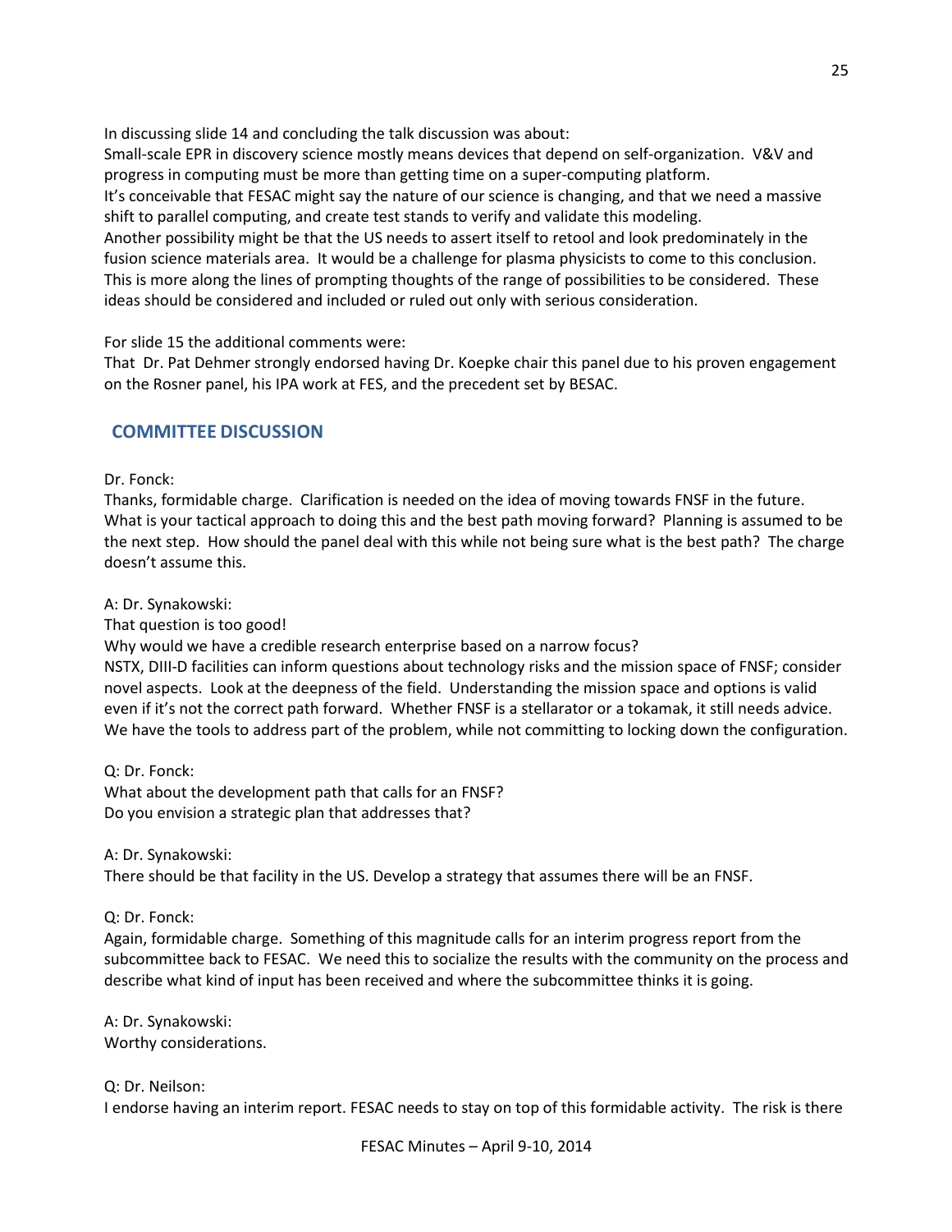In discussing slide 14 and concluding the talk discussion was about:
Small-scale EPR in discovery science mostly means devices that depend on self-organization. V&V and progress in computing must be more than getting time on a super-computing platform.
It's conceivable that FESAC might say the nature of our science is changing, and that we need a massive shift to parallel computing, and create test stands to verify and validate this modeling.
Another possibility might be that the US needs to assert itself to retool and look predominately in the fusion science materials area. It would be a challenge for plasma physicists to come to this conclusion. This is more along the lines of prompting thoughts of the range of possibilities to be considered. These ideas should be considered and included or ruled out only with serious consideration.

For slide 15 the additional comments were:
That Dr. Pat Dehmer strongly endorsed having Dr. Koepke chair this panel due to his proven engagement on the Rosner panel, his IPA work at FES, and the precedent set by BESAC.

## COMMITTEE DISCUSSION

Dr. Fonck:
Thanks, formidable charge. Clarification is needed on the idea of moving towards FNSF in the future. What is your tactical approach to doing this and the best path moving forward? Planning is assumed to be the next step. How should the panel deal with this while not being sure what is the best path? The charge doesn't assume this.

A: Dr. Synakowski:
That question is too good!
Why would we have a credible research enterprise based on a narrow focus?
NSTX, DIII-D facilities can inform questions about technology risks and the mission space of FNSF; consider novel aspects. Look at the deepness of the field. Understanding the mission space and options is valid even if it's not the correct path forward. Whether FNSF is a stellarator or a tokamak, it still needs advice. We have the tools to address part of the problem, while not committing to locking down the configuration.

Q: Dr. Fonck:
What about the development path that calls for an FNSF?
Do you envision a strategic plan that addresses that?

A: Dr. Synakowski:
There should be that facility in the US. Develop a strategy that assumes there will be an FNSF.

Q: Dr. Fonck:
Again, formidable charge. Something of this magnitude calls for an interim progress report from the subcommittee back to FESAC. We need this to socialize the results with the community on the process and describe what kind of input has been received and where the subcommittee thinks it is going.

A: Dr. Synakowski:
Worthy considerations.

Q: Dr. Neilson:
I endorse having an interim report. FESAC needs to stay on top of this formidable activity. The risk is there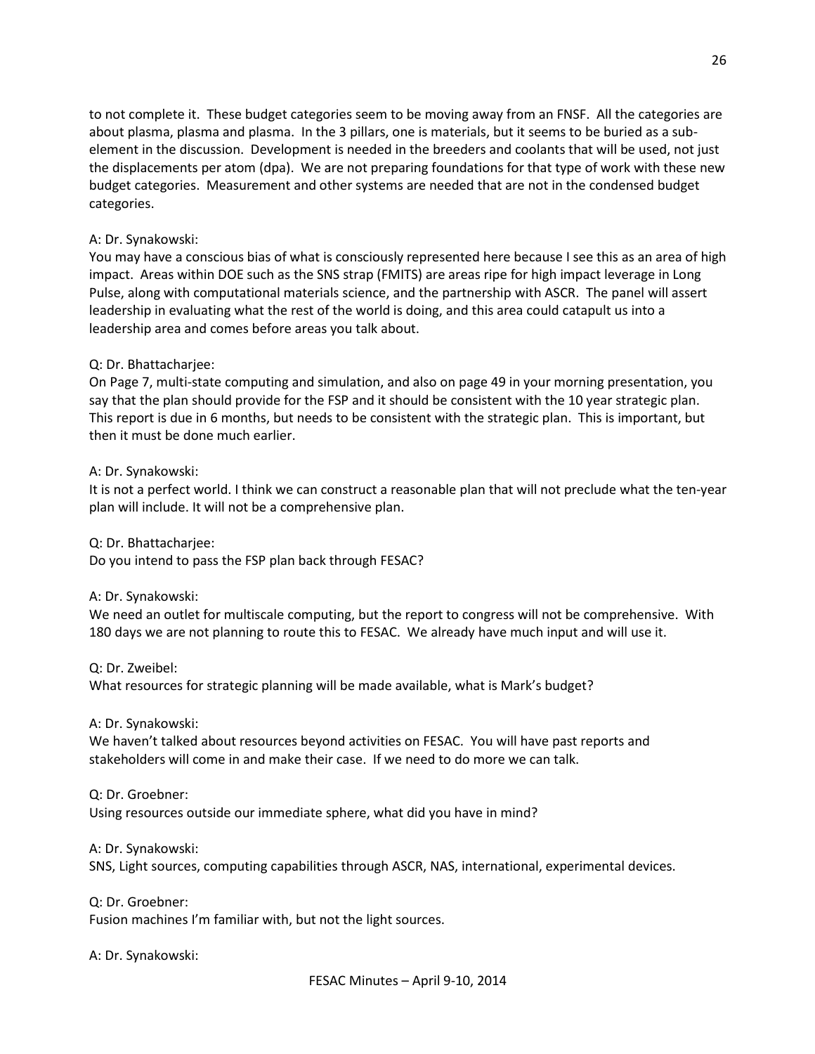to not complete it. These budget categories seem to be moving away from an FNSF. All the categories are about plasma, plasma and plasma. In the 3 pillars, one is materials, but it seems to be buried as a sub-element in the discussion. Development is needed in the breeders and coolants that will be used, not just the displacements per atom (dpa). We are not preparing foundations for that type of work with these new budget categories. Measurement and other systems are needed that are not in the condensed budget categories.

A: Dr. Synakowski:
You may have a conscious bias of what is consciously represented here because I see this as an area of high impact. Areas within DOE such as the SNS strap (FMITS) are areas ripe for high impact leverage in Long Pulse, along with computational materials science, and the partnership with ASCR. The panel will assert leadership in evaluating what the rest of the world is doing, and this area could catapult us into a leadership area and comes before areas you talk about.

Q: Dr. Bhattacharjee:
On Page 7, multi-state computing and simulation, and also on page 49 in your morning presentation, you say that the plan should provide for the FSP and it should be consistent with the 10 year strategic plan. This report is due in 6 months, but needs to be consistent with the strategic plan. This is important, but then it must be done much earlier.

A: Dr. Synakowski:
It is not a perfect world. I think we can construct a reasonable plan that will not preclude what the ten-year plan will include. It will not be a comprehensive plan.

Q: Dr. Bhattacharjee:
Do you intend to pass the FSP plan back through FESAC?

A: Dr. Synakowski:
We need an outlet for multiscale computing, but the report to congress will not be comprehensive. With 180 days we are not planning to route this to FESAC. We already have much input and will use it.

Q: Dr. Zweibel:
What resources for strategic planning will be made available, what is Mark's budget?

A: Dr. Synakowski:
We haven't talked about resources beyond activities on FESAC. You will have past reports and stakeholders will come in and make their case. If we need to do more we can talk.

Q: Dr. Groebner:
Using resources outside our immediate sphere, what did you have in mind?

A: Dr. Synakowski:
SNS, Light sources, computing capabilities through ASCR, NAS, international, experimental devices.

Q: Dr. Groebner:
Fusion machines I'm familiar with, but not the light sources.

A: Dr. Synakowski: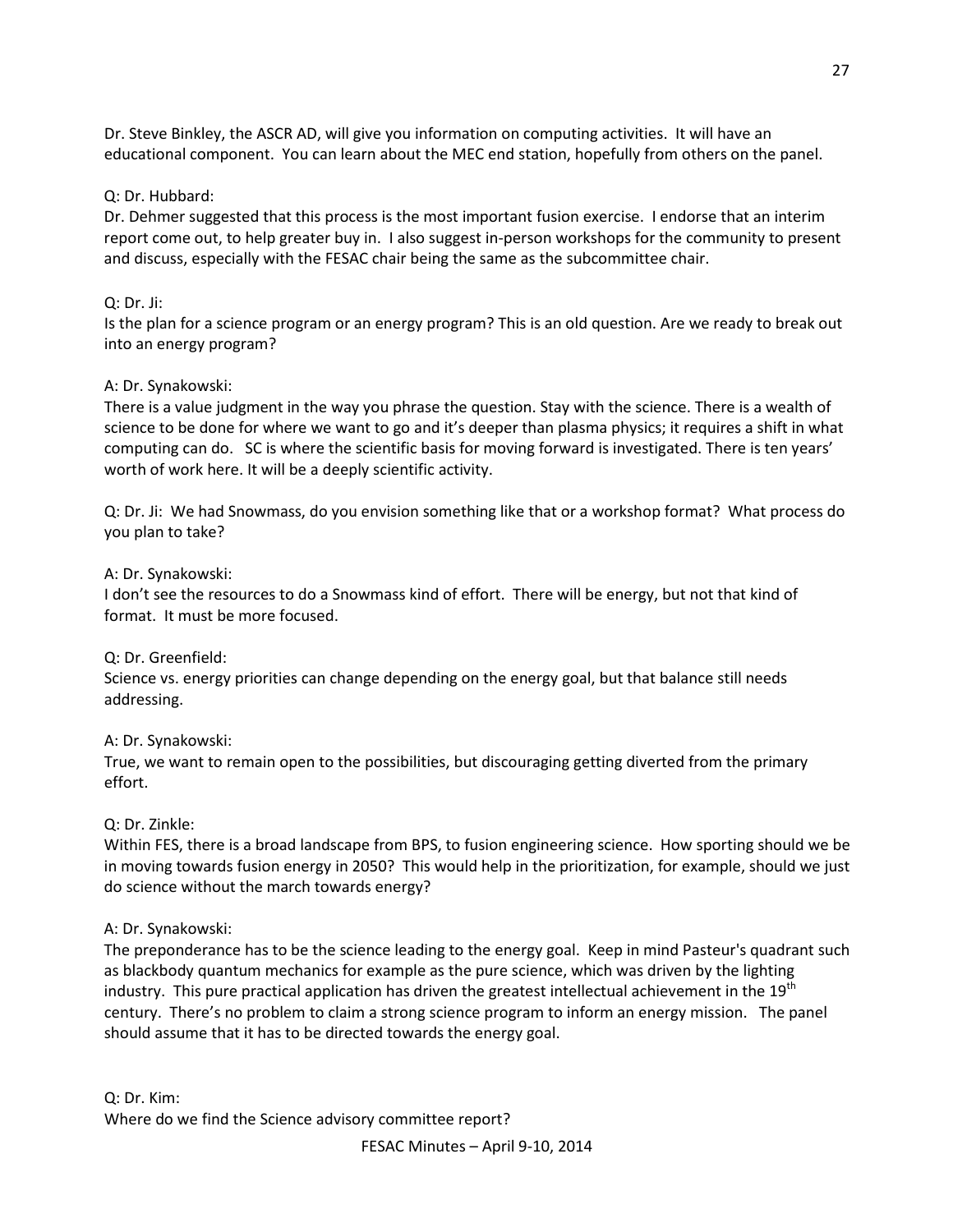Dr. Steve Binkley, the ASCR AD, will give you information on computing activities. It will have an educational component. You can learn about the MEC end station, hopefully from others on the panel.

Q: Dr. Hubbard:
Dr. Dehmer suggested that this process is the most important fusion exercise. I endorse that an interim report come out, to help greater buy in. I also suggest in-person workshops for the community to present and discuss, especially with the FESAC chair being the same as the subcommittee chair.

Q: Dr. Ji:
Is the plan for a science program or an energy program? This is an old question. Are we ready to break out into an energy program?

A: Dr. Synakowski:
There is a value judgment in the way you phrase the question. Stay with the science. There is a wealth of science to be done for where we want to go and it's deeper than plasma physics; it requires a shift in what computing can do. SC is where the scientific basis for moving forward is investigated. There is ten years' worth of work here. It will be a deeply scientific activity.

Q: Dr. Ji: We had Snowmass, do you envision something like that or a workshop format? What process do you plan to take?

A: Dr. Synakowski:
I don't see the resources to do a Snowmass kind of effort. There will be energy, but not that kind of format. It must be more focused.

Q: Dr. Greenfield:
Science vs. energy priorities can change depending on the energy goal, but that balance still needs addressing.

A: Dr. Synakowski:
True, we want to remain open to the possibilities, but discouraging getting diverted from the primary effort.

Q: Dr. Zinkle:
Within FES, there is a broad landscape from BPS, to fusion engineering science. How sporting should we be in moving towards fusion energy in 2050? This would help in the prioritization, for example, should we just do science without the march towards energy?

A: Dr. Synakowski:
The preponderance has to be the science leading to the energy goal. Keep in mind Pasteur's quadrant such as blackbody quantum mechanics for example as the pure science, which was driven by the lighting industry. This pure practical application has driven the greatest intellectual achievement in the 19th century. There's no problem to claim a strong science program to inform an energy mission. The panel should assume that it has to be directed towards the energy goal.

Q: Dr. Kim:
Where do we find the Science advisory committee report?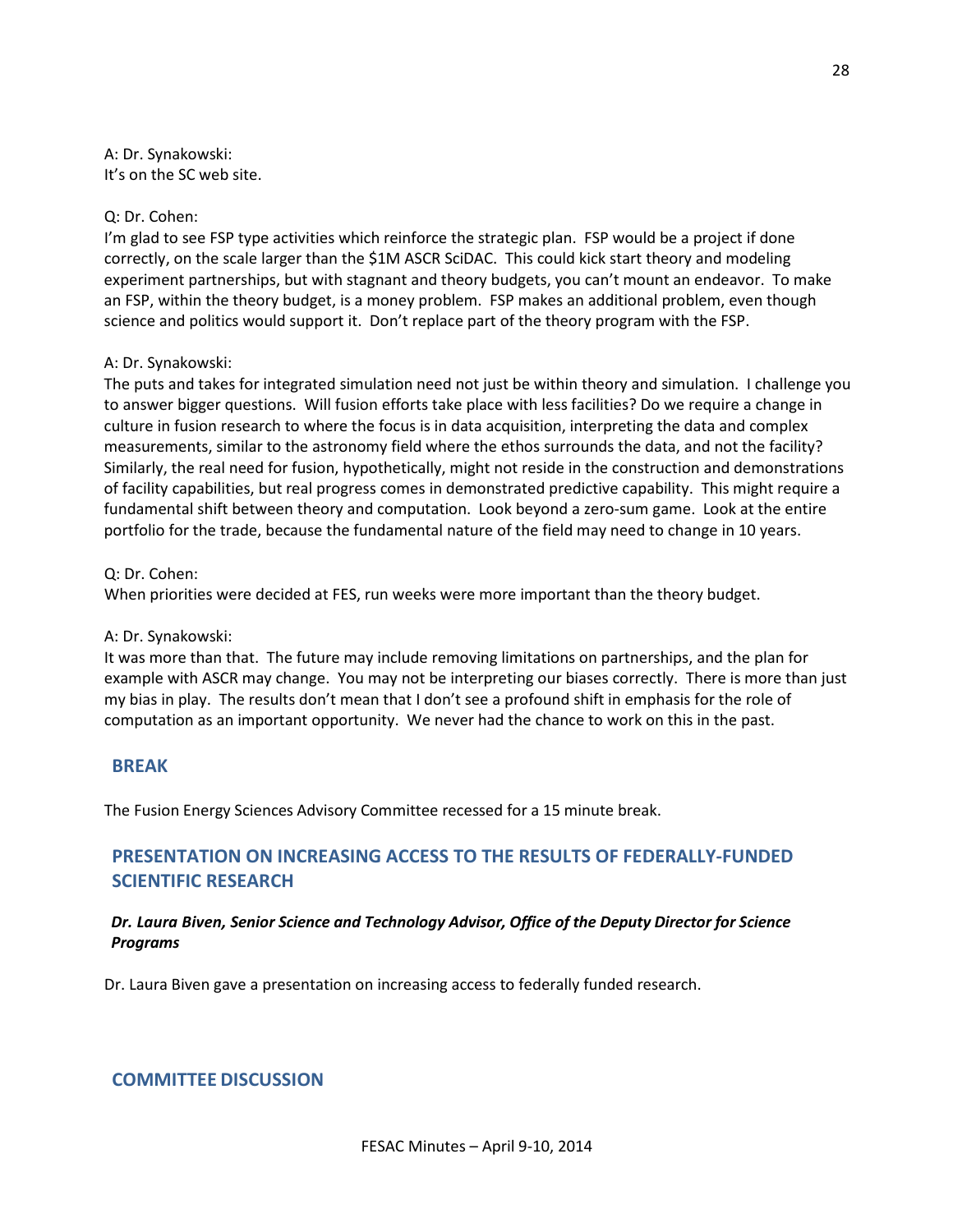A: Dr. Synakowski:
It's on the SC web site.

Q: Dr. Cohen:
I'm glad to see FSP type activities which reinforce the strategic plan. FSP would be a project if done correctly, on the scale larger than the $1M ASCR SciDAC. This could kick start theory and modeling experiment partnerships, but with stagnant and theory budgets, you can't mount an endeavor. To make an FSP, within the theory budget, is a money problem. FSP makes an additional problem, even though science and politics would support it. Don't replace part of the theory program with the FSP.

A: Dr. Synakowski:
The puts and takes for integrated simulation need not just be within theory and simulation. I challenge you to answer bigger questions. Will fusion efforts take place with less facilities? Do we require a change in culture in fusion research to where the focus is in data acquisition, interpreting the data and complex measurements, similar to the astronomy field where the ethos surrounds the data, and not the facility? Similarly, the real need for fusion, hypothetically, might not reside in the construction and demonstrations of facility capabilities, but real progress comes in demonstrated predictive capability. This might require a fundamental shift between theory and computation. Look beyond a zero-sum game. Look at the entire portfolio for the trade, because the fundamental nature of the field may need to change in 10 years.

Q: Dr. Cohen:
When priorities were decided at FES, run weeks were more important than the theory budget.

A: Dr. Synakowski:
It was more than that. The future may include removing limitations on partnerships, and the plan for example with ASCR may change. You may not be interpreting our biases correctly. There is more than just my bias in play. The results don't mean that I don't see a profound shift in emphasis for the role of computation as an important opportunity. We never had the chance to work on this in the past.

## BREAK

The Fusion Energy Sciences Advisory Committee recessed for a 15 minute break.

## PRESENTATION ON INCREASING ACCESS TO THE RESULTS OF FEDERALLY-FUNDED SCIENTIFIC RESEARCH

***Dr. Laura Biven, Senior Science and Technology Advisor, Office of the Deputy Director for Science Programs***

Dr. Laura Biven gave a presentation on increasing access to federally funded research.

## COMMITTEE DISCUSSION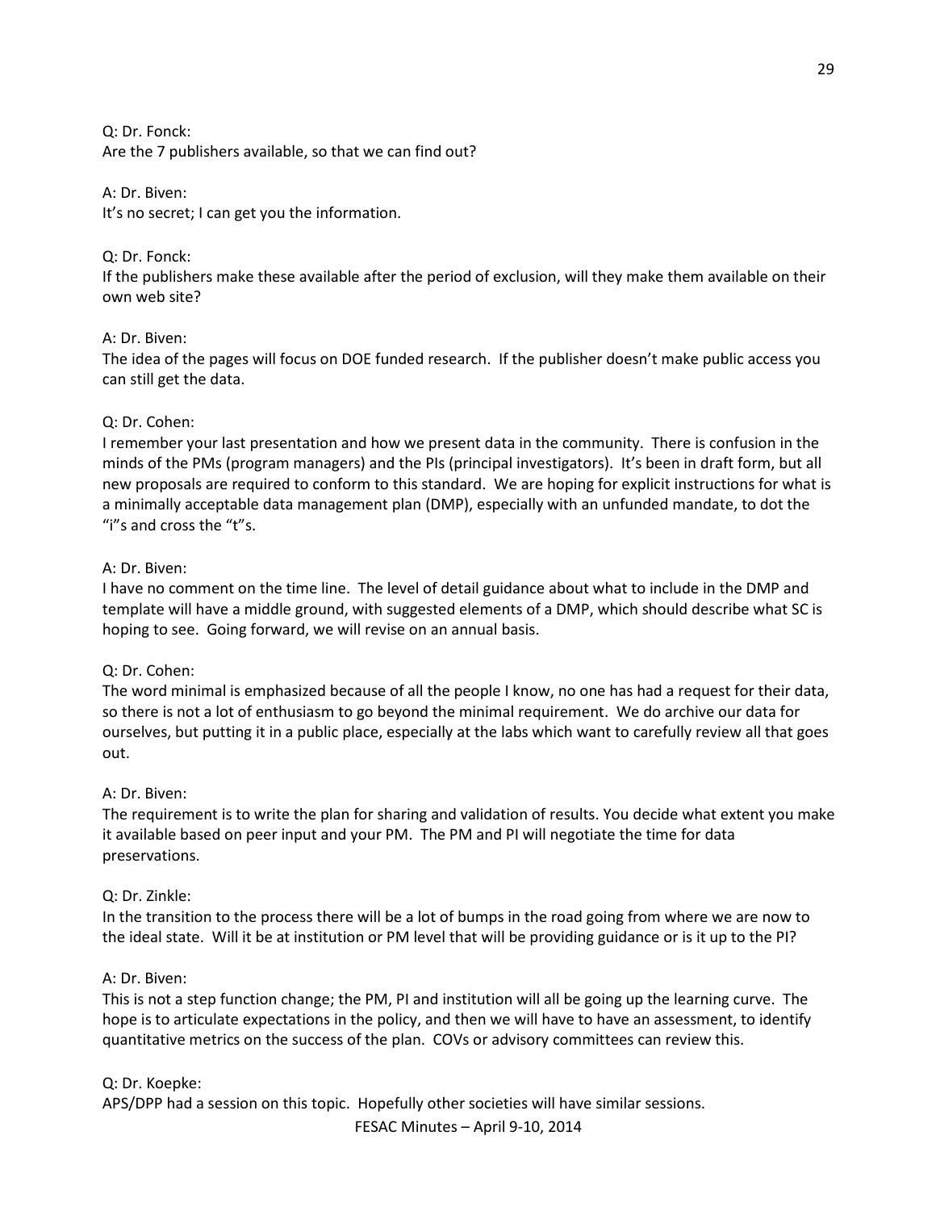Q: Dr. Fonck:
Are the 7 publishers available, so that we can find out?

A: Dr. Biven:
It's no secret; I can get you the information.

Q: Dr. Fonck:
If the publishers make these available after the period of exclusion, will they make them available on their own web site?

A: Dr. Biven:
The idea of the pages will focus on DOE funded research. If the publisher doesn't make public access you can still get the data.

Q: Dr. Cohen:
I remember your last presentation and how we present data in the community. There is confusion in the minds of the PMs (program managers) and the PIs (principal investigators). It's been in draft form, but all new proposals are required to conform to this standard. We are hoping for explicit instructions for what is a minimally acceptable data management plan (DMP), especially with an unfunded mandate, to dot the "i"s and cross the "t"s.

A: Dr. Biven:
I have no comment on the time line. The level of detail guidance about what to include in the DMP and template will have a middle ground, with suggested elements of a DMP, which should describe what SC is hoping to see. Going forward, we will revise on an annual basis.

Q: Dr. Cohen:
The word minimal is emphasized because of all the people I know, no one has had a request for their data, so there is not a lot of enthusiasm to go beyond the minimal requirement. We do archive our data for ourselves, but putting it in a public place, especially at the labs which want to carefully review all that goes out.

A: Dr. Biven:
The requirement is to write the plan for sharing and validation of results. You decide what extent you make it available based on peer input and your PM. The PM and PI will negotiate the time for data preservations.

Q: Dr. Zinkle:
In the transition to the process there will be a lot of bumps in the road going from where we are now to the ideal state. Will it be at institution or PM level that will be providing guidance or is it up to the PI?

A: Dr. Biven:
This is not a step function change; the PM, PI and institution will all be going up the learning curve. The hope is to articulate expectations in the policy, and then we will have to have an assessment, to identify quantitative metrics on the success of the plan. COVs or advisory committees can review this.

Q: Dr. Koepke:
APS/DPP had a session on this topic. Hopefully other societies will have similar sessions.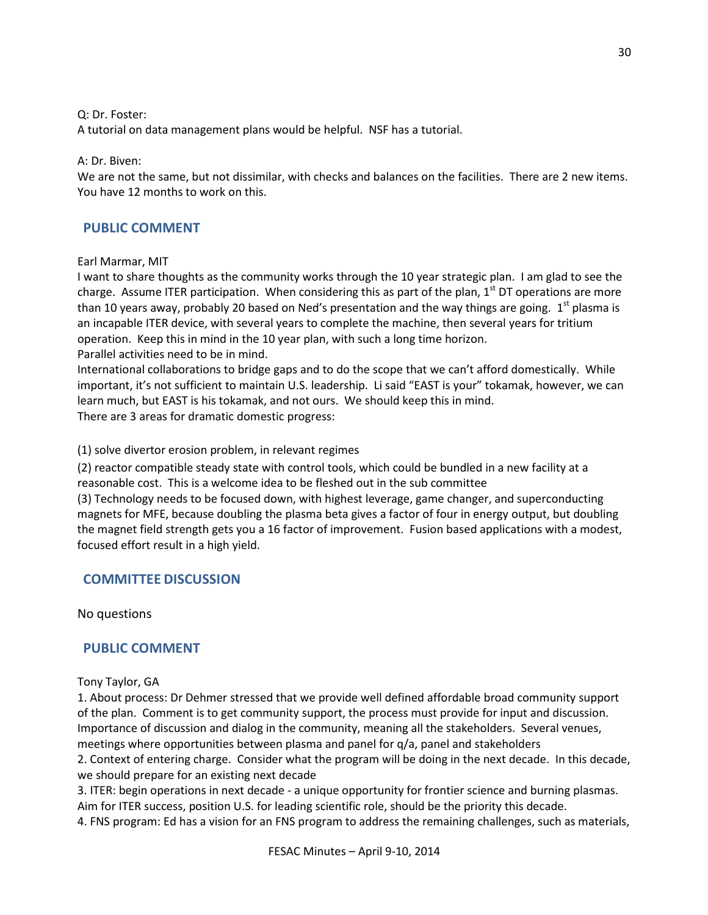Q: Dr. Foster:
A tutorial on data management plans would be helpful. NSF has a tutorial.

A: Dr. Biven:
We are not the same, but not dissimilar, with checks and balances on the facilities. There are 2 new items. You have 12 months to work on this.

## PUBLIC COMMENT

Earl Marmar, MIT
I want to share thoughts as the community works through the 10 year strategic plan. I am glad to see the charge. Assume ITER participation. When considering this as part of the plan, 1st DT operations are more than 10 years away, probably 20 based on Ned's presentation and the way things are going. 1st plasma is an incapable ITER device, with several years to complete the machine, then several years for tritium operation. Keep this in mind in the 10 year plan, with such a long time horizon.
Parallel activities need to be in mind.
International collaborations to bridge gaps and to do the scope that we can't afford domestically. While important, it's not sufficient to maintain U.S. leadership. Li said "EAST is your" tokamak, however, we can learn much, but EAST is his tokamak, and not ours. We should keep this in mind.
There are 3 areas for dramatic domestic progress:

(1) solve divertor erosion problem, in relevant regimes
(2) reactor compatible steady state with control tools, which could be bundled in a new facility at a reasonable cost. This is a welcome idea to be fleshed out in the sub committee
(3) Technology needs to be focused down, with highest leverage, game changer, and superconducting magnets for MFE, because doubling the plasma beta gives a factor of four in energy output, but doubling the magnet field strength gets you a 16 factor of improvement. Fusion based applications with a modest, focused effort result in a high yield.

## COMMITTEE DISCUSSION

No questions

## PUBLIC COMMENT

Tony Taylor, GA
1. About process: Dr Dehmer stressed that we provide well defined affordable broad community support of the plan. Comment is to get community support, the process must provide for input and discussion. Importance of discussion and dialog in the community, meaning all the stakeholders. Several venues, meetings where opportunities between plasma and panel for q/a, panel and stakeholders
2. Context of entering charge. Consider what the program will be doing in the next decade. In this decade, we should prepare for an existing next decade
3. ITER: begin operations in next decade - a unique opportunity for frontier science and burning plasmas. Aim for ITER success, position U.S. for leading scientific role, should be the priority this decade.
4. FNS program: Ed has a vision for an FNS program to address the remaining challenges, such as materials,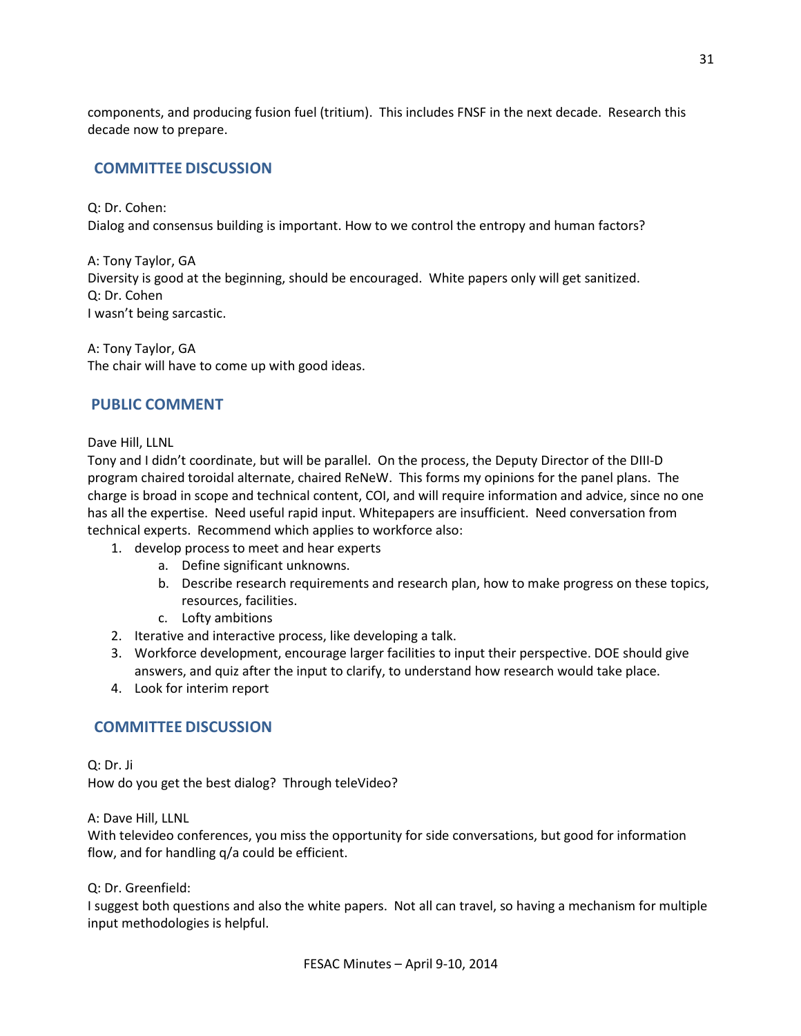components, and producing fusion fuel (tritium). This includes FNSF in the next decade. Research this decade now to prepare.

## COMMITTEE DISCUSSION

Q: Dr. Cohen:
Dialog and consensus building is important. How to we control the entropy and human factors?

A: Tony Taylor, GA
Diversity is good at the beginning, should be encouraged. White papers only will get sanitized.
Q: Dr. Cohen
I wasn't being sarcastic.

A: Tony Taylor, GA
The chair will have to come up with good ideas.

## PUBLIC COMMENT

Dave Hill, LLNL
Tony and I didn't coordinate, but will be parallel. On the process, the Deputy Director of the DIII-D program chaired toroidal alternate, chaired ReNeW. This forms my opinions for the panel plans. The charge is broad in scope and technical content, COI, and will require information and advice, since no one has all the expertise. Need useful rapid input. Whitepapers are insufficient. Need conversation from technical experts. Recommend which applies to workforce also:

1. develop process to meet and hear experts
   a. Define significant unknowns.
   b. Describe research requirements and research plan, how to make progress on these topics, resources, facilities.
   c. Lofty ambitions
2. Iterative and interactive process, like developing a talk.
3. Workforce development, encourage larger facilities to input their perspective. DOE should give answers, and quiz after the input to clarify, to understand how research would take place.
4. Look for interim report

## COMMITTEE DISCUSSION

Q: Dr. Ji
How do you get the best dialog? Through teleVideo?

A: Dave Hill, LLNL
With televideo conferences, you miss the opportunity for side conversations, but good for information flow, and for handling q/a could be efficient.

Q: Dr. Greenfield:
I suggest both questions and also the white papers. Not all can travel, so having a mechanism for multiple input methodologies is helpful.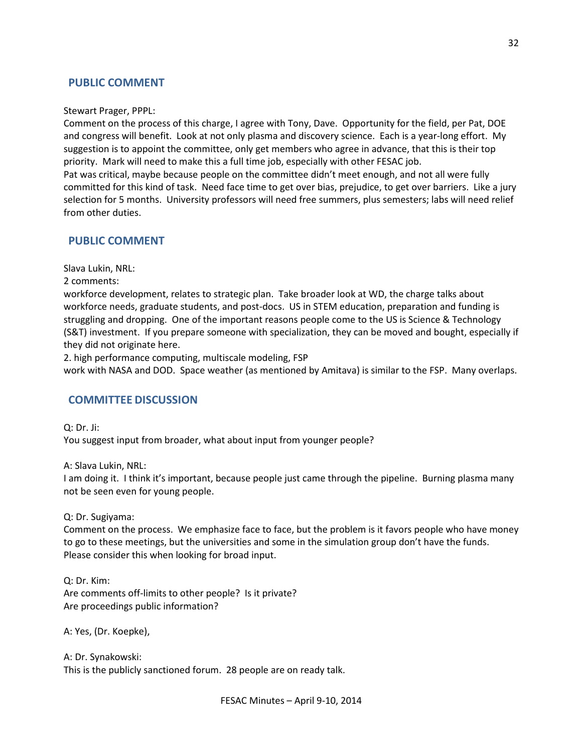## PUBLIC COMMENT

Stewart Prager, PPPL:
Comment on the process of this charge, I agree with Tony, Dave. Opportunity for the field, per Pat, DOE and congress will benefit. Look at not only plasma and discovery science. Each is a year-long effort. My suggestion is to appoint the committee, only get members who agree in advance, that this is their top priority. Mark will need to make this a full time job, especially with other FESAC job.
Pat was critical, maybe because people on the committee didn't meet enough, and not all were fully committed for this kind of task. Need face time to get over bias, prejudice, to get over barriers. Like a jury selection for 5 months. University professors will need free summers, plus semesters; labs will need relief from other duties.

## PUBLIC COMMENT

Slava Lukin, NRL:
2 comments:
workforce development, relates to strategic plan. Take broader look at WD, the charge talks about workforce needs, graduate students, and post-docs. US in STEM education, preparation and funding is struggling and dropping. One of the important reasons people come to the US is Science & Technology (S&T) investment. If you prepare someone with specialization, they can be moved and bought, especially if they did not originate here.
2. high performance computing, multiscale modeling, FSP
work with NASA and DOD. Space weather (as mentioned by Amitava) is similar to the FSP. Many overlaps.

## COMMITTEE DISCUSSION

Q: Dr. Ji:
You suggest input from broader, what about input from younger people?

A: Slava Lukin, NRL:
I am doing it. I think it's important, because people just came through the pipeline. Burning plasma many not be seen even for young people.

Q: Dr. Sugiyama:
Comment on the process. We emphasize face to face, but the problem is it favors people who have money to go to these meetings, but the universities and some in the simulation group don't have the funds. Please consider this when looking for broad input.

Q: Dr. Kim:
Are comments off-limits to other people? Is it private?
Are proceedings public information?

A: Yes, (Dr. Koepke),

A: Dr. Synakowski:
This is the publicly sanctioned forum. 28 people are on ready talk.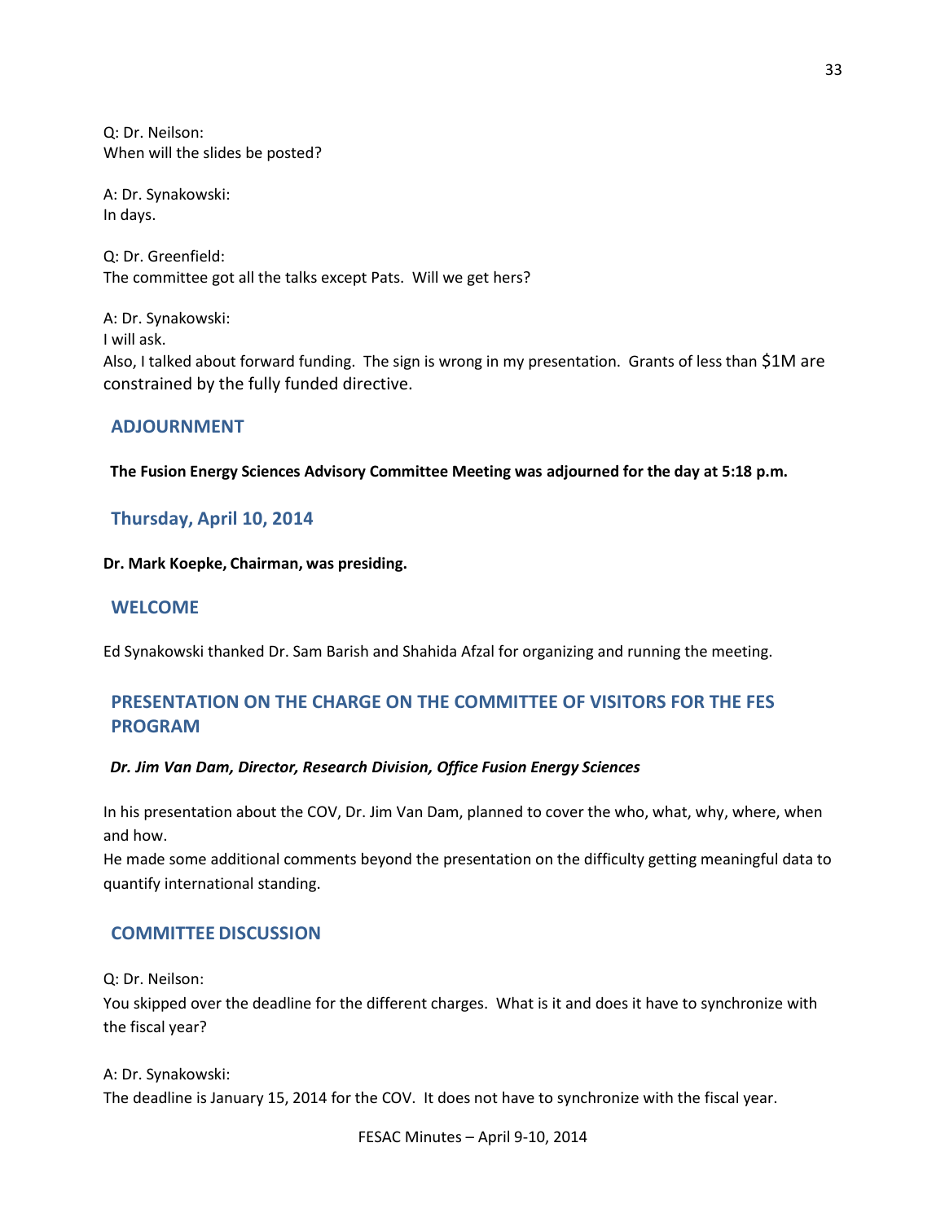Q: Dr. Neilson:
When will the slides be posted?

A: Dr. Synakowski:
In days.

Q: Dr. Greenfield:
The committee got all the talks except Pats. Will we get hers?

A: Dr. Synakowski:
I will ask.
Also, I talked about forward funding. The sign is wrong in my presentation. Grants of less than $1M are constrained by the fully funded directive.

## ADJOURNMENT

**The Fusion Energy Sciences Advisory Committee Meeting was adjourned for the day at 5:18 p.m.**

## Thursday, April 10, 2014

**Dr. Mark Koepke, Chairman, was presiding.**

## WELCOME

Ed Synakowski thanked Dr. Sam Barish and Shahida Afzal for organizing and running the meeting.

## PRESENTATION ON THE CHARGE ON THE COMMITTEE OF VISITORS FOR THE FES PROGRAM

***Dr. Jim Van Dam, Director, Research Division, Office Fusion Energy Sciences***

In his presentation about the COV, Dr. Jim Van Dam, planned to cover the who, what, why, where, when and how.
He made some additional comments beyond the presentation on the difficulty getting meaningful data to quantify international standing.

## COMMITTEE DISCUSSION

Q: Dr. Neilson:
You skipped over the deadline for the different charges. What is it and does it have to synchronize with the fiscal year?

A: Dr. Synakowski:
The deadline is January 15, 2014 for the COV. It does not have to synchronize with the fiscal year.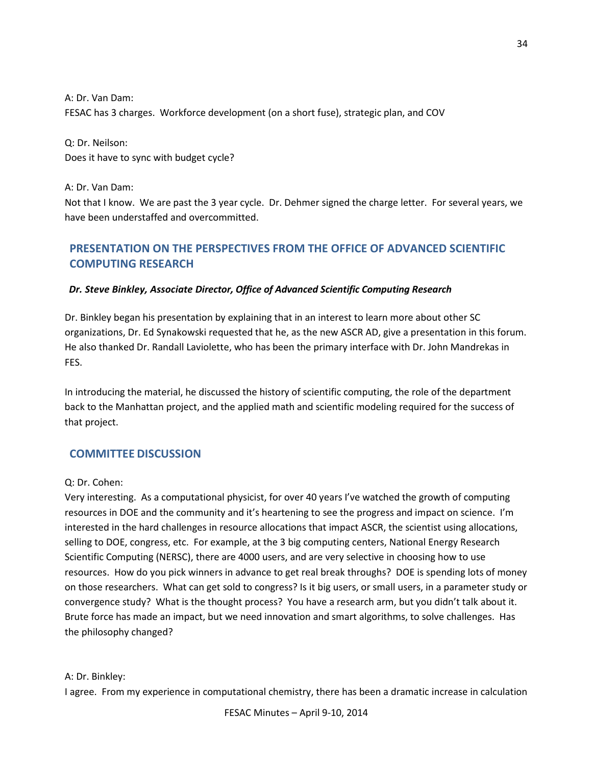A: Dr. Van Dam:
FESAC has 3 charges. Workforce development (on a short fuse), strategic plan, and COV

Q: Dr. Neilson:
Does it have to sync with budget cycle?

A: Dr. Van Dam:
Not that I know. We are past the 3 year cycle. Dr. Dehmer signed the charge letter. For several years, we have been understaffed and overcommitted.

## PRESENTATION ON THE PERSPECTIVES FROM THE OFFICE OF ADVANCED SCIENTIFIC COMPUTING RESEARCH

***Dr. Steve Binkley, Associate Director, Office of Advanced Scientific Computing Research***

Dr. Binkley began his presentation by explaining that in an interest to learn more about other SC organizations, Dr. Ed Synakowski requested that he, as the new ASCR AD, give a presentation in this forum. He also thanked Dr. Randall Laviolette, who has been the primary interface with Dr. John Mandrekas in FES.

In introducing the material, he discussed the history of scientific computing, the role of the department back to the Manhattan project, and the applied math and scientific modeling required for the success of that project.

## COMMITTEE DISCUSSION

Q: Dr. Cohen:
Very interesting. As a computational physicist, for over 40 years I've watched the growth of computing resources in DOE and the community and it's heartening to see the progress and impact on science. I'm interested in the hard challenges in resource allocations that impact ASCR, the scientist using allocations, selling to DOE, congress, etc. For example, at the 3 big computing centers, National Energy Research Scientific Computing (NERSC), there are 4000 users, and are very selective in choosing how to use resources. How do you pick winners in advance to get real break throughs? DOE is spending lots of money on those researchers. What can get sold to congress? Is it big users, or small users, in a parameter study or convergence study? What is the thought process? You have a research arm, but you didn't talk about it. Brute force has made an impact, but we need innovation and smart algorithms, to solve challenges. Has the philosophy changed?

A: Dr. Binkley:
I agree. From my experience in computational chemistry, there has been a dramatic increase in calculation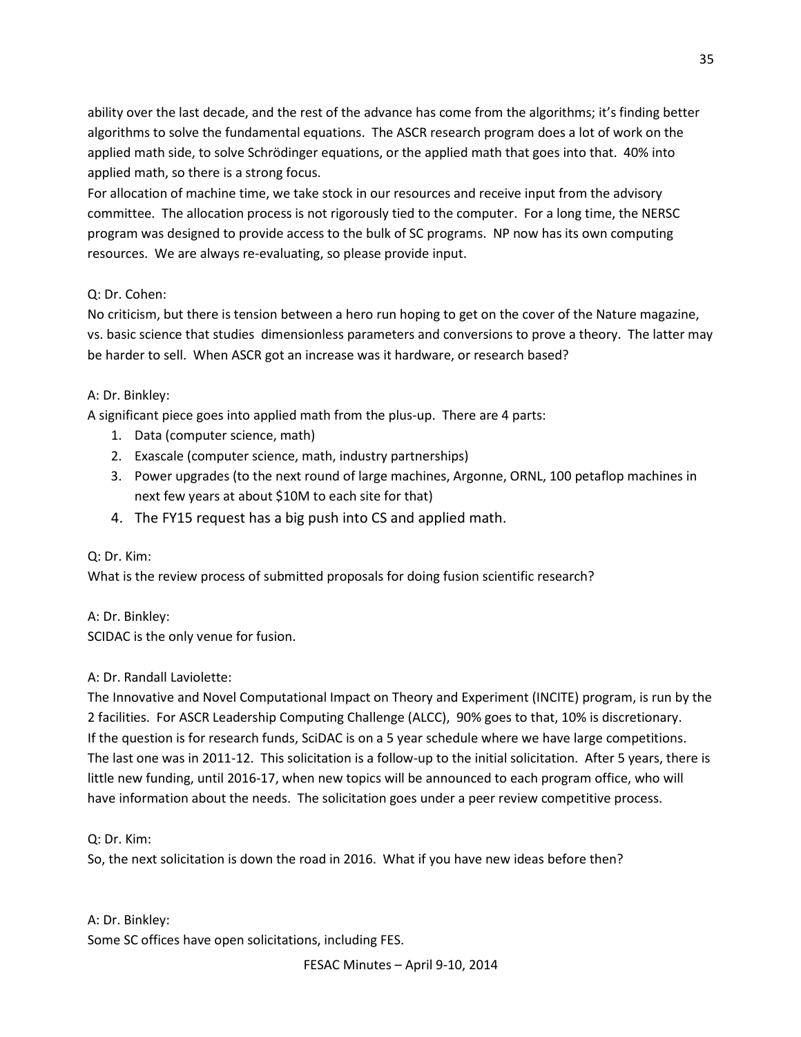ability over the last decade, and the rest of the advance has come from the algorithms; it's finding better algorithms to solve the fundamental equations. The ASCR research program does a lot of work on the applied math side, to solve Schrödinger equations, or the applied math that goes into that. 40% into applied math, so there is a strong focus.

For allocation of machine time, we take stock in our resources and receive input from the advisory committee. The allocation process is not rigorously tied to the computer. For a long time, the NERSC program was designed to provide access to the bulk of SC programs. NP now has its own computing resources. We are always re-evaluating, so please provide input.

Q: Dr. Cohen:

No criticism, but there is tension between a hero run hoping to get on the cover of the Nature magazine, vs. basic science that studies dimensionless parameters and conversions to prove a theory. The latter may be harder to sell. When ASCR got an increase was it hardware, or research based?

A: Dr. Binkley:

A significant piece goes into applied math from the plus-up. There are 4 parts:

1. Data (computer science, math)
2. Exascale (computer science, math, industry partnerships)
3. Power upgrades (to the next round of large machines, Argonne, ORNL, 100 petaflop machines in next few years at about $10M to each site for that)
4. The FY15 request has a big push into CS and applied math.

Q: Dr. Kim:

What is the review process of submitted proposals for doing fusion scientific research?

A: Dr. Binkley:

SCIDAC is the only venue for fusion.

A: Dr. Randall Laviolette:

The Innovative and Novel Computational Impact on Theory and Experiment (INCITE) program, is run by the 2 facilities. For ASCR Leadership Computing Challenge (ALCC), 90% goes to that, 10% is discretionary. If the question is for research funds, SciDAC is on a 5 year schedule where we have large competitions. The last one was in 2011-12. This solicitation is a follow-up to the initial solicitation. After 5 years, there is little new funding, until 2016-17, when new topics will be announced to each program office, who will have information about the needs. The solicitation goes under a peer review competitive process.

Q: Dr. Kim:

So, the next solicitation is down the road in 2016. What if you have new ideas before then?

A: Dr. Binkley:

Some SC offices have open solicitations, including FES.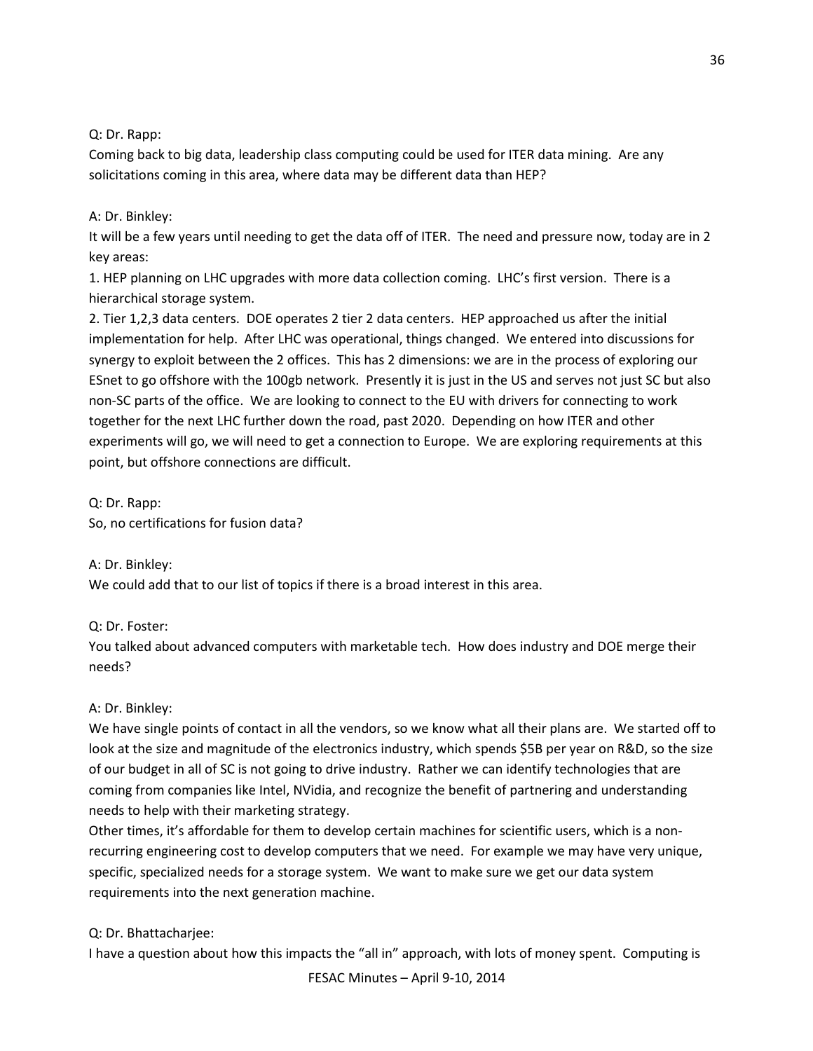Q: Dr. Rapp:

Coming back to big data, leadership class computing could be used for ITER data mining. Are any solicitations coming in this area, where data may be different data than HEP?

A: Dr. Binkley:

It will be a few years until needing to get the data off of ITER. The need and pressure now, today are in 2 key areas:

1. HEP planning on LHC upgrades with more data collection coming. LHC's first version. There is a hierarchical storage system.
2. Tier 1,2,3 data centers. DOE operates 2 tier 2 data centers. HEP approached us after the initial implementation for help. After LHC was operational, things changed. We entered into discussions for synergy to exploit between the 2 offices. This has 2 dimensions: we are in the process of exploring our ESnet to go offshore with the 100gb network. Presently it is just in the US and serves not just SC but also non-SC parts of the office. We are looking to connect to the EU with drivers for connecting to work together for the next LHC further down the road, past 2020. Depending on how ITER and other experiments will go, we will need to get a connection to Europe. We are exploring requirements at this point, but offshore connections are difficult.

Q: Dr. Rapp:

So, no certifications for fusion data?

A: Dr. Binkley:

We could add that to our list of topics if there is a broad interest in this area.

Q: Dr. Foster:

You talked about advanced computers with marketable tech. How does industry and DOE merge their needs?

A: Dr. Binkley:

We have single points of contact in all the vendors, so we know what all their plans are. We started off to look at the size and magnitude of the electronics industry, which spends $5B per year on R&D, so the size of our budget in all of SC is not going to drive industry. Rather we can identify technologies that are coming from companies like Intel, NVidia, and recognize the benefit of partnering and understanding needs to help with their marketing strategy.

Other times, it's affordable for them to develop certain machines for scientific users, which is a non-recurring engineering cost to develop computers that we need. For example we may have very unique, specific, specialized needs for a storage system. We want to make sure we get our data system requirements into the next generation machine.

Q: Dr. Bhattacharjee:

I have a question about how this impacts the "all in" approach, with lots of money spent. Computing is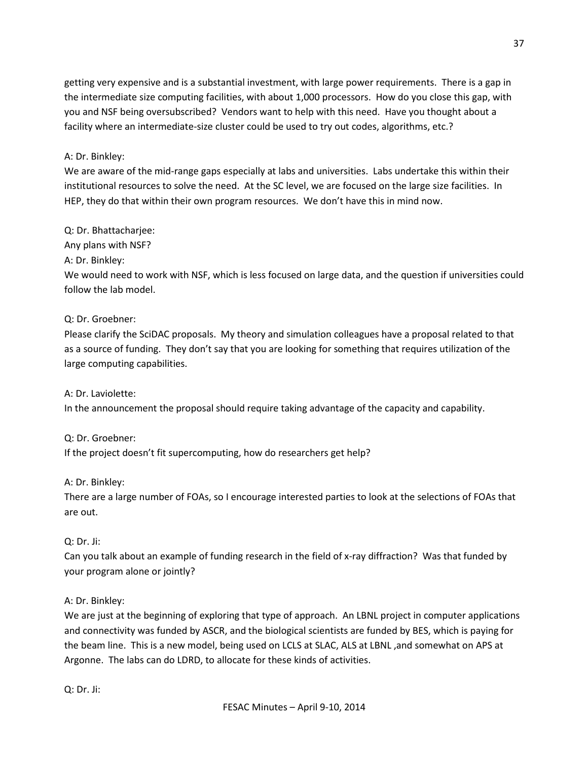getting very expensive and is a substantial investment, with large power requirements. There is a gap in the intermediate size computing facilities, with about 1,000 processors. How do you close this gap, with you and NSF being oversubscribed? Vendors want to help with this need. Have you thought about a facility where an intermediate-size cluster could be used to try out codes, algorithms, etc.?

A: Dr. Binkley:
We are aware of the mid-range gaps especially at labs and universities. Labs undertake this within their institutional resources to solve the need. At the SC level, we are focused on the large size facilities. In HEP, they do that within their own program resources. We don't have this in mind now.

Q: Dr. Bhattacharjee:
Any plans with NSF?
A: Dr. Binkley:
We would need to work with NSF, which is less focused on large data, and the question if universities could follow the lab model.

Q: Dr. Groebner:
Please clarify the SciDAC proposals. My theory and simulation colleagues have a proposal related to that as a source of funding. They don't say that you are looking for something that requires utilization of the large computing capabilities.

A: Dr. Laviolette:
In the announcement the proposal should require taking advantage of the capacity and capability.

Q: Dr. Groebner:
If the project doesn't fit supercomputing, how do researchers get help?

A: Dr. Binkley:
There are a large number of FOAs, so I encourage interested parties to look at the selections of FOAs that are out.

Q: Dr. Ji:
Can you talk about an example of funding research in the field of x-ray diffraction? Was that funded by your program alone or jointly?

A: Dr. Binkley:
We are just at the beginning of exploring that type of approach. An LBNL project in computer applications and connectivity was funded by ASCR, and the biological scientists are funded by BES, which is paying for the beam line. This is a new model, being used on LCLS at SLAC, ALS at LBNL ,and somewhat on APS at Argonne. The labs can do LDRD, to allocate for these kinds of activities.

Q: Dr. Ji: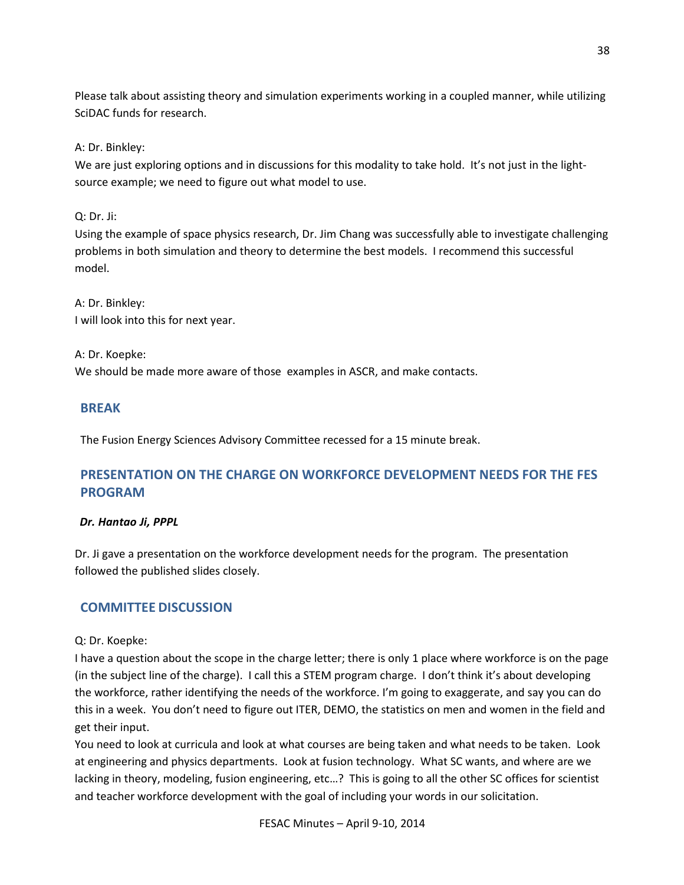Please talk about assisting theory and simulation experiments working in a coupled manner, while utilizing SciDAC funds for research.

A: Dr. Binkley:
We are just exploring options and in discussions for this modality to take hold. It's not just in the light-source example; we need to figure out what model to use.

Q: Dr. Ji:
Using the example of space physics research, Dr. Jim Chang was successfully able to investigate challenging problems in both simulation and theory to determine the best models. I recommend this successful model.

A: Dr. Binkley:
I will look into this for next year.

A: Dr. Koepke:
We should be made more aware of those examples in ASCR, and make contacts.

## BREAK

The Fusion Energy Sciences Advisory Committee recessed for a 15 minute break.

## PRESENTATION ON THE CHARGE ON WORKFORCE DEVELOPMENT NEEDS FOR THE FES PROGRAM

***Dr. Hantao Ji, PPPL***

Dr. Ji gave a presentation on the workforce development needs for the program. The presentation followed the published slides closely.

## COMMITTEE DISCUSSION

Q: Dr. Koepke:
I have a question about the scope in the charge letter; there is only 1 place where workforce is on the page (in the subject line of the charge). I call this a STEM program charge. I don't think it's about developing the workforce, rather identifying the needs of the workforce. I'm going to exaggerate, and say you can do this in a week. You don't need to figure out ITER, DEMO, the statistics on men and women in the field and get their input.
You need to look at curricula and look at what courses are being taken and what needs to be taken. Look at engineering and physics departments. Look at fusion technology. What SC wants, and where are we lacking in theory, modeling, fusion engineering, etc…? This is going to all the other SC offices for scientist and teacher workforce development with the goal of including your words in our solicitation.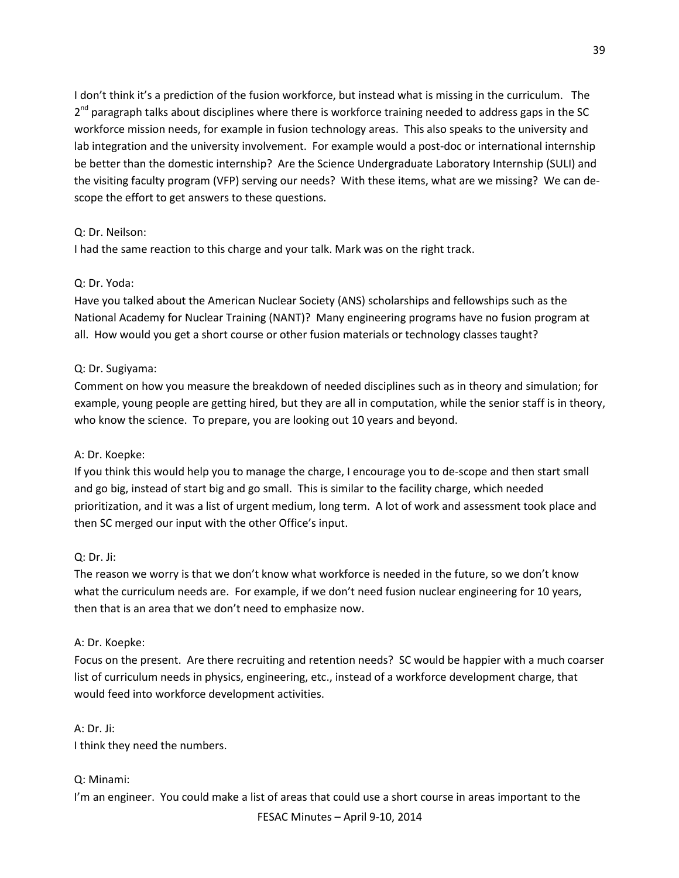I don't think it's a prediction of the fusion workforce, but instead what is missing in the curriculum. The 2nd paragraph talks about disciplines where there is workforce training needed to address gaps in the SC workforce mission needs, for example in fusion technology areas. This also speaks to the university and lab integration and the university involvement. For example would a post-doc or international internship be better than the domestic internship? Are the Science Undergraduate Laboratory Internship (SULI) and the visiting faculty program (VFP) serving our needs? With these items, what are we missing? We can de-scope the effort to get answers to these questions.

Q: Dr. Neilson:
I had the same reaction to this charge and your talk. Mark was on the right track.

Q: Dr. Yoda:
Have you talked about the American Nuclear Society (ANS) scholarships and fellowships such as the National Academy for Nuclear Training (NANT)? Many engineering programs have no fusion program at all. How would you get a short course or other fusion materials or technology classes taught?

Q: Dr. Sugiyama:
Comment on how you measure the breakdown of needed disciplines such as in theory and simulation; for example, young people are getting hired, but they are all in computation, while the senior staff is in theory, who know the science. To prepare, you are looking out 10 years and beyond.

A: Dr. Koepke:
If you think this would help you to manage the charge, I encourage you to de-scope and then start small and go big, instead of start big and go small. This is similar to the facility charge, which needed prioritization, and it was a list of urgent medium, long term. A lot of work and assessment took place and then SC merged our input with the other Office's input.

Q: Dr. Ji:
The reason we worry is that we don't know what workforce is needed in the future, so we don't know what the curriculum needs are. For example, if we don't need fusion nuclear engineering for 10 years, then that is an area that we don't need to emphasize now.

A: Dr. Koepke:
Focus on the present. Are there recruiting and retention needs? SC would be happier with a much coarser list of curriculum needs in physics, engineering, etc., instead of a workforce development charge, that would feed into workforce development activities.

A: Dr. Ji:
I think they need the numbers.

Q: Minami:
I'm an engineer. You could make a list of areas that could use a short course in areas important to the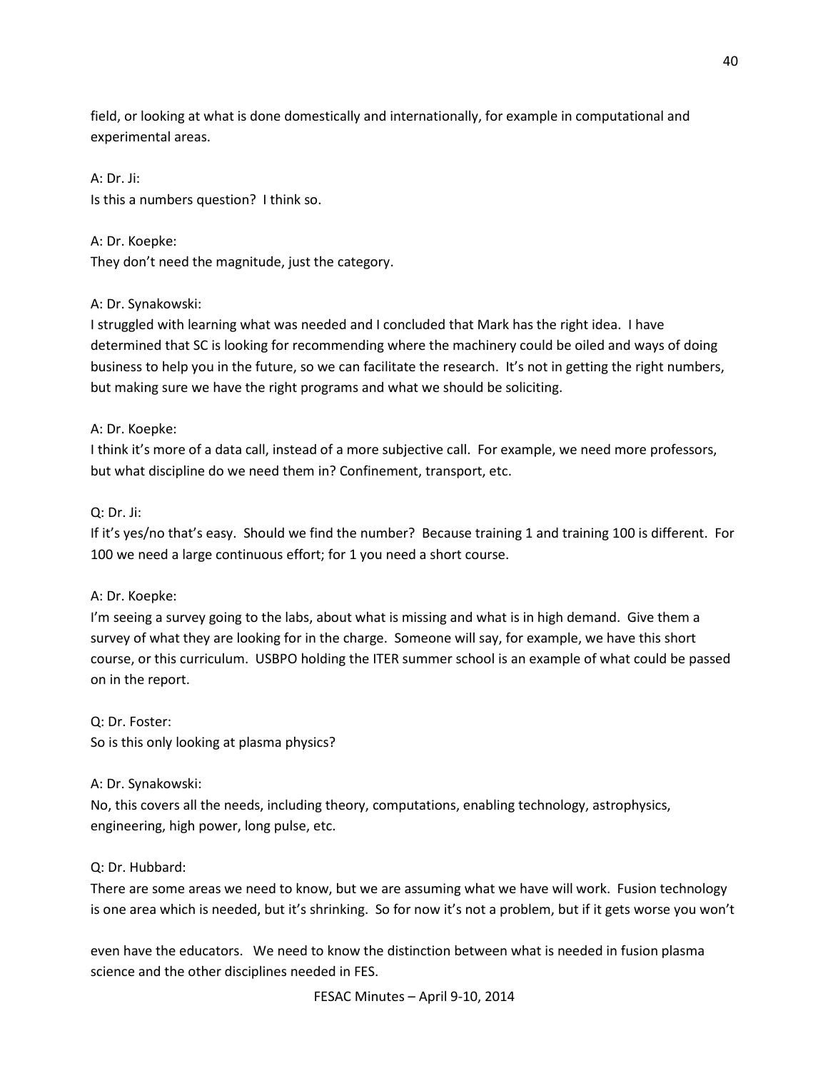field, or looking at what is done domestically and internationally, for example in computational and experimental areas.

A: Dr. Ji:
Is this a numbers question? I think so.

A: Dr. Koepke:
They don't need the magnitude, just the category.

A: Dr. Synakowski:
I struggled with learning what was needed and I concluded that Mark has the right idea. I have determined that SC is looking for recommending where the machinery could be oiled and ways of doing business to help you in the future, so we can facilitate the research. It's not in getting the right numbers, but making sure we have the right programs and what we should be soliciting.

A: Dr. Koepke:
I think it's more of a data call, instead of a more subjective call. For example, we need more professors, but what discipline do we need them in? Confinement, transport, etc.

Q: Dr. Ji:
If it's yes/no that's easy. Should we find the number? Because training 1 and training 100 is different. For 100 we need a large continuous effort; for 1 you need a short course.

A: Dr. Koepke:
I'm seeing a survey going to the labs, about what is missing and what is in high demand. Give them a survey of what they are looking for in the charge. Someone will say, for example, we have this short course, or this curriculum. USBPO holding the ITER summer school is an example of what could be passed on in the report.

Q: Dr. Foster:
So is this only looking at plasma physics?

A: Dr. Synakowski:
No, this covers all the needs, including theory, computations, enabling technology, astrophysics, engineering, high power, long pulse, etc.

Q: Dr. Hubbard:
There are some areas we need to know, but we are assuming what we have will work. Fusion technology is one area which is needed, but it's shrinking. So for now it's not a problem, but if it gets worse you won't even have the educators. We need to know the distinction between what is needed in fusion plasma science and the other disciplines needed in FES.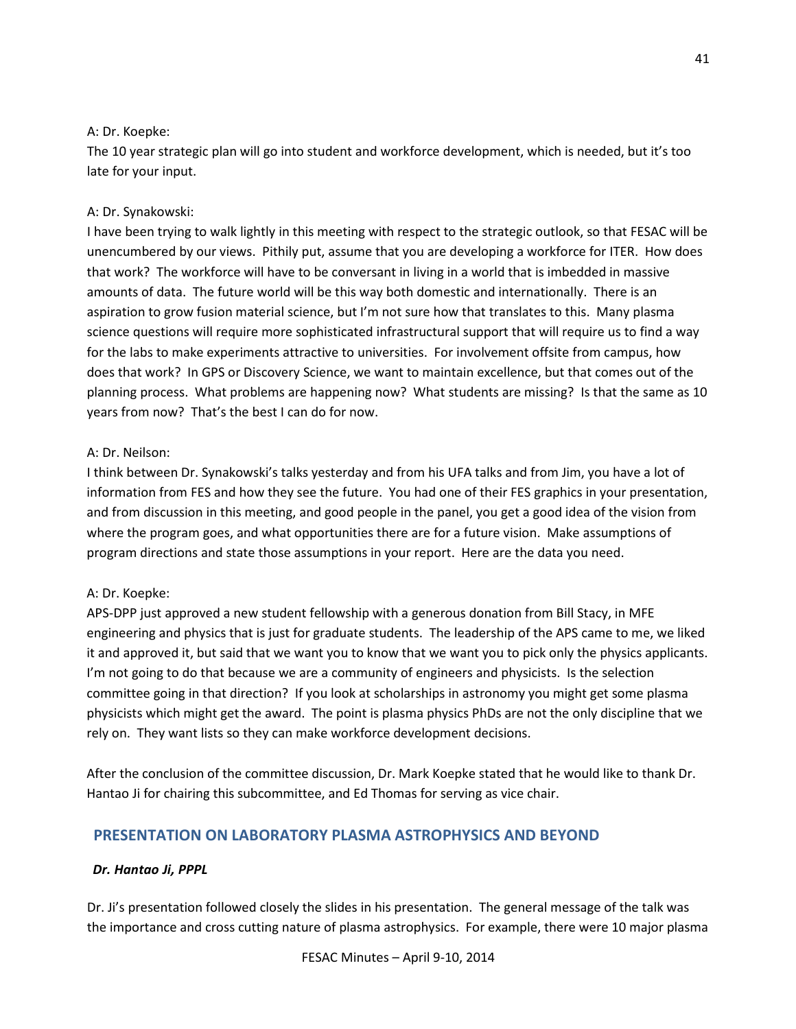A: Dr. Koepke:
The 10 year strategic plan will go into student and workforce development, which is needed, but it's too late for your input.

A: Dr. Synakowski:
I have been trying to walk lightly in this meeting with respect to the strategic outlook, so that FESAC will be unencumbered by our views. Pithily put, assume that you are developing a workforce for ITER. How does that work? The workforce will have to be conversant in living in a world that is imbedded in massive amounts of data. The future world will be this way both domestic and internationally. There is an aspiration to grow fusion material science, but I'm not sure how that translates to this. Many plasma science questions will require more sophisticated infrastructural support that will require us to find a way for the labs to make experiments attractive to universities. For involvement offsite from campus, how does that work? In GPS or Discovery Science, we want to maintain excellence, but that comes out of the planning process. What problems are happening now? What students are missing? Is that the same as 10 years from now? That's the best I can do for now.

A: Dr. Neilson:
I think between Dr. Synakowski's talks yesterday and from his UFA talks and from Jim, you have a lot of information from FES and how they see the future. You had one of their FES graphics in your presentation, and from discussion in this meeting, and good people in the panel, you get a good idea of the vision from where the program goes, and what opportunities there are for a future vision. Make assumptions of program directions and state those assumptions in your report. Here are the data you need.

A: Dr. Koepke:
APS-DPP just approved a new student fellowship with a generous donation from Bill Stacy, in MFE engineering and physics that is just for graduate students. The leadership of the APS came to me, we liked it and approved it, but said that we want you to know that we want you to pick only the physics applicants. I'm not going to do that because we are a community of engineers and physicists. Is the selection committee going in that direction? If you look at scholarships in astronomy you might get some plasma physicists which might get the award. The point is plasma physics PhDs are not the only discipline that we rely on. They want lists so they can make workforce development decisions.

After the conclusion of the committee discussion, Dr. Mark Koepke stated that he would like to thank Dr. Hantao Ji for chairing this subcommittee, and Ed Thomas for serving as vice chair.

## PRESENTATION ON LABORATORY PLASMA ASTROPHYSICS AND BEYOND

***Dr. Hantao Ji, PPPL***

Dr. Ji's presentation followed closely the slides in his presentation. The general message of the talk was the importance and cross cutting nature of plasma astrophysics. For example, there were 10 major plasma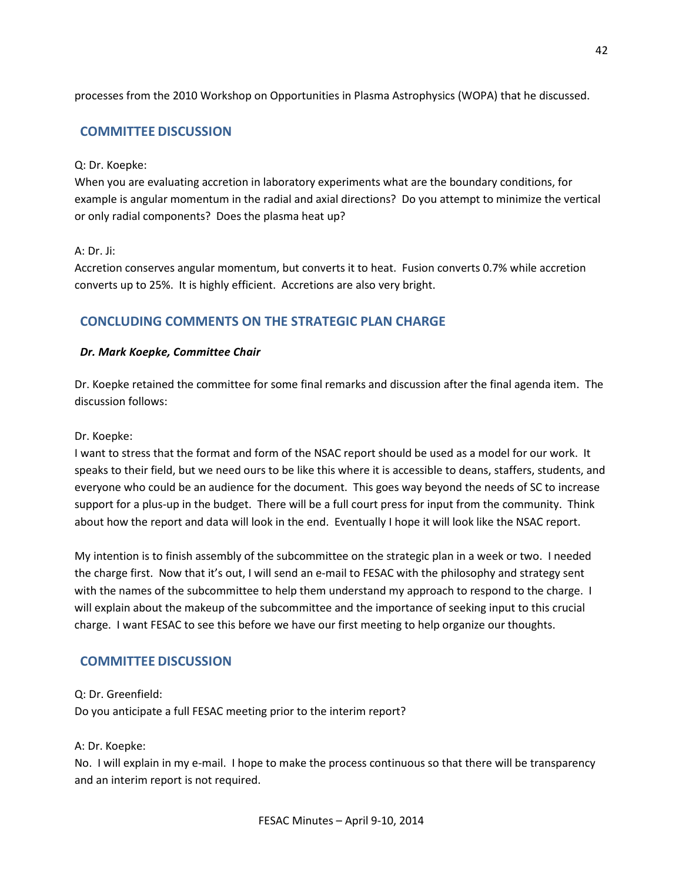processes from the 2010 Workshop on Opportunities in Plasma Astrophysics (WOPA) that he discussed.

## COMMITTEE DISCUSSION

Q: Dr. Koepke:
When you are evaluating accretion in laboratory experiments what are the boundary conditions, for example is angular momentum in the radial and axial directions? Do you attempt to minimize the vertical or only radial components? Does the plasma heat up?

A: Dr. Ji:
Accretion conserves angular momentum, but converts it to heat. Fusion converts 0.7% while accretion converts up to 25%. It is highly efficient. Accretions are also very bright.

## CONCLUDING COMMENTS ON THE STRATEGIC PLAN CHARGE

***Dr. Mark Koepke, Committee Chair***

Dr. Koepke retained the committee for some final remarks and discussion after the final agenda item. The discussion follows:

Dr. Koepke:
I want to stress that the format and form of the NSAC report should be used as a model for our work. It speaks to their field, but we need ours to be like this where it is accessible to deans, staffers, students, and everyone who could be an audience for the document. This goes way beyond the needs of SC to increase support for a plus-up in the budget. There will be a full court press for input from the community. Think about how the report and data will look in the end. Eventually I hope it will look like the NSAC report.

My intention is to finish assembly of the subcommittee on the strategic plan in a week or two. I needed the charge first. Now that it's out, I will send an e-mail to FESAC with the philosophy and strategy sent with the names of the subcommittee to help them understand my approach to respond to the charge. I will explain about the makeup of the subcommittee and the importance of seeking input to this crucial charge. I want FESAC to see this before we have our first meeting to help organize our thoughts.

## COMMITTEE DISCUSSION

Q: Dr. Greenfield:
Do you anticipate a full FESAC meeting prior to the interim report?

A: Dr. Koepke:
No. I will explain in my e-mail. I hope to make the process continuous so that there will be transparency and an interim report is not required.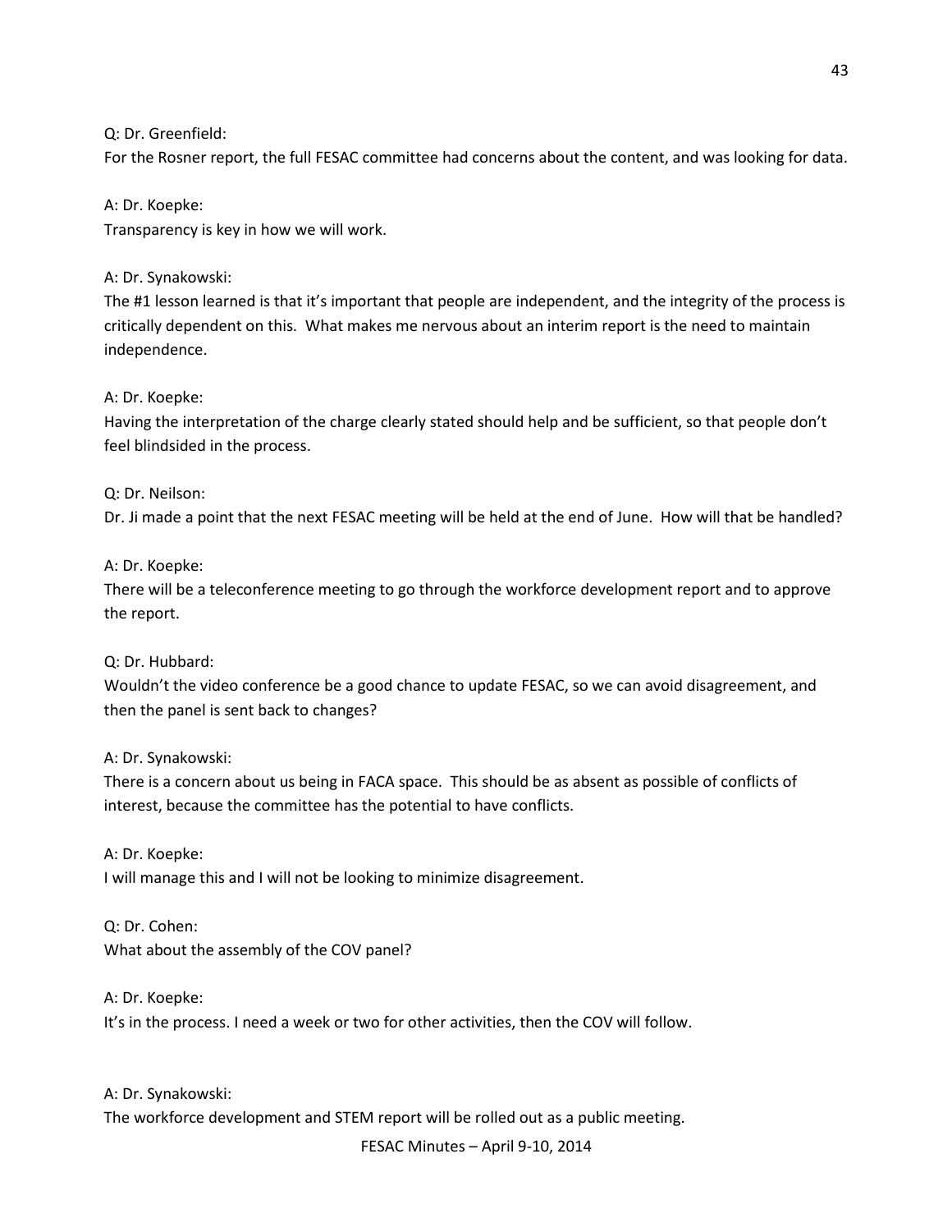Q: Dr. Greenfield:
For the Rosner report, the full FESAC committee had concerns about the content, and was looking for data.

A: Dr. Koepke:
Transparency is key in how we will work.

A: Dr. Synakowski:
The #1 lesson learned is that it's important that people are independent, and the integrity of the process is critically dependent on this. What makes me nervous about an interim report is the need to maintain independence.

A: Dr. Koepke:
Having the interpretation of the charge clearly stated should help and be sufficient, so that people don't feel blindsided in the process.

Q: Dr. Neilson:
Dr. Ji made a point that the next FESAC meeting will be held at the end of June. How will that be handled?

A: Dr. Koepke:
There will be a teleconference meeting to go through the workforce development report and to approve the report.

Q: Dr. Hubbard:
Wouldn't the video conference be a good chance to update FESAC, so we can avoid disagreement, and then the panel is sent back to changes?

A: Dr. Synakowski:
There is a concern about us being in FACA space. This should be as absent as possible of conflicts of interest, because the committee has the potential to have conflicts.

A: Dr. Koepke:
I will manage this and I will not be looking to minimize disagreement.

Q: Dr. Cohen:
What about the assembly of the COV panel?

A: Dr. Koepke:
It's in the process. I need a week or two for other activities, then the COV will follow.

A: Dr. Synakowski:
The workforce development and STEM report will be rolled out as a public meeting.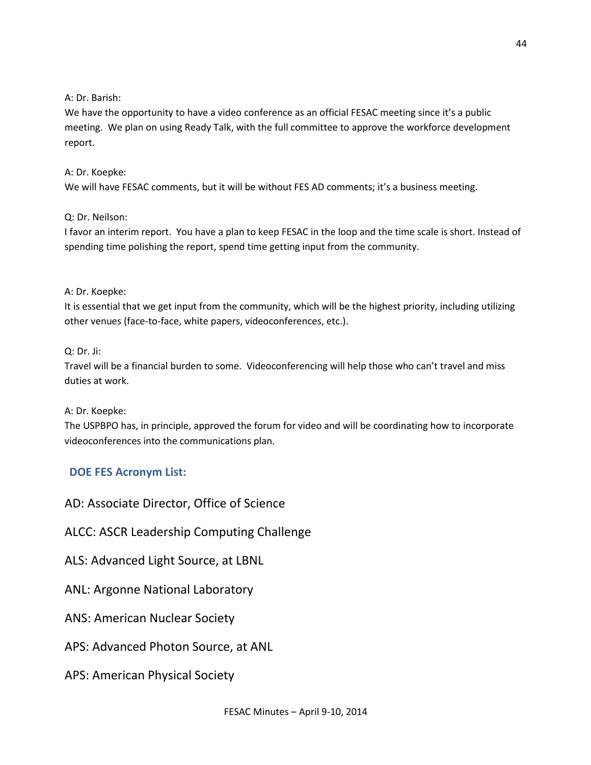A: Dr. Barish:

We have the opportunity to have a video conference as an official FESAC meeting since it's a public meeting. We plan on using Ready Talk, with the full committee to approve the workforce development report.

A: Dr. Koepke:

We will have FESAC comments, but it will be without FES AD comments; it's a business meeting.

Q: Dr. Neilson:

I favor an interim report. You have a plan to keep FESAC in the loop and the time scale is short. Instead of spending time polishing the report, spend time getting input from the community.

A: Dr. Koepke:

It is essential that we get input from the community, which will be the highest priority, including utilizing other venues (face-to-face, white papers, videoconferences, etc.).

Q: Dr. Ji:

Travel will be a financial burden to some. Videoconferencing will help those who can't travel and miss duties at work.

A: Dr. Koepke:

The USPBPO has, in principle, approved the forum for video and will be coordinating how to incorporate videoconferences into the communications plan.

## DOE FES Acronym List:

AD: Associate Director, Office of Science

ALCC: ASCR Leadership Computing Challenge

ALS: Advanced Light Source, at LBNL

ANL: Argonne National Laboratory

ANS: American Nuclear Society

APS: Advanced Photon Source, at ANL

APS: American Physical Society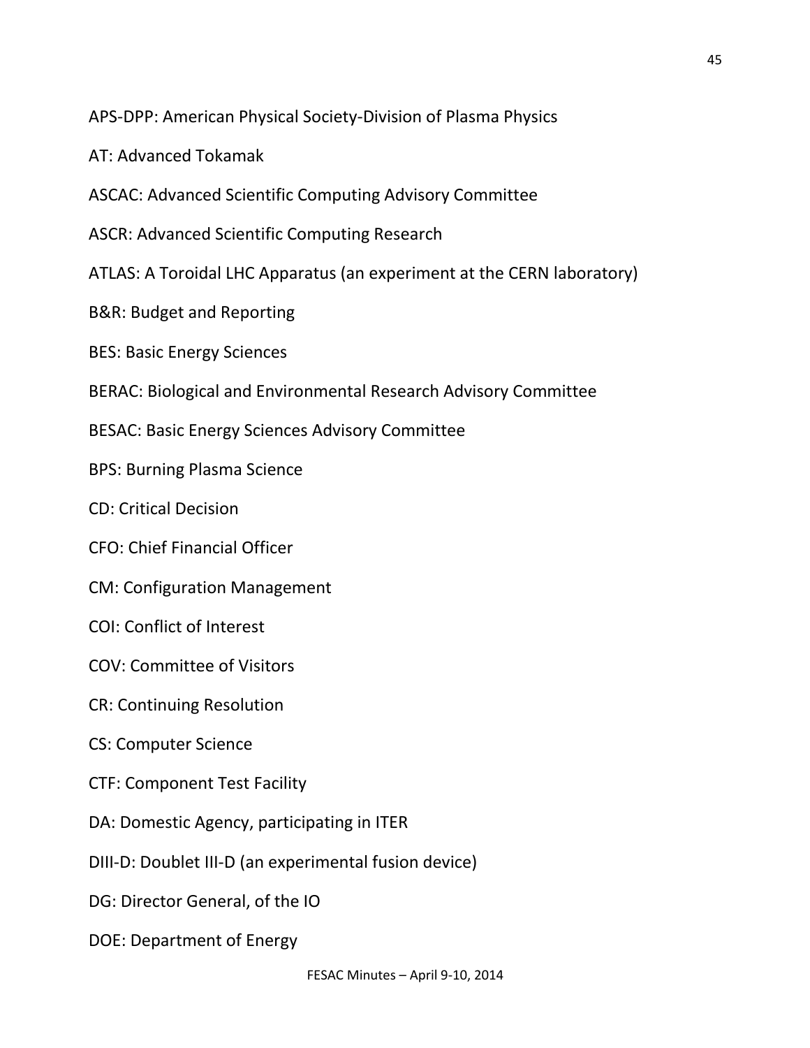APS-DPP: American Physical Society-Division of Plasma Physics

AT: Advanced Tokamak

ASCAC: Advanced Scientific Computing Advisory Committee

ASCR: Advanced Scientific Computing Research

ATLAS: A Toroidal LHC Apparatus (an experiment at the CERN laboratory)

B&R: Budget and Reporting

BES: Basic Energy Sciences

BERAC: Biological and Environmental Research Advisory Committee

BESAC: Basic Energy Sciences Advisory Committee

BPS: Burning Plasma Science

CD: Critical Decision

CFO: Chief Financial Officer

CM: Configuration Management

COI: Conflict of Interest

COV: Committee of Visitors

CR: Continuing Resolution

CS: Computer Science

CTF: Component Test Facility

DA: Domestic Agency, participating in ITER

DIII-D: Doublet III-D (an experimental fusion device)

DG: Director General, of the IO

DOE: Department of Energy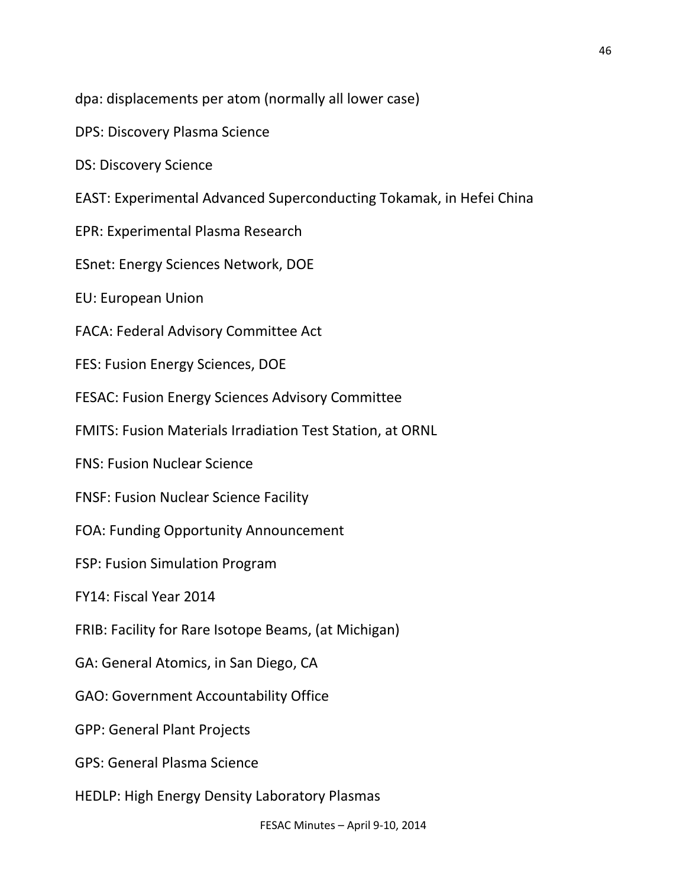dpa: displacements per atom (normally all lower case)

DPS: Discovery Plasma Science

DS: Discovery Science

EAST: Experimental Advanced Superconducting Tokamak, in Hefei China

EPR: Experimental Plasma Research

ESnet: Energy Sciences Network, DOE

EU: European Union

FACA: Federal Advisory Committee Act

FES: Fusion Energy Sciences, DOE

FESAC: Fusion Energy Sciences Advisory Committee

FMITS: Fusion Materials Irradiation Test Station, at ORNL

FNS: Fusion Nuclear Science

FNSF: Fusion Nuclear Science Facility

FOA: Funding Opportunity Announcement

FSP: Fusion Simulation Program

FY14: Fiscal Year 2014

FRIB: Facility for Rare Isotope Beams, (at Michigan)

GA: General Atomics, in San Diego, CA

GAO: Government Accountability Office

GPP: General Plant Projects

GPS: General Plasma Science

HEDLP: High Energy Density Laboratory Plasmas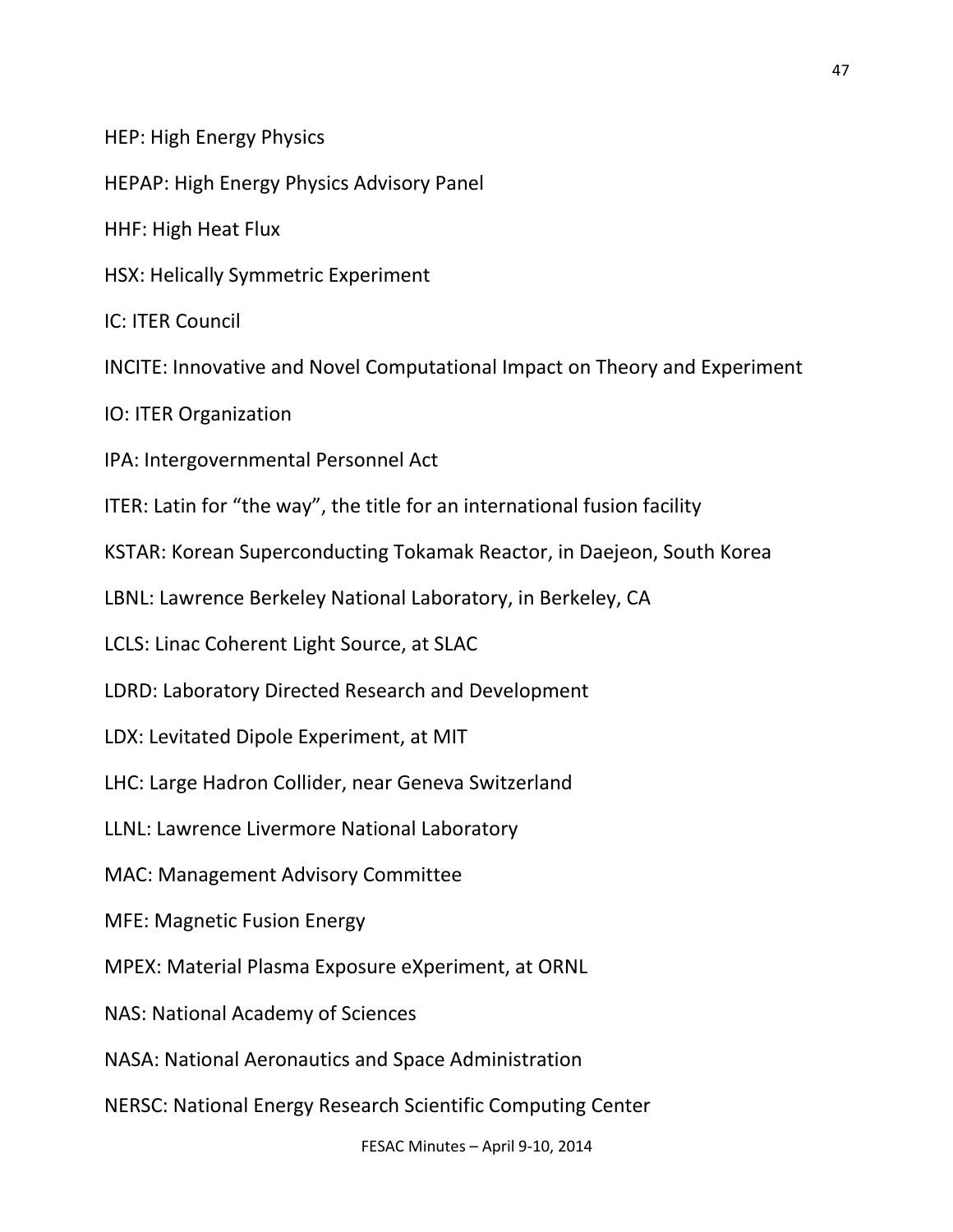HEP: High Energy Physics

HEPAP: High Energy Physics Advisory Panel

HHF: High Heat Flux

HSX: Helically Symmetric Experiment

IC: ITER Council

INCITE: Innovative and Novel Computational Impact on Theory and Experiment

IO: ITER Organization

IPA: Intergovernmental Personnel Act

ITER: Latin for “the way”, the title for an international fusion facility

KSTAR: Korean Superconducting Tokamak Reactor, in Daejeon, South Korea

LBNL: Lawrence Berkeley National Laboratory, in Berkeley, CA

LCLS: Linac Coherent Light Source, at SLAC

LDRD: Laboratory Directed Research and Development

LDX: Levitated Dipole Experiment, at MIT

LHC: Large Hadron Collider, near Geneva Switzerland

LLNL: Lawrence Livermore National Laboratory

MAC: Management Advisory Committee

MFE: Magnetic Fusion Energy

MPEX: Material Plasma Exposure eXperiment, at ORNL

NAS: National Academy of Sciences

NASA: National Aeronautics and Space Administration

NERSC: National Energy Research Scientific Computing Center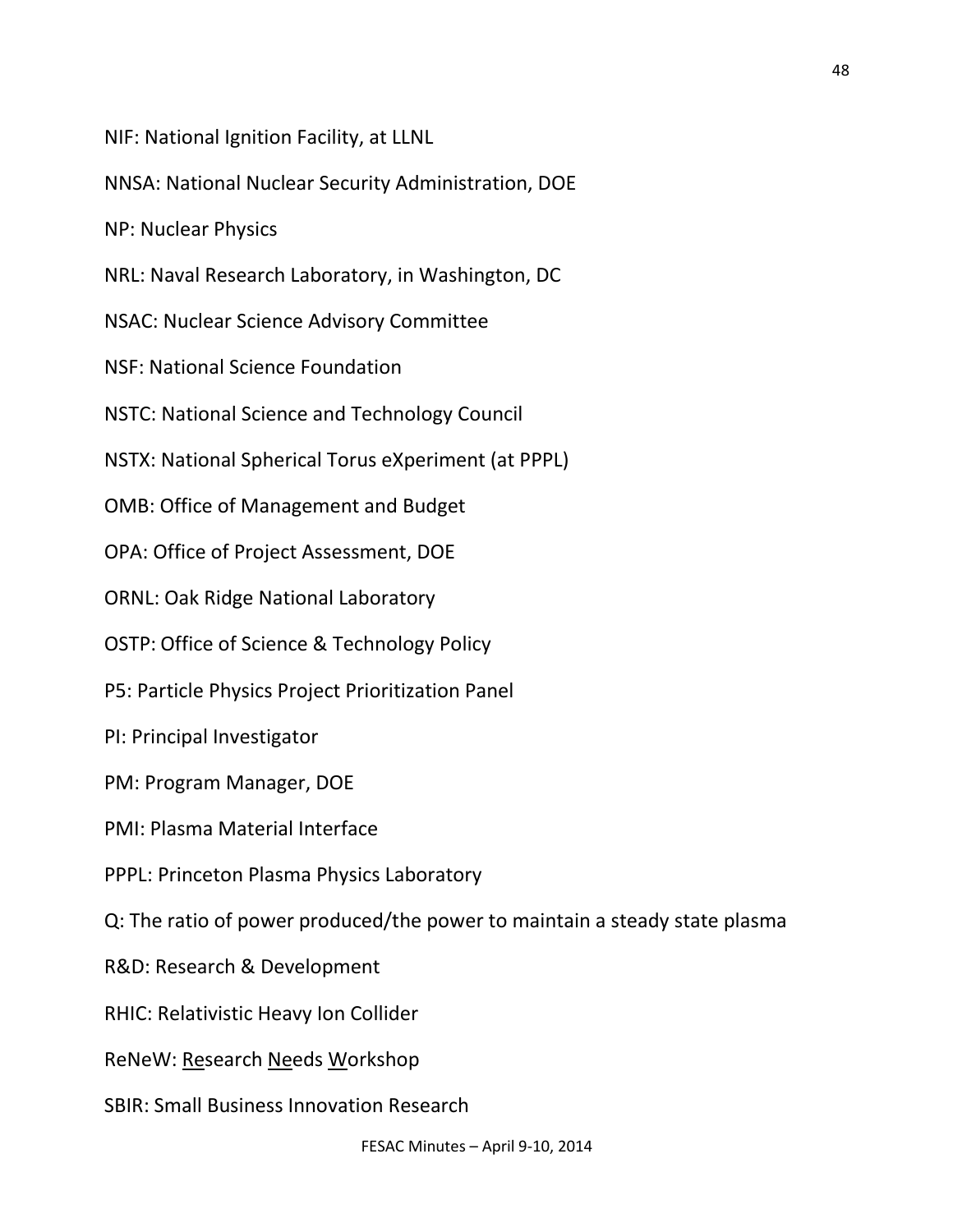NIF: National Ignition Facility, at LLNL

NNSA: National Nuclear Security Administration, DOE

NP: Nuclear Physics

NRL: Naval Research Laboratory, in Washington, DC

NSAC: Nuclear Science Advisory Committee

NSF: National Science Foundation

NSTC: National Science and Technology Council

NSTX: National Spherical Torus eXperiment (at PPPL)

OMB: Office of Management and Budget

OPA: Office of Project Assessment, DOE

ORNL: Oak Ridge National Laboratory

OSTP: Office of Science & Technology Policy

P5: Particle Physics Project Prioritization Panel

PI: Principal Investigator

PM: Program Manager, DOE

PMI: Plasma Material Interface

PPPL: Princeton Plasma Physics Laboratory

Q: The ratio of power produced/the power to maintain a steady state plasma

R&D: Research & Development

RHIC: Relativistic Heavy Ion Collider

ReNeW: <u>Re</u>search <u>Ne</u>eds <u>W</u>orkshop

SBIR: Small Business Innovation Research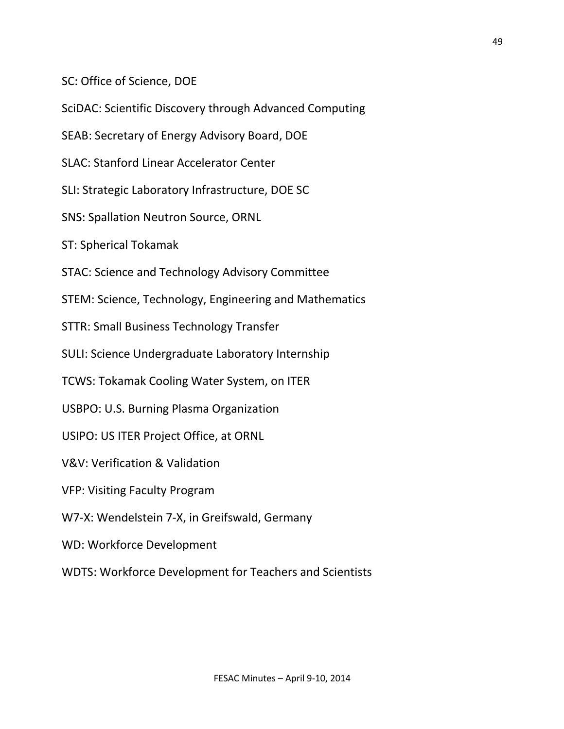SC: Office of Science, DOE

SciDAC: Scientific Discovery through Advanced Computing

SEAB: Secretary of Energy Advisory Board, DOE

SLAC: Stanford Linear Accelerator Center

SLI: Strategic Laboratory Infrastructure, DOE SC

SNS: Spallation Neutron Source, ORNL

ST: Spherical Tokamak

STAC: Science and Technology Advisory Committee

STEM: Science, Technology, Engineering and Mathematics

STTR: Small Business Technology Transfer

SULI: Science Undergraduate Laboratory Internship

TCWS: Tokamak Cooling Water System, on ITER

USBPO: U.S. Burning Plasma Organization

USIPO: US ITER Project Office, at ORNL

V&V: Verification & Validation

VFP: Visiting Faculty Program

W7-X: Wendelstein 7-X, in Greifswald, Germany

WD: Workforce Development

WDTS: Workforce Development for Teachers and Scientists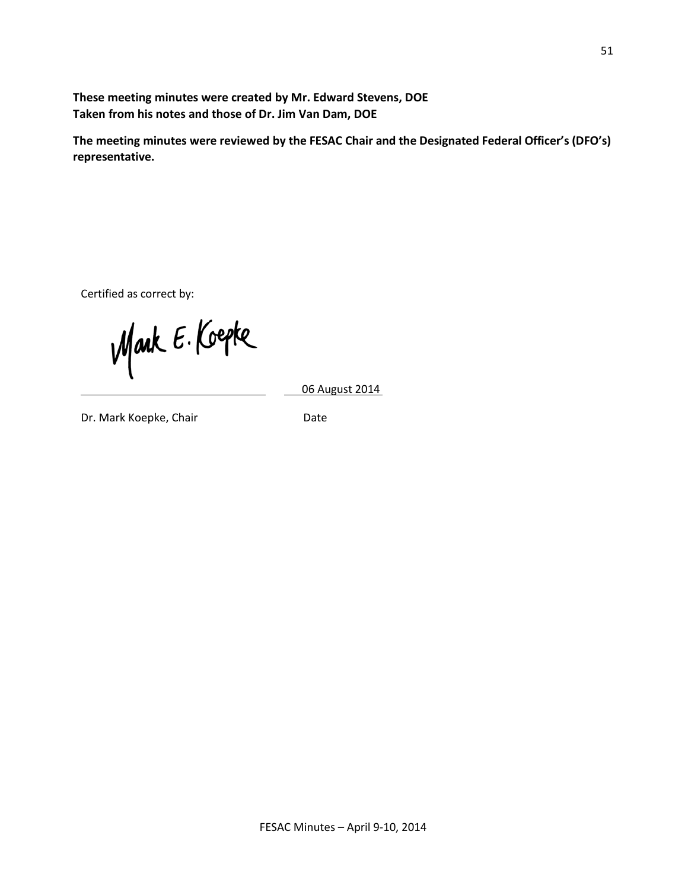**These meeting minutes were created by Mr. Edward Stevens, DOE**
**Taken from his notes and those of Dr. Jim Van Dam, DOE**

**The meeting minutes were reviewed by the FESAC Chair and the Designated Federal Officer's (DFO's) representative.**

Certified as correct by:

Mark E. Koepke

06 August 2014

Dr. Mark Koepke, Chair Date